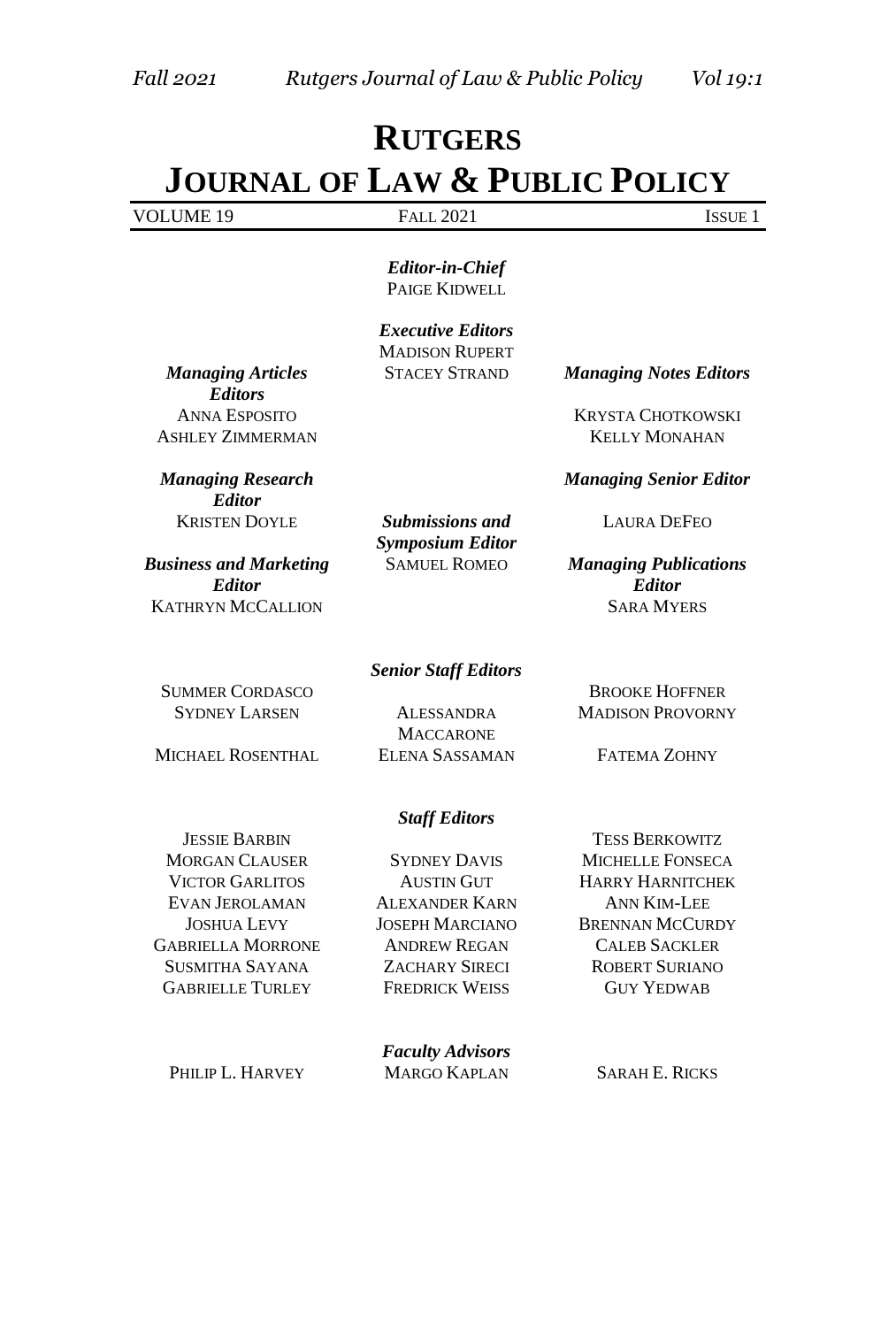# RUTGERS JOURNAL OF LAW & PUBLIC POLICY

VOLUME 19 | FALL 2021 | ISSUE 1

***Editor-in-Chief***
PAIGE KIDWELL

***Executive Editors***
MADISON RUPERT
STACEY STRAND

***Managing Articles Editors***
ANNA ESPOSITO
ASHLEY ZIMMERMAN

***Managing Notes Editors***
KRYSTA CHOTKOWSKI
KELLY MONAHAN

***Managing Research Editor***
KRISTEN DOYLE

***Managing Senior Editor***
LAURA DEFEO

***Submissions and Symposium Editor***
SAMUEL ROMEO

***Business and Marketing Editor***
KATHRYN MCCALLION

***Managing Publications Editor***
SARA MYERS

***Senior Staff Editors***

SUMMER CORDASCO
SYDNEY LARSEN
MICHAEL ROSENTHAL
ALESSANDRA MACCARONE
ELENA SASSAMAN
BROOKE HOFFNER
MADISON PROVORNY
FATEMA ZOHNY

***Staff Editors***

JESSIE BARBIN
MORGAN CLAUSER
VICTOR GARLITOS
EVAN JEROLAMAN
JOSHUA LEVY
GABRIELLA MORRONE
SUSMITHA SAYANA
GABRIELLE TURLEY
SYDNEY DAVIS
AUSTIN GUT
ALEXANDER KARN
JOSEPH MARCIANO
ANDREW REGAN
ZACHARY SIRECI
FREDRICK WEISS
TESS BERKOWITZ
MICHELLE FONSECA
HARRY HARNITCHEK
ANN KIM-LEE
BRENNAN MCCURDY
CALEB SACKLER
ROBERT SURIANO
GUY YEDWAB

***Faculty Advisors***

PHILIP L. HARVEY
MARGO KAPLAN
SARAH E. RICKS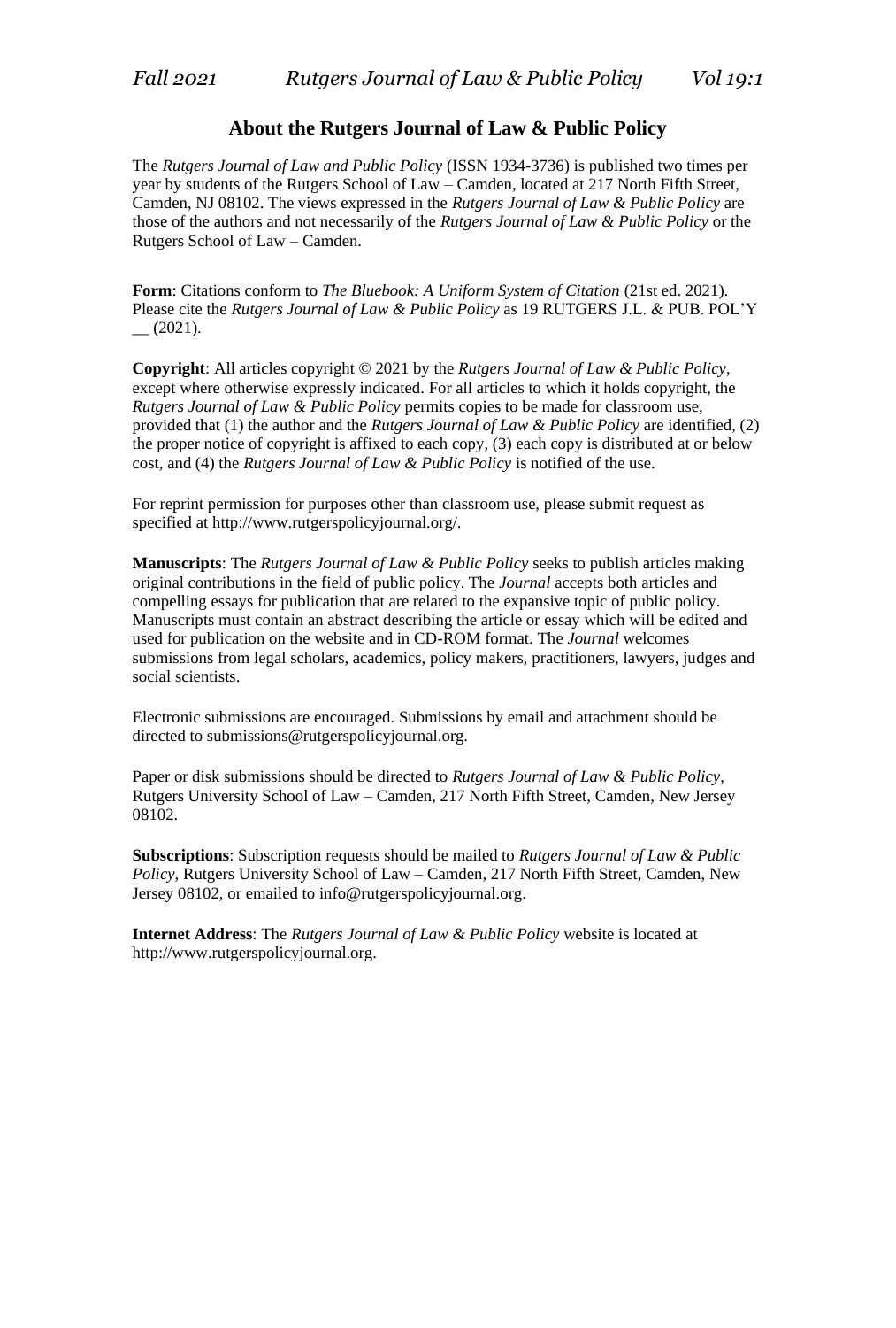## About the Rutgers Journal of Law & Public Policy

The *Rutgers Journal of Law and Public Policy* (ISSN 1934-3736) is published two times per year by students of the Rutgers School of Law – Camden, located at 217 North Fifth Street, Camden, NJ 08102. The views expressed in the *Rutgers Journal of Law & Public Policy* are those of the authors and not necessarily of the *Rutgers Journal of Law & Public Policy* or the Rutgers School of Law – Camden.

**Form**: Citations conform to *The Bluebook: A Uniform System of Citation* (21st ed. 2021). Please cite the *Rutgers Journal of Law & Public Policy* as 19 RUTGERS J.L. & PUB. POL'Y __ (2021).

**Copyright**: All articles copyright © 2021 by the *Rutgers Journal of Law & Public Policy*, except where otherwise expressly indicated. For all articles to which it holds copyright, the *Rutgers Journal of Law & Public Policy* permits copies to be made for classroom use, provided that (1) the author and the *Rutgers Journal of Law & Public Policy* are identified, (2) the proper notice of copyright is affixed to each copy, (3) each copy is distributed at or below cost, and (4) the *Rutgers Journal of Law & Public Policy* is notified of the use.

For reprint permission for purposes other than classroom use, please submit request as specified at http://www.rutgerspolicyjournal.org/.

**Manuscripts**: The *Rutgers Journal of Law & Public Policy* seeks to publish articles making original contributions in the field of public policy. The *Journal* accepts both articles and compelling essays for publication that are related to the expansive topic of public policy. Manuscripts must contain an abstract describing the article or essay which will be edited and used for publication on the website and in CD-ROM format. The *Journal* welcomes submissions from legal scholars, academics, policy makers, practitioners, lawyers, judges and social scientists.

Electronic submissions are encouraged. Submissions by email and attachment should be directed to submissions@rutgerspolicyjournal.org.

Paper or disk submissions should be directed to *Rutgers Journal of Law & Public Policy*, Rutgers University School of Law – Camden, 217 North Fifth Street, Camden, New Jersey 08102.

**Subscriptions**: Subscription requests should be mailed to *Rutgers Journal of Law & Public Policy*, Rutgers University School of Law – Camden, 217 North Fifth Street, Camden, New Jersey 08102, or emailed to info@rutgerspolicyjournal.org.

**Internet Address**: The *Rutgers Journal of Law & Public Policy* website is located at http://www.rutgerspolicyjournal.org.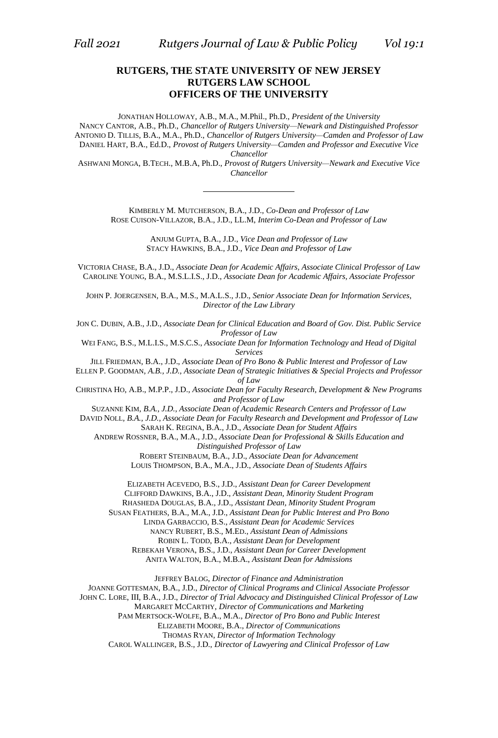**RUTGERS, THE STATE UNIVERSITY OF NEW JERSEY**
**RUTGERS LAW SCHOOL**
**OFFICERS OF THE UNIVERSITY**

JONATHAN HOLLOWAY, A.B., M.A., M.Phil., Ph.D., *President of the University*
NANCY CANTOR, A.B., Ph.D., *Chancellor of Rutgers University—Newark and Distinguished Professor*
ANTONIO D. TILLIS, B.A., M.A., Ph.D., *Chancellor of Rutgers University—Camden and Professor of Law*
DANIEL HART, B.A., Ed.D., *Provost of Rutgers University—Camden and Professor and Executive Vice Chancellor*
ASHWANI MONGA, B.TECH., M.B.A, Ph.D., *Provost of Rutgers University—Newark and Executive Vice Chancellor*

---

KIMBERLY M. MUTCHERSON, B.A., J.D., *Co-Dean and Professor of Law*
ROSE CUISON-VILLAZOR, B.A., J.D., LL.M, *Interim Co-Dean and Professor of Law*

ANJUM GUPTA, B.A., J.D., *Vice Dean and Professor of Law*
STACY HAWKINS, B.A., J.D., *Vice Dean and Professor of Law*

VICTORIA CHASE, B.A., J.D., *Associate Dean for Academic Affairs, Associate Clinical Professor of Law*
CAROLINE YOUNG, B.A., M.S.L.I.S., J.D., *Associate Dean for Academic Affairs, Associate Professor*

JOHN P. JOERGENSEN, B.A., M.S., M.A.L.S., J.D., *Senior Associate Dean for Information Services, Director of the Law Library*

JON C. DUBIN, A.B., J.D., *Associate Dean for Clinical Education and Board of Gov. Dist. Public Service Professor of Law*
WEI FANG, B.S., M.L.I.S., M.S.C.S., *Associate Dean for Information Technology and Head of Digital Services*
JILL FRIEDMAN, B.A., J.D., *Associate Dean of Pro Bono & Public Interest and Professor of Law*
ELLEN P. GOODMAN, *A.B., J.D., Associate Dean of Strategic Initiatives & Special Projects and Professor of Law*
CHRISTINA HO, A.B., M.P.P., J.D., *Associate Dean for Faculty Research, Development & New Programs and Professor of Law*
SUZANNE KIM, *B.A., J.D., Associate Dean of Academic Research Centers and Professor of Law*
DAVID NOLL, *B.A., J.D., Associate Dean for Faculty Research and Development and Professor of Law*
SARAH K. REGINA, B.A., J.D., *Associate Dean for Student Affairs*
ANDREW ROSSNER, B.A., M.A., J.D., *Associate Dean for Professional & Skills Education and Distinguished Professor of Law*
ROBERT STEINBAUM, B.A., J.D., *Associate Dean for Advancement*
LOUIS THOMPSON, B.A., M.A., J.D., *Associate Dean of Students Affairs*

ELIZABETH ACEVEDO, B.S., J.D., *Assistant Dean for Career Development*
CLIFFORD DAWKINS, B.A., J.D., *Assistant Dean, Minority Student Program*
RHASHEDA DOUGLAS, B.A., J.D., *Assistant Dean, Minority Student Program*
SUSAN FEATHERS, B.A., M.A., J.D., *Assistant Dean for Public Interest and Pro Bono*
LINDA GARBACCIO, B.S., *Assistant Dean for Academic Services*
NANCY RUBERT, B.S., M.ED., *Assistant Dean of Admissions*
ROBIN L. TODD, B.A., *Assistant Dean for Development*
REBEKAH VERONA, B.S., J.D., *Assistant Dean for Career Development*
ANITA WALTON, B.A., M.B.A., *Assistant Dean for Admissions*

JEFFREY BALOG, *Director of Finance and Administration*
JOANNE GOTTESMAN, B.A., J.D., *Director of Clinical Programs and Clinical Associate Professor*
JOHN C. LORE, III, B.A., J.D., *Director of Trial Advocacy and Distinguished Clinical Professor of Law*
MARGARET MCCARTHY, *Director of Communications and Marketing*
PAM MERTSOCK-WOLFE, B.A., M.A., *Director of Pro Bono and Public Interest*
ELIZABETH MOORE, B.A., *Director of Communications*
THOMAS RYAN, *Director of Information Technology*
CAROL WALLINGER, B.S., J.D., *Director of Lawyering and Clinical Professor of Law*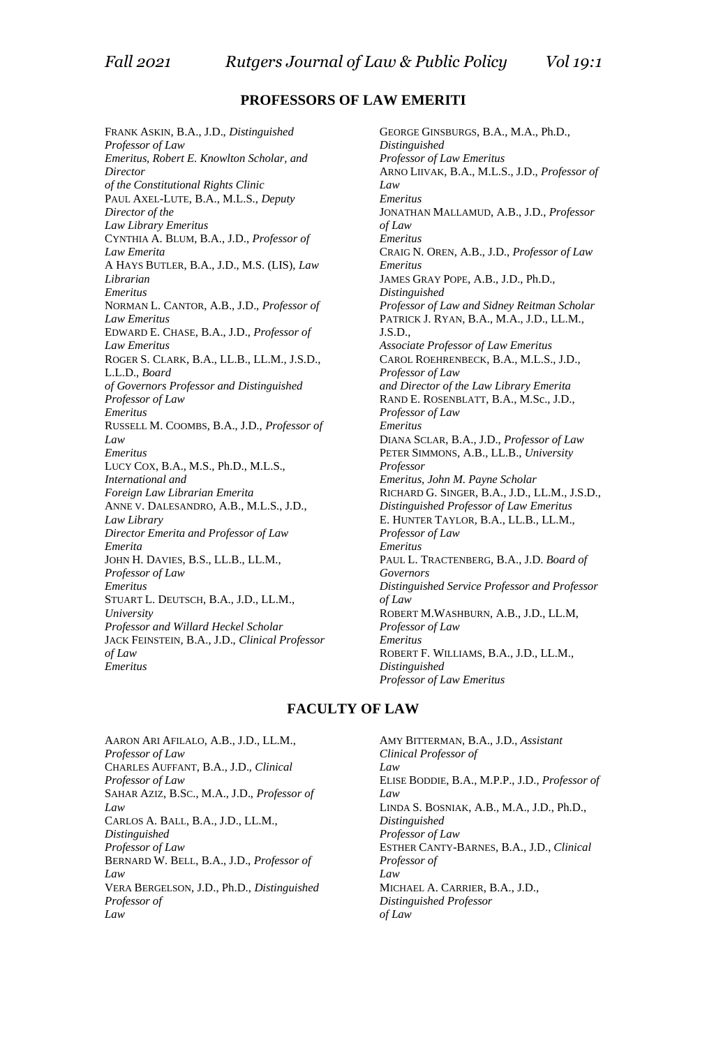## PROFESSORS OF LAW EMERITI

FRANK ASKIN, B.A., J.D., *Distinguished Professor of Law Emeritus, Robert E. Knowlton Scholar, and Director of the Constitutional Rights Clinic*

PAUL AXEL-LUTE, B.A., M.L.S., *Deputy Director of the Law Library Emeritus*

CYNTHIA A. BLUM, B.A., J.D., *Professor of Law Emerita*

A HAYS BUTLER, B.A., J.D., M.S. (LIS), *Law Librarian Emeritus*

NORMAN L. CANTOR, A.B., J.D., *Professor of Law Emeritus*

EDWARD E. CHASE, B.A., J.D., *Professor of Law Emeritus*

ROGER S. CLARK, B.A., LL.B., LL.M., J.S.D., L.L.D., *Board of Governors Professor and Distinguished Professor of Law Emeritus*

RUSSELL M. COOMBS, B.A., J.D., *Professor of Law Emeritus*

LUCY COX, B.A., M.S., Ph.D., M.L.S., *International and Foreign Law Librarian Emerita*

ANNE V. DALESANDRO, A.B., M.L.S., J.D., *Law Library Director Emerita and Professor of Law Emerita*

JOHN H. DAVIES, B.S., LL.B., LL.M., *Professor of Law Emeritus*

STUART L. DEUTSCH, B.A., J.D., LL.M., *University Professor and Willard Heckel Scholar*

JACK FEINSTEIN, B.A., J.D., *Clinical Professor of Law Emeritus*

GEORGE GINSBURGS, B.A., M.A., Ph.D., *Distinguished Professor of Law Emeritus*

ARNO LIIVAK, B.A., M.L.S., J.D., *Professor of Law Emeritus*

JONATHAN MALLAMUD, A.B., J.D., *Professor of Law Emeritus*

CRAIG N. OREN, A.B., J.D., *Professor of Law Emeritus*

JAMES GRAY POPE, A.B., J.D., Ph.D., *Distinguished Professor of Law and Sidney Reitman Scholar*

PATRICK J. RYAN, B.A., M.A., J.D., LL.M., J.S.D., *Associate Professor of Law Emeritus*

CAROL ROEHRENBECK, B.A., M.L.S., J.D., *Professor of Law and Director of the Law Library Emerita*

RAND E. ROSENBLATT, B.A., M.Sc., J.D., *Professor of Law Emeritus*

DIANA SCLAR, B.A., J.D., *Professor of Law*

PETER SIMMONS, A.B., LL.B., *University Professor Emeritus, John M. Payne Scholar*

RICHARD G. SINGER, B.A., J.D., LL.M., J.S.D., *Distinguished Professor of Law Emeritus*

E. HUNTER TAYLOR, B.A., LL.B., LL.M., *Professor of Law Emeritus*

PAUL L. TRACTENBERG, B.A., J.D. *Board of Governors Distinguished Service Professor and Professor of Law*

ROBERT M.WASHBURN, A.B., J.D., LL.M, *Professor of Law Emeritus*

ROBERT F. WILLIAMS, B.A., J.D., LL.M., *Distinguished Professor of Law Emeritus*

## FACULTY OF LAW

AARON ARI AFILALO, A.B., J.D., LL.M., *Professor of Law*

CHARLES AUFFANT, B.A., J.D., *Clinical Professor of Law*

SAHAR AZIZ, B.SC., M.A., J.D., *Professor of Law*

CARLOS A. BALL, B.A., J.D., LL.M., *Distinguished Professor of Law*

BERNARD W. BELL, B.A., J.D., *Professor of Law*

VERA BERGELSON, J.D., Ph.D., *Distinguished Professor of Law*

AMY BITTERMAN, B.A., J.D., *Assistant Clinical Professor of Law*

ELISE BODDIE, B.A., M.P.P., J.D., *Professor of Law*

LINDA S. BOSNIAK, A.B., M.A., J.D., Ph.D., *Distinguished Professor of Law*

ESTHER CANTY-BARNES, B.A., J.D., *Clinical Professor of Law*

MICHAEL A. CARRIER, B.A., J.D., *Distinguished Professor of Law*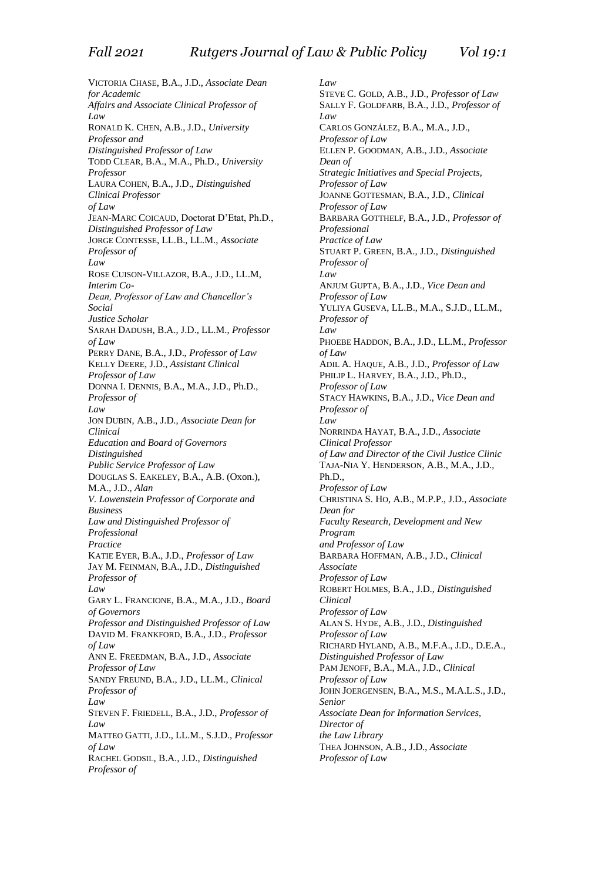VICTORIA CHASE, B.A., J.D., *Associate Dean for Academic Affairs and Associate Clinical Professor of Law*
RONALD K. CHEN, A.B., J.D., *University Professor and Distinguished Professor of Law*
TODD CLEAR, B.A., M.A., Ph.D., *University Professor*
LAURA COHEN, B.A., J.D., *Distinguished Clinical Professor of Law*
JEAN-MARC COICAUD, Doctorat D'Etat, Ph.D., *Distinguished Professor of Law*
JORGE CONTESSE, LL.B., LL.M., *Associate Professor of Law*
ROSE CUISON-VILLAZOR, B.A., J.D., LL.M, *Interim Co-Dean, Professor of Law and Chancellor's Social Justice Scholar*
SARAH DADUSH, B.A., J.D., LL.M., *Professor of Law*
PERRY DANE, B.A., J.D., *Professor of Law*
KELLY DEERE, J.D., *Assistant Clinical Professor of Law*
DONNA I. DENNIS, B.A., M.A., J.D., Ph.D., *Professor of Law*
JON DUBIN, A.B., J.D., *Associate Dean for Clinical Education and Board of Governors Distinguished Public Service Professor of Law*
DOUGLAS S. EAKELEY, B.A., A.B. (Oxon.), M.A., J.D., *Alan V. Lowenstein Professor of Corporate and Business Law and Distinguished Professor of Professional Practice*
KATIE EYER, B.A., J.D., *Professor of Law*
JAY M. FEINMAN, B.A., J.D., *Distinguished Professor of Law*
GARY L. FRANCIONE, B.A., M.A., J.D., *Board of Governors Professor and Distinguished Professor of Law*
DAVID M. FRANKFORD, B.A., J.D., *Professor of Law*
ANN E. FREEDMAN, B.A., J.D., *Associate Professor of Law*
SANDY FREUND, B.A., J.D., LL.M., *Clinical Professor of Law*
STEVEN F. FRIEDELL, B.A., J.D., *Professor of Law*
MATTEO GATTI, J.D., LL.M., S.J.D., *Professor of Law*
RACHEL GODSIL, B.A., J.D., *Distinguished Professor of Law*
STEVE C. GOLD, A.B., J.D., *Professor of Law*
SALLY F. GOLDFARB, B.A., J.D., *Professor of Law*
CARLOS GONZÁLEZ, B.A., M.A., J.D., *Professor of Law*
ELLEN P. GOODMAN, A.B., J.D., *Associate Dean of Strategic Initiatives and Special Projects, Professor of Law*
JOANNE GOTTESMAN, B.A., J.D., *Clinical Professor of Law*
BARBARA GOTTHELF, B.A., J.D., *Professor of Professional Practice of Law*
STUART P. GREEN, B.A., J.D., *Distinguished Professor of Law*
ANJUM GUPTA, B.A., J.D., *Vice Dean and Professor of Law*
YULIYA GUSEVA, LL.B., M.A., S.J.D., LL.M., *Professor of Law*
PHOEBE HADDON, B.A., J.D., LL.M., *Professor of Law*
ADIL A. HAQUE, A.B., J.D., *Professor of Law*
PHILIP L. HARVEY, B.A., J.D., Ph.D., *Professor of Law*
STACY HAWKINS, B.A., J.D., *Vice Dean and Professor of Law*
NORRINDA HAYAT, B.A., J.D., *Associate Clinical Professor of Law and Director of the Civil Justice Clinic*
TAJA-NIA Y. HENDERSON, A.B., M.A., J.D., Ph.D., *Professor of Law*
CHRISTINA S. HO, A.B., M.P.P., J.D., *Associate Dean for Faculty Research, Development and New Program and Professor of Law*
BARBARA HOFFMAN, A.B., J.D., *Clinical Associate Professor of Law*
ROBERT HOLMES, B.A., J.D., *Distinguished Clinical Professor of Law*
ALAN S. HYDE, A.B., J.D., *Distinguished Professor of Law*
RICHARD HYLAND, A.B., M.F.A., J.D., D.E.A., *Distinguished Professor of Law*
PAM JENOFF, B.A., M.A., J.D., *Clinical Professor of Law*
JOHN JOERGENSEN, B.A., M.S., M.A.L.S., J.D., *Senior Associate Dean for Information Services, Director of the Law Library*
THEA JOHNSON, A.B., J.D., *Associate Professor of Law*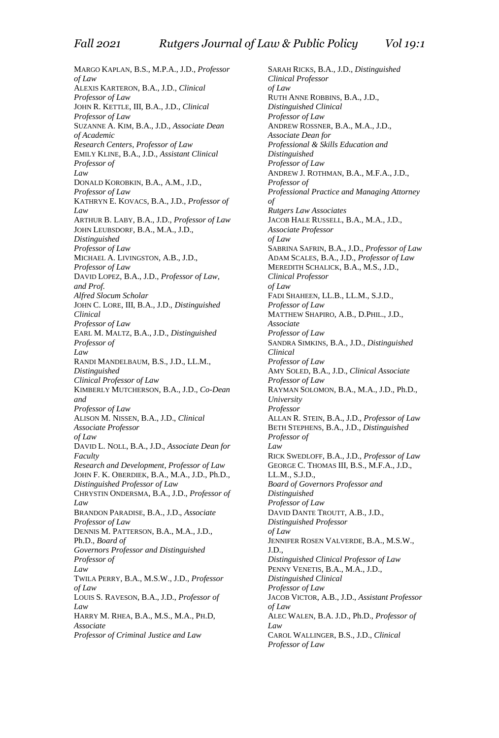MARGO KAPLAN, B.S., M.P.A., J.D., *Professor of Law*

ALEXIS KARTERON, B.A., J.D., *Clinical Professor of Law*

JOHN R. KETTLE, III, B.A., J.D., *Clinical Professor of Law*

SUZANNE A. KIM, B.A., J.D., *Associate Dean of Academic Research Centers, Professor of Law*

EMILY KLINE, B.A., J.D., *Assistant Clinical Professor of Law*

DONALD KOROBKIN, B.A., A.M., J.D., *Professor of Law*

KATHRYN E. KOVACS, B.A., J.D., *Professor of Law*

ARTHUR B. LABY, B.A., J.D., *Professor of Law*

JOHN LEUBSDORF, B.A., M.A., J.D., *Distinguished Professor of Law*

MICHAEL A. LIVINGSTON, A.B., J.D., *Professor of Law*

DAVID LOPEZ, B.A., J.D., *Professor of Law, and Prof. Alfred Slocum Scholar*

JOHN C. LORE, III, B.A., J.D., *Distinguished Clinical Professor of Law*

EARL M. MALTZ, B.A., J.D., *Distinguished Professor of Law*

RANDI MANDELBAUM, B.S., J.D., LL.M., *Distinguished Clinical Professor of Law*

KIMBERLY MUTCHERSON, B.A., J.D., *Co-Dean and Professor of Law*

ALISON M. NISSEN, B.A., J.D., *Clinical Associate Professor of Law*

DAVID L. NOLL, B.A., J.D., *Associate Dean for Faculty Research and Development, Professor of Law*

JOHN F. K. OBERDIEK, B.A., M.A., J.D., Ph.D., *Distinguished Professor of Law*

CHRYSTIN ONDERSMA, B.A., J.D., *Professor of Law*

BRANDON PARADISE, B.A., J.D., *Associate Professor of Law*

DENNIS M. PATTERSON, B.A., M.A., J.D., Ph.D., *Board of Governors Professor and Distinguished Professor of Law*

TWILA PERRY, B.A., M.S.W., J.D., *Professor of Law*

LOUIS S. RAVESON, B.A., J.D., *Professor of Law*

HARRY M. RHEA, B.A., M.S., M.A., PH.D, *Associate Professor of Criminal Justice and Law*

SARAH RICKS, B.A., J.D., *Distinguished Clinical Professor of Law*

RUTH ANNE ROBBINS, B.A., J.D., *Distinguished Clinical Professor of Law*

ANDREW ROSSNER, B.A., M.A., J.D., *Associate Dean for Professional & Skills Education and Distinguished Professor of Law*

ANDREW J. ROTHMAN, B.A., M.F.A., J.D., *Professor of Professional Practice and Managing Attorney of Rutgers Law Associates*

JACOB HALE RUSSELL, B.A., M.A., J.D., *Associate Professor of Law*

SABRINA SAFRIN, B.A., J.D., *Professor of Law*

ADAM SCALES, B.A., J.D., *Professor of Law*

MEREDITH SCHALICK, B.A., M.S., J.D., *Clinical Professor of Law*

FADI SHAHEEN, LL.B., LL.M., S.J.D., *Professor of Law*

MATTHEW SHAPIRO, A.B., D.PHIL., J.D., *Associate Professor of Law*

SANDRA SIMKINS, B.A., J.D., *Distinguished Clinical Professor of Law*

AMY SOLED, B.A., J.D., *Clinical Associate Professor of Law*

RAYMAN SOLOMON, B.A., M.A., J.D., Ph.D., *University Professor*

ALLAN R. STEIN, B.A., J.D., *Professor of Law*

BETH STEPHENS, B.A., J.D., *Distinguished Professor of Law*

RICK SWEDLOFF, B.A., J.D., *Professor of Law*

GEORGE C. THOMAS III, B.S., M.F.A., J.D., LL.M., S.J.D., *Board of Governors Professor and Distinguished Professor of Law*

DAVID DANTE TROUTT, A.B., J.D., *Distinguished Professor of Law*

JENNIFER ROSEN VALVERDE, B.A., M.S.W., J.D., *Distinguished Clinical Professor of Law*

PENNY VENETIS, B.A., M.A., J.D., *Distinguished Clinical Professor of Law*

JACOB VICTOR, A.B., J.D., *Assistant Professor of Law*

ALEC WALEN, B.A. J.D., Ph.D., *Professor of Law*

CAROL WALLINGER, B.S., J.D., *Clinical Professor of Law*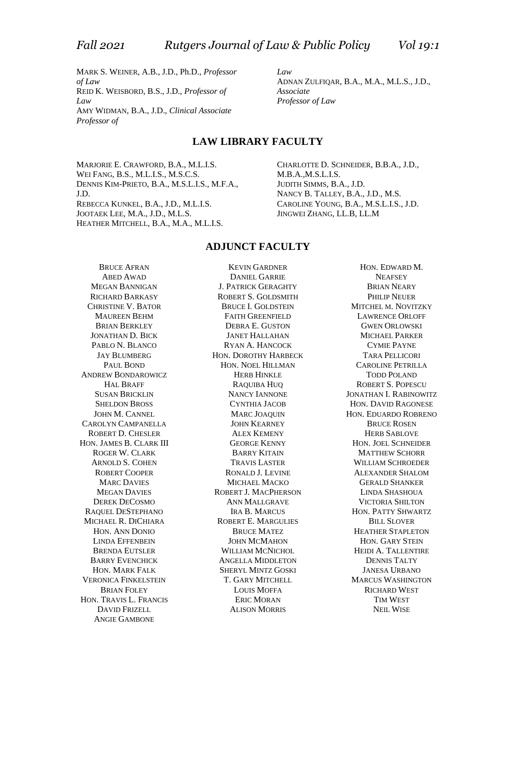MARK S. WEINER, A.B., J.D., Ph.D., *Professor of Law*
REID K. WEISBORD, B.S., J.D., *Professor of Law*
AMY WIDMAN, B.A., J.D., *Clinical Associate Professor of Law*
ADNAN ZULFIQAR, B.A., M.A., M.L.S., J.D., *Associate Professor of Law*

## LAW LIBRARY FACULTY

MARJORIE E. CRAWFORD, B.A., M.L.I.S.
WEI FANG, B.S., M.L.I.S., M.S.C.S.
DENNIS KIM-PRIETO, B.A., M.S.L.I.S., M.F.A., J.D.
REBECCA KUNKEL, B.A., J.D., M.L.I.S.
JOOTAEK LEE, M.A., J.D., M.L.S.
HEATHER MITCHELL, B.A., M.A., M.L.I.S.
CHARLOTTE D. SCHNEIDER, B.B.A., J.D., M.B.A.,M.S.L.I.S.
JUDITH SIMMS, B.A., J.D.
NANCY B. TALLEY, B.A., J.D., M.S.
CAROLINE YOUNG, B.A., M.S.L.I.S., J.D.
JINGWEI ZHANG, LL.B, LL.M

## ADJUNCT FACULTY

BRUCE AFRAN
ABED AWAD
MEGAN BANNIGAN
RICHARD BARKASY
CHRISTINE V. BATOR
MAUREEN BEHM
BRIAN BERKLEY
JONATHAN D. BICK
PABLO N. BLANCO
JAY BLUMBERG
PAUL BOND
ANDREW BONDAROWICZ
HAL BRAFF
SUSAN BRICKLIN
SHELDON BROSS
JOHN M. CANNEL
CAROLYN CAMPANELLA
ROBERT D. CHESLER
HON. JAMES B. CLARK III
ROGER W. CLARK
ARNOLD S. COHEN
ROBERT COOPER
MARC DAVIES
MEGAN DAVIES
DEREK DECOSMO
RAQUEL DESTEPHANO
MICHAEL R. DICHIARA
HON. ANN DONIO
LINDA EFFENBEIN
BRENDA EUTSLER
BARRY EVENCHICK
HON. MARK FALK
VERONICA FINKELSTEIN
BRIAN FOLEY
HON. TRAVIS L. FRANCIS
DAVID FRIZELL
ANGIE GAMBONE
KEVIN GARDNER
DANIEL GARRIE
J. PATRICK GERAGHTY
ROBERT S. GOLDSMITH
BRUCE I. GOLDSTEIN
FAITH GREENFIELD
DEBRA E. GUSTON
JANET HALLAHAN
RYAN A. HANCOCK
HON. DOROTHY HARBECK
HON. NOEL HILLMAN
HERB HINKLE
RAQUIBA HUQ
NANCY IANNONE
CYNTHIA JACOB
MARC JOAQUIN
JOHN KEARNEY
ALEX KEMENY
GEORGE KENNY
BARRY KITAIN
TRAVIS LASTER
RONALD J. LEVINE
MICHAEL MACKO
ROBERT J. MACPHERSON
ANN MALLGRAVE
IRA B. MARCUS
ROBERT E. MARGULIES
BRUCE MATEZ
JOHN MCMAHON
WILLIAM MCNICHOL
ANGELLA MIDDLETON
SHERYL MINTZ GOSKI
T. GARY MITCHELL
LOUIS MOFFA
ERIC MORAN
ALISON MORRIS
HON. EDWARD M. NEAFSEY
BRIAN NEARY
PHILIP NEUER
MITCHEL M. NOVITZKY
LAWRENCE ORLOFF
GWEN ORLOWSKI
MICHAEL PARKER
CYMIE PAYNE
TARA PELLICORI
CAROLINE PETRILLA
TODD POLAND
ROBERT S. POPESCU
JONATHAN I. RABINOWITZ
HON. DAVID RAGONESE
HON. EDUARDO ROBRENO
BRUCE ROSEN
HERB SABLOVE
HON. JOEL SCHNEIDER
MATTHEW SCHORR
WILLIAM SCHROEDER
ALEXANDER SHALOM
GERALD SHANKER
LINDA SHASHOUA
VICTORIA SHILTON
HON. PATTY SHWARTZ
BILL SLOVER
HEATHER STAPLETON
HON. GARY STEIN
HEIDI A. TALLENTIRE
DENNIS TALTY
JANESA URBANO
MARCUS WASHINGTON
RICHARD WEST
TIM WEST
NEIL WISE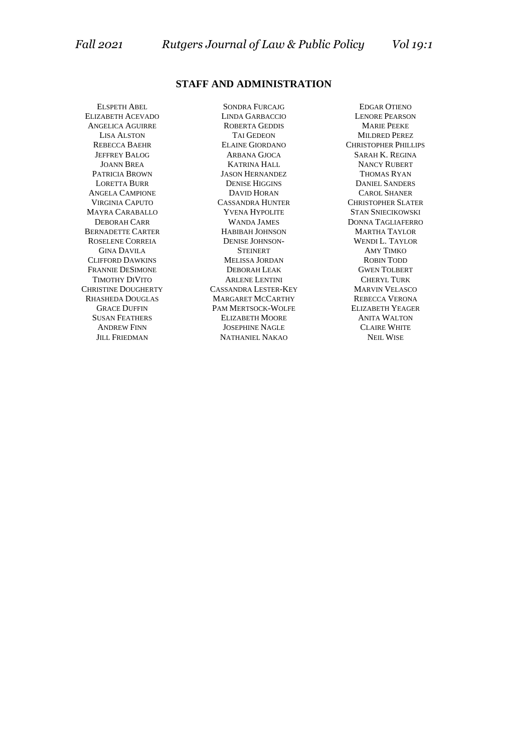## STAFF AND ADMINISTRATION

Elspeth Abel
Elizabeth Acevado
Angelica Aguirre
Lisa Alston
Rebecca Baehr
Jeffrey Balog
Joann Brea
Patricia Brown
Loretta Burr
Angela Campione
Virginia Caputo
Mayra Caraballo
Deborah Carr
Bernadette Carter
Roselene Correia
Gina Davila
Clifford Dawkins
Frannie DeSimone
Timothy DiVito
Christine Dougherty
Rhasheda Douglas
Grace Duffin
Susan Feathers
Andrew Finn
Jill Friedman

Sondra Furcajg
Linda Garbaccio
Roberta Geddis
Tai Gedeon
Elaine Giordano
Arbana Gjoca
Katrina Hall
Jason Hernandez
Denise Higgins
David Horan
Cassandra Hunter
Yvena Hypolite
Wanda James
Habibah Johnson
Denise Johnson-Steinert
Melissa Jordan
Deborah Leak
Arlene Lentini
Cassandra Lester-Key
Margaret McCarthy
Pam Mertsock-Wolfe
Elizabeth Moore
Josephine Nagle
Nathaniel Nakao

Edgar Otieno
Lenore Pearson
Marie Peeke
Mildred Perez
Christopher Phillips
Sarah K. Regina
Nancy Rubert
Thomas Ryan
Daniel Sanders
Carol Shaner
Christopher Slater
Stan Sniecikowski
Donna Tagliaferro
Martha Taylor
Wendi L. Taylor
Amy Timko
Robin Todd
Gwen Tolbert
Cheryl Turk
Marvin Velasco
Rebecca Verona
Elizabeth Yeager
Anita Walton
Claire White
Neil Wise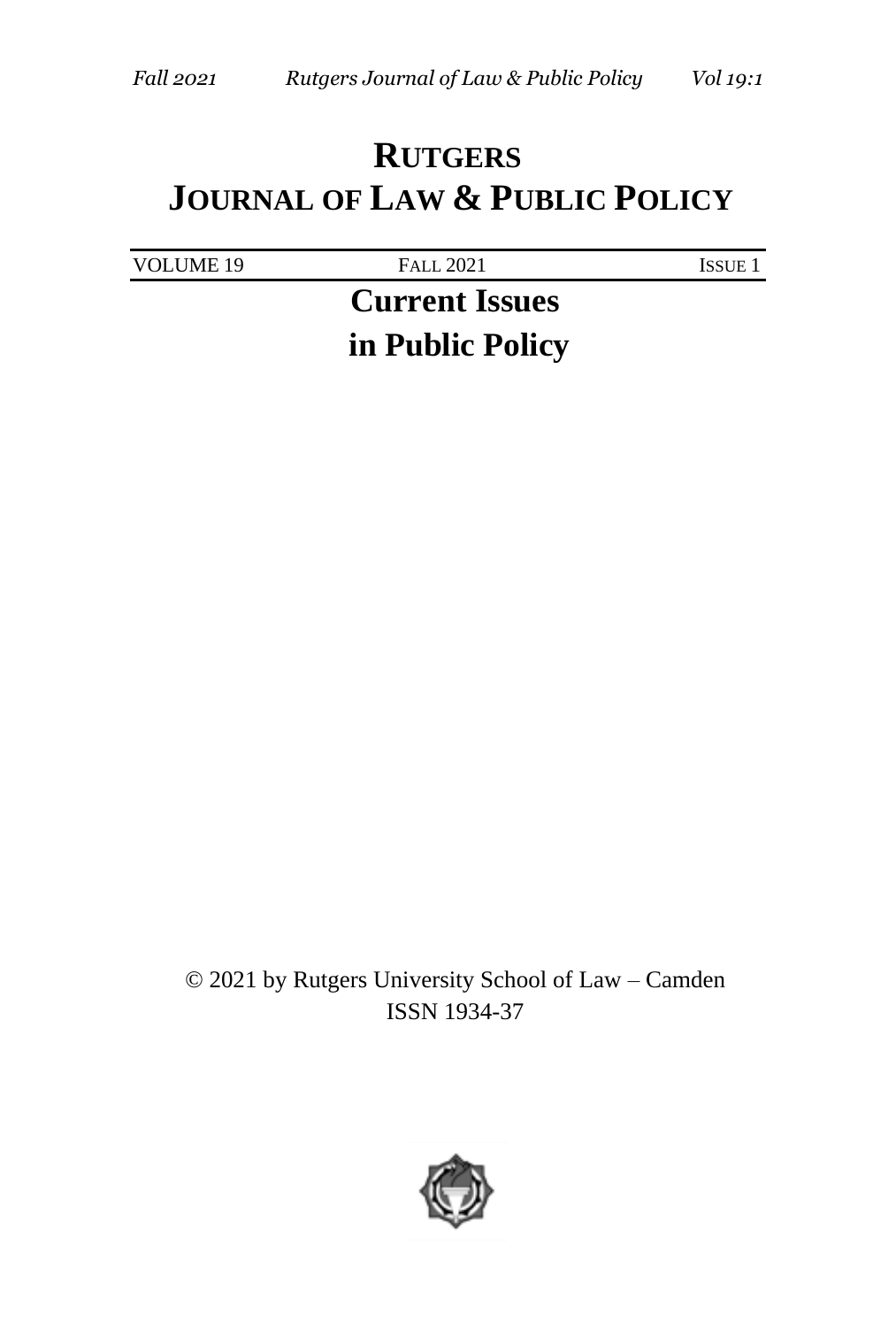# RUTGERS
# JOURNAL OF LAW & PUBLIC POLICY

| VOLUME 19 | FALL 2021 | ISSUE 1 |
|---|---|---|

## Current Issues
## in Public Policy

© 2021 by Rutgers University School of Law – Camden
ISSN 1934-37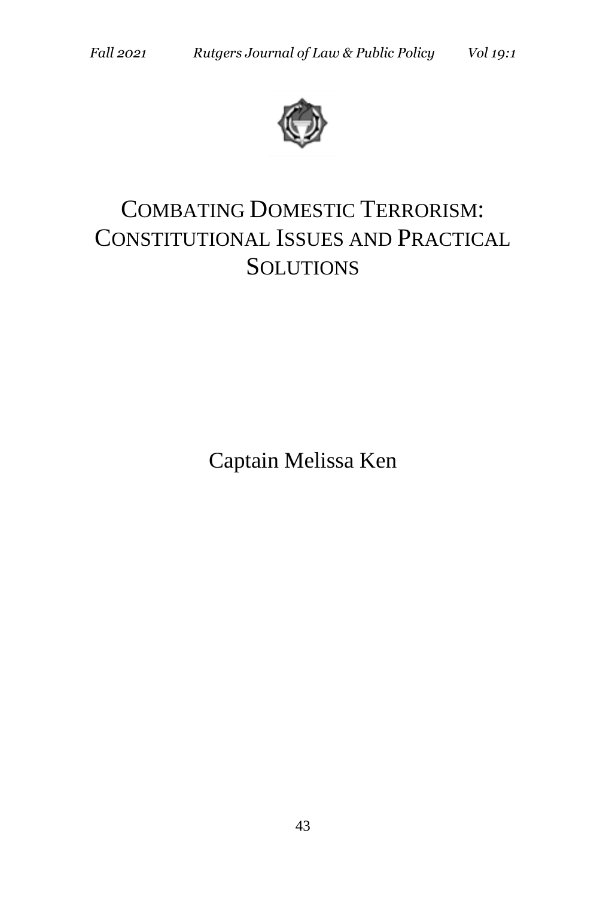# COMBATING DOMESTIC TERRORISM: CONSTITUTIONAL ISSUES AND PRACTICAL SOLUTIONS

Captain Melissa Ken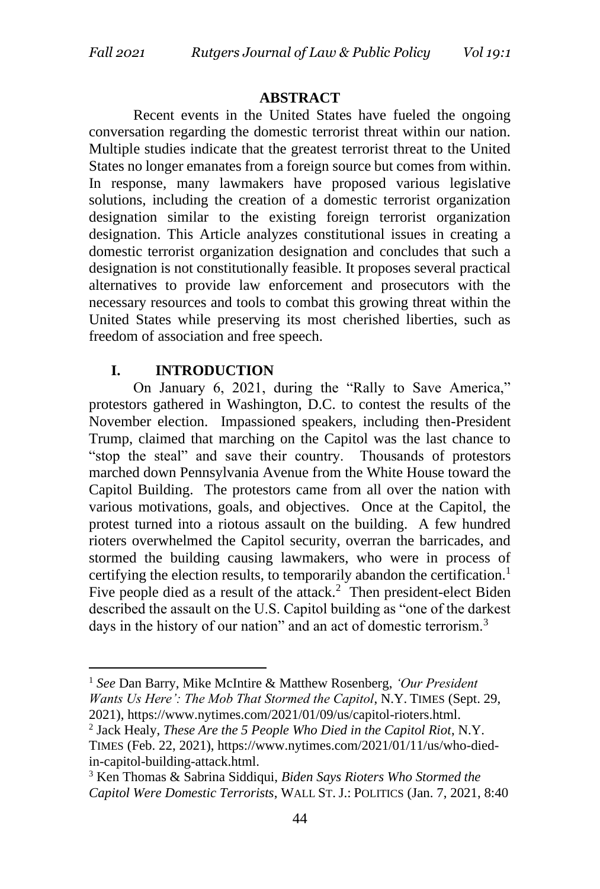## ABSTRACT

Recent events in the United States have fueled the ongoing conversation regarding the domestic terrorist threat within our nation. Multiple studies indicate that the greatest terrorist threat to the United States no longer emanates from a foreign source but comes from within. In response, many lawmakers have proposed various legislative solutions, including the creation of a domestic terrorist organization designation similar to the existing foreign terrorist organization designation. This Article analyzes constitutional issues in creating a domestic terrorist organization designation and concludes that such a designation is not constitutionally feasible. It proposes several practical alternatives to provide law enforcement and prosecutors with the necessary resources and tools to combat this growing threat within the United States while preserving its most cherished liberties, such as freedom of association and free speech.

## I. INTRODUCTION

On January 6, 2021, during the "Rally to Save America," protestors gathered in Washington, D.C. to contest the results of the November election. Impassioned speakers, including then-President Trump, claimed that marching on the Capitol was the last chance to "stop the steal" and save their country. Thousands of protestors marched down Pennsylvania Avenue from the White House toward the Capitol Building. The protestors came from all over the nation with various motivations, goals, and objectives. Once at the Capitol, the protest turned into a riotous assault on the building. A few hundred rioters overwhelmed the Capitol security, overran the barricades, and stormed the building causing lawmakers, who were in process of certifying the election results, to temporarily abandon the certification.[1] Five people died as a result of the attack.[2] Then president-elect Biden described the assault on the U.S. Capitol building as "one of the darkest days in the history of our nation" and an act of domestic terrorism.[3]

---

[1] *See* Dan Barry, Mike McIntire & Matthew Rosenberg, *'Our President Wants Us Here': The Mob That Stormed the Capitol*, N.Y. TIMES (Sept. 29, 2021), https://www.nytimes.com/2021/01/09/us/capitol-rioters.html.

[2] Jack Healy, *These Are the 5 People Who Died in the Capitol Riot*, N.Y. TIMES (Feb. 22, 2021), https://www.nytimes.com/2021/01/11/us/who-died-in-capitol-building-attack.html.

[3] Ken Thomas & Sabrina Siddiqui, *Biden Says Rioters Who Stormed the Capitol Were Domestic Terrorists*, WALL ST. J.: POLITICS (Jan. 7, 2021, 8:40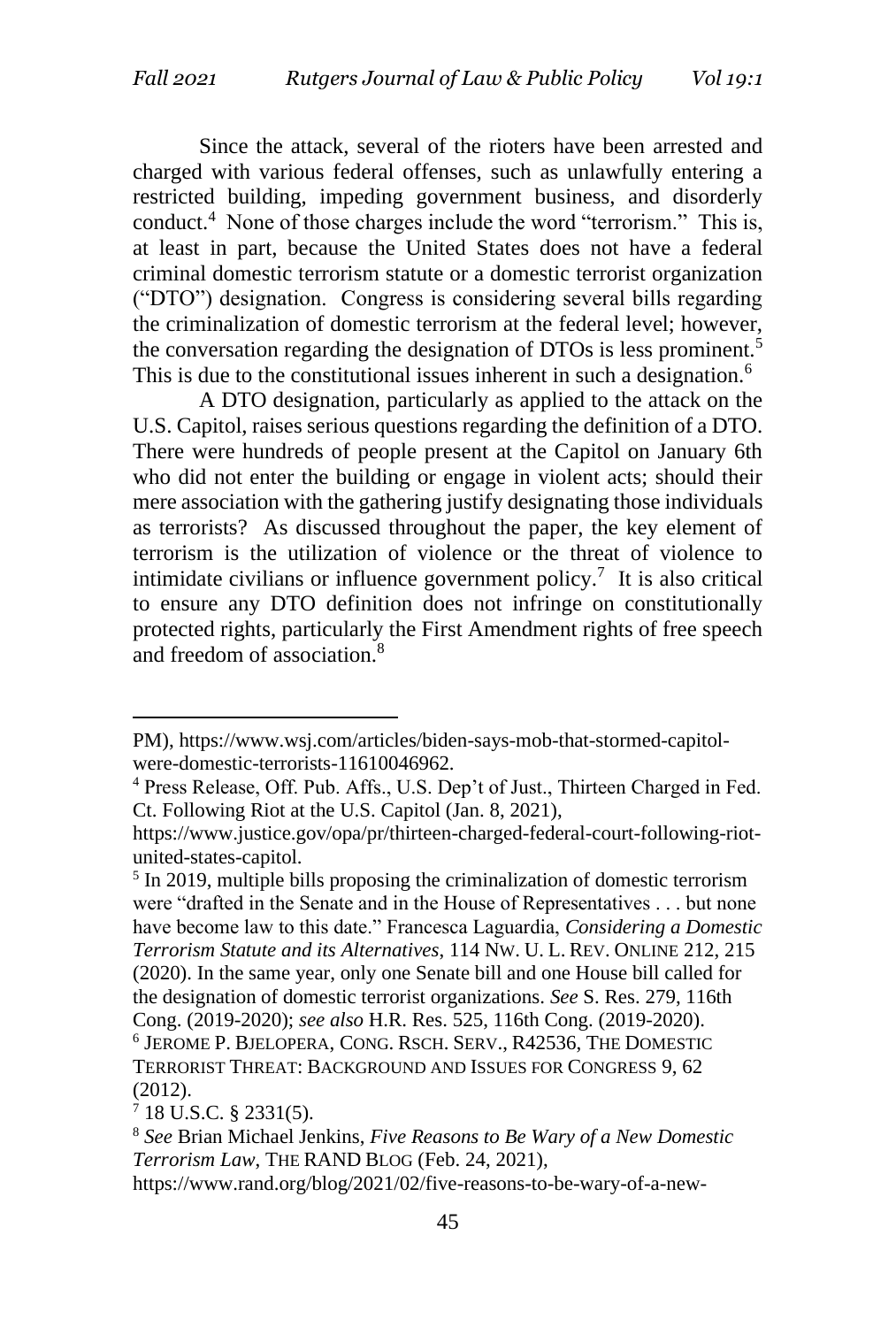Since the attack, several of the rioters have been arrested and charged with various federal offenses, such as unlawfully entering a restricted building, impeding government business, and disorderly conduct.[4] None of those charges include the word "terrorism." This is, at least in part, because the United States does not have a federal criminal domestic terrorism statute or a domestic terrorist organization ("DTO") designation. Congress is considering several bills regarding the criminalization of domestic terrorism at the federal level; however, the conversation regarding the designation of DTOs is less prominent.[5] This is due to the constitutional issues inherent in such a designation.[6]

A DTO designation, particularly as applied to the attack on the U.S. Capitol, raises serious questions regarding the definition of a DTO. There were hundreds of people present at the Capitol on January 6th who did not enter the building or engage in violent acts; should their mere association with the gathering justify designating those individuals as terrorists? As discussed throughout the paper, the key element of terrorism is the utilization of violence or the threat of violence to intimidate civilians or influence government policy.[7] It is also critical to ensure any DTO definition does not infringe on constitutionally protected rights, particularly the First Amendment rights of free speech and freedom of association.[8]

---

PM), https://www.wsj.com/articles/biden-says-mob-that-stormed-capitol-were-domestic-terrorists-11610046962.

[4] Press Release, Off. Pub. Affs., U.S. Dep't of Just., Thirteen Charged in Fed. Ct. Following Riot at the U.S. Capitol (Jan. 8, 2021), https://www.justice.gov/opa/pr/thirteen-charged-federal-court-following-riot-united-states-capitol.

[5] In 2019, multiple bills proposing the criminalization of domestic terrorism were "drafted in the Senate and in the House of Representatives . . . but none have become law to this date." Francesca Laguardia, *Considering a Domestic Terrorism Statute and its Alternatives*, 114 NW. U. L. REV. ONLINE 212, 215 (2020). In the same year, only one Senate bill and one House bill called for the designation of domestic terrorist organizations. *See* S. Res. 279, 116th Cong. (2019-2020); *see also* H.R. Res. 525, 116th Cong. (2019-2020).

[6] JEROME P. BJELOPERA, CONG. RSCH. SERV., R42536, THE DOMESTIC TERRORIST THREAT: BACKGROUND AND ISSUES FOR CONGRESS 9, 62 (2012).

[7] 18 U.S.C. § 2331(5).

[8] *See* Brian Michael Jenkins, *Five Reasons to Be Wary of a New Domestic Terrorism Law*, THE RAND BLOG (Feb. 24, 2021), https://www.rand.org/blog/2021/02/five-reasons-to-be-wary-of-a-new-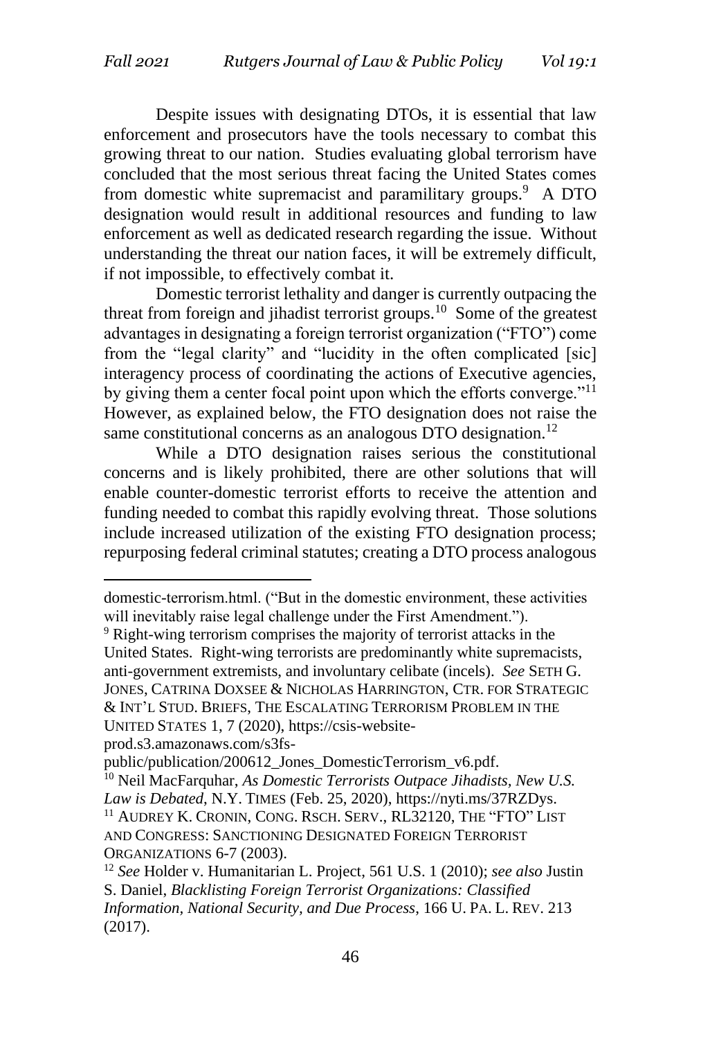Despite issues with designating DTOs, it is essential that law enforcement and prosecutors have the tools necessary to combat this growing threat to our nation. Studies evaluating global terrorism have concluded that the most serious threat facing the United States comes from domestic white supremacist and paramilitary groups.[9] A DTO designation would result in additional resources and funding to law enforcement as well as dedicated research regarding the issue. Without understanding the threat our nation faces, it will be extremely difficult, if not impossible, to effectively combat it.

Domestic terrorist lethality and danger is currently outpacing the threat from foreign and jihadist terrorist groups.[10] Some of the greatest advantages in designating a foreign terrorist organization ("FTO") come from the "legal clarity" and "lucidity in the often complicated [sic] interagency process of coordinating the actions of Executive agencies, by giving them a center focal point upon which the efforts converge."[11] However, as explained below, the FTO designation does not raise the same constitutional concerns as an analogous DTO designation.[12]

While a DTO designation raises serious the constitutional concerns and is likely prohibited, there are other solutions that will enable counter-domestic terrorist efforts to receive the attention and funding needed to combat this rapidly evolving threat. Those solutions include increased utilization of the existing FTO designation process; repurposing federal criminal statutes; creating a DTO process analogous

---

domestic-terrorism.html. ("But in the domestic environment, these activities will inevitably raise legal challenge under the First Amendment.").

[9] Right-wing terrorism comprises the majority of terrorist attacks in the United States. Right-wing terrorists are predominantly white supremacists, anti-government extremists, and involuntary celibate (incels). *See* SETH G. JONES, CATRINA DOXSEE & NICHOLAS HARRINGTON, CTR. FOR STRATEGIC & INT'L STUD. BRIEFS, THE ESCALATING TERRORISM PROBLEM IN THE UNITED STATES 1, 7 (2020), https://csis-website-prod.s3.amazonaws.com/s3fs-public/publication/200612_Jones_DomesticTerrorism_v6.pdf.

[10] Neil MacFarquhar, *As Domestic Terrorists Outpace Jihadists, New U.S. Law is Debated*, N.Y. TIMES (Feb. 25, 2020), https://nyti.ms/37RZDys.

[11] AUDREY K. CRONIN, CONG. RSCH. SERV., RL32120, THE "FTO" LIST AND CONGRESS: SANCTIONING DESIGNATED FOREIGN TERRORIST ORGANIZATIONS 6-7 (2003).

[12] *See* Holder v. Humanitarian L. Project, 561 U.S. 1 (2010); *see also* Justin S. Daniel, *Blacklisting Foreign Terrorist Organizations: Classified Information, National Security, and Due Process*, 166 U. PA. L. REV. 213 (2017).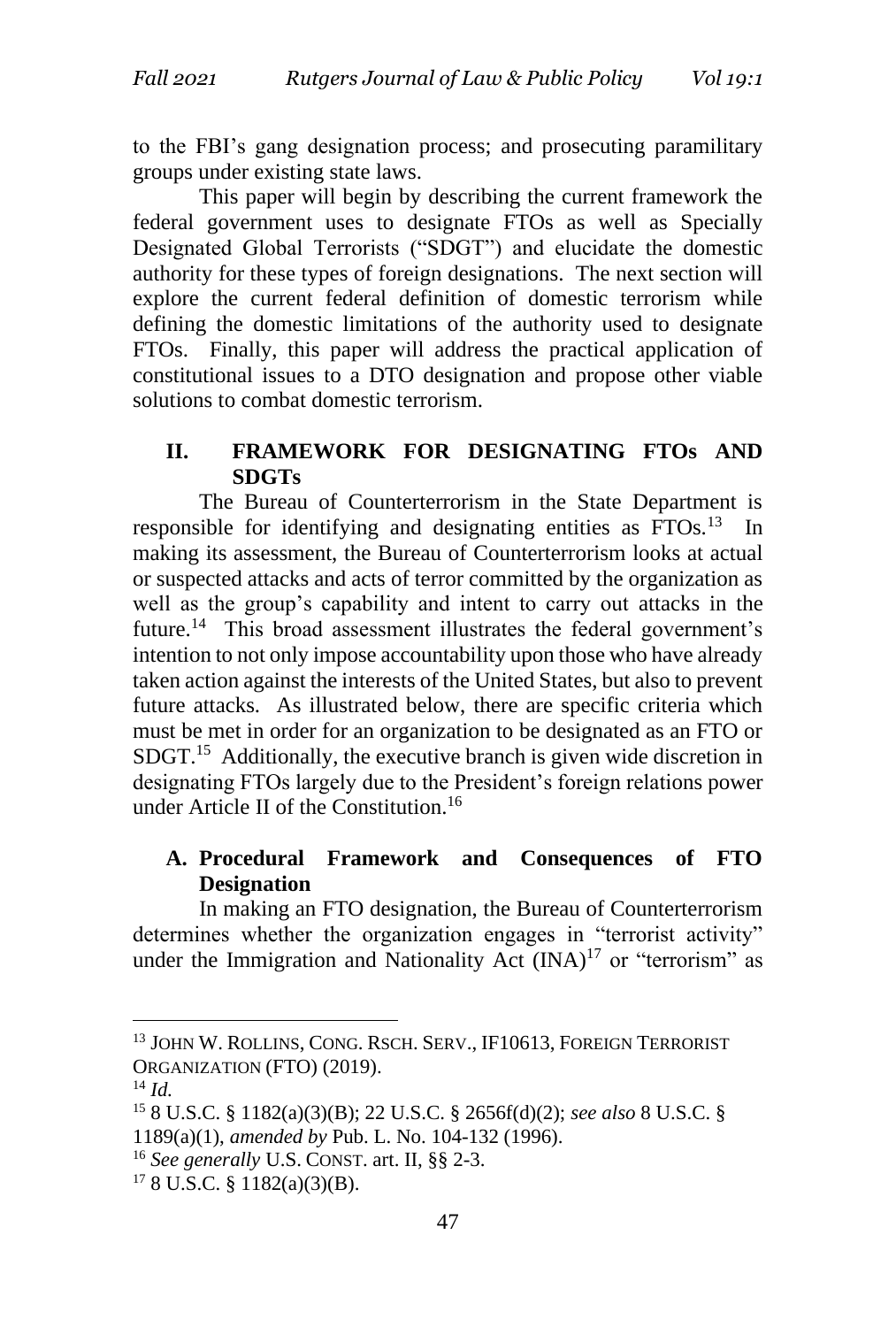to the FBI's gang designation process; and prosecuting paramilitary groups under existing state laws.

This paper will begin by describing the current framework the federal government uses to designate FTOs as well as Specially Designated Global Terrorists ("SDGT") and elucidate the domestic authority for these types of foreign designations. The next section will explore the current federal definition of domestic terrorism while defining the domestic limitations of the authority used to designate FTOs. Finally, this paper will address the practical application of constitutional issues to a DTO designation and propose other viable solutions to combat domestic terrorism.

## II. FRAMEWORK FOR DESIGNATING FTOs AND SDGTs

The Bureau of Counterterrorism in the State Department is responsible for identifying and designating entities as FTOs.[13] In making its assessment, the Bureau of Counterterrorism looks at actual or suspected attacks and acts of terror committed by the organization as well as the group's capability and intent to carry out attacks in the future.[14] This broad assessment illustrates the federal government's intention to not only impose accountability upon those who have already taken action against the interests of the United States, but also to prevent future attacks. As illustrated below, there are specific criteria which must be met in order for an organization to be designated as an FTO or SDGT.[15] Additionally, the executive branch is given wide discretion in designating FTOs largely due to the President's foreign relations power under Article II of the Constitution.[16]

### A. Procedural Framework and Consequences of FTO Designation

In making an FTO designation, the Bureau of Counterterrorism determines whether the organization engages in "terrorist activity" under the Immigration and Nationality Act (INA)[17] or "terrorism" as

---

[13] JOHN W. ROLLINS, CONG. RSCH. SERV., IF10613, FOREIGN TERRORIST ORGANIZATION (FTO) (2019).

[14] *Id.*

[15] 8 U.S.C. § 1182(a)(3)(B); 22 U.S.C. § 2656f(d)(2); *see also* 8 U.S.C. § 1189(a)(1), *amended by* Pub. L. No. 104-132 (1996).

[16] *See generally* U.S. CONST. art. II, §§ 2-3.

[17] 8 U.S.C. § 1182(a)(3)(B).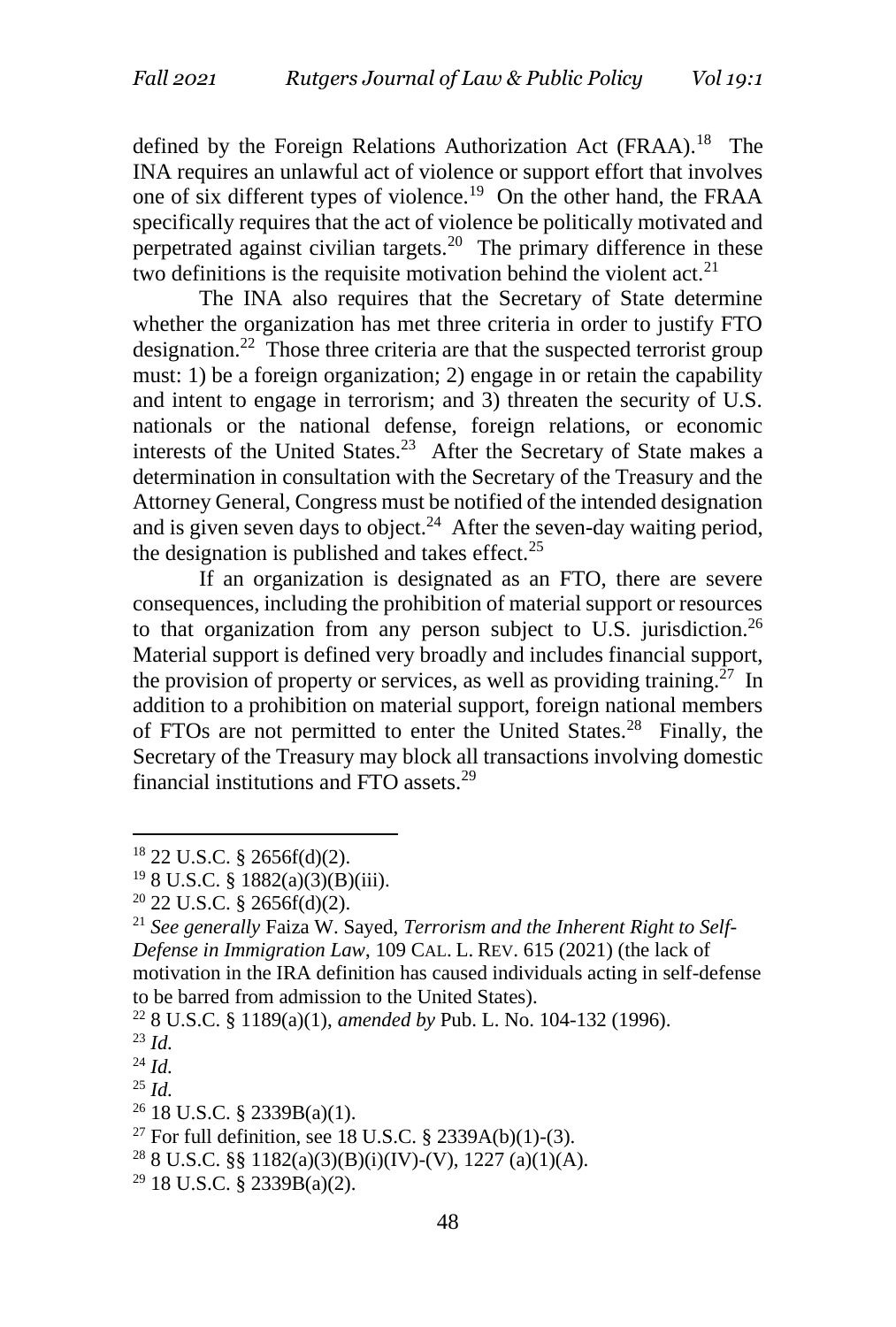defined by the Foreign Relations Authorization Act (FRAA).[18] The INA requires an unlawful act of violence or support effort that involves one of six different types of violence.[19] On the other hand, the FRAA specifically requires that the act of violence be politically motivated and perpetrated against civilian targets.[20] The primary difference in these two definitions is the requisite motivation behind the violent act.[21]

The INA also requires that the Secretary of State determine whether the organization has met three criteria in order to justify FTO designation.[22] Those three criteria are that the suspected terrorist group must: 1) be a foreign organization; 2) engage in or retain the capability and intent to engage in terrorism; and 3) threaten the security of U.S. nationals or the national defense, foreign relations, or economic interests of the United States.[23] After the Secretary of State makes a determination in consultation with the Secretary of the Treasury and the Attorney General, Congress must be notified of the intended designation and is given seven days to object.[24] After the seven-day waiting period, the designation is published and takes effect.[25]

If an organization is designated as an FTO, there are severe consequences, including the prohibition of material support or resources to that organization from any person subject to U.S. jurisdiction.[26] Material support is defined very broadly and includes financial support, the provision of property or services, as well as providing training.[27] In addition to a prohibition on material support, foreign national members of FTOs are not permitted to enter the United States.[28] Finally, the Secretary of the Treasury may block all transactions involving domestic financial institutions and FTO assets.[29]

---

[18] 22 U.S.C. § 2656f(d)(2).

[19] 8 U.S.C. § 1882(a)(3)(B)(iii).

[20] 22 U.S.C. § 2656f(d)(2).

[21] *See generally* Faiza W. Sayed, *Terrorism and the Inherent Right to Self-Defense in Immigration Law*, 109 CAL. L. REV. 615 (2021) (the lack of motivation in the IRA definition has caused individuals acting in self-defense to be barred from admission to the United States).

[22] 8 U.S.C. § 1189(a)(1), *amended by* Pub. L. No. 104-132 (1996).

[23] *Id.*

[24] *Id.*

[25] *Id.*

[26] 18 U.S.C. § 2339B(a)(1).

[27] For full definition, see 18 U.S.C. § 2339A(b)(1)-(3).

[28] 8 U.S.C. §§ 1182(a)(3)(B)(i)(IV)-(V), 1227 (a)(1)(A).

[29] 18 U.S.C. § 2339B(a)(2).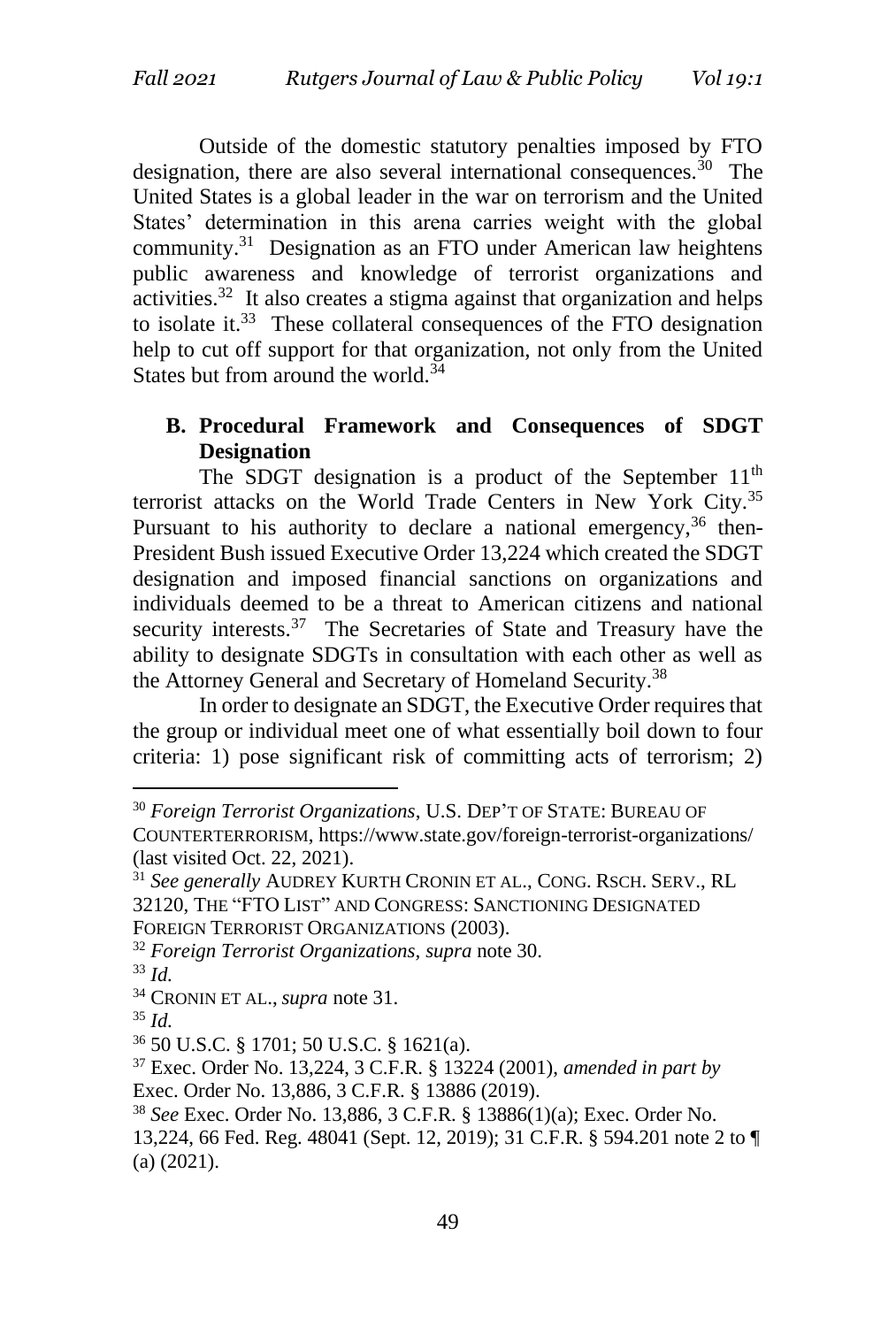Outside of the domestic statutory penalties imposed by FTO designation, there are also several international consequences.[30] The United States is a global leader in the war on terrorism and the United States' determination in this arena carries weight with the global community.[31] Designation as an FTO under American law heightens public awareness and knowledge of terrorist organizations and activities.[32] It also creates a stigma against that organization and helps to isolate it.[33] These collateral consequences of the FTO designation help to cut off support for that organization, not only from the United States but from around the world.[34]

### B. Procedural Framework and Consequences of SDGT Designation

The SDGT designation is a product of the September 11th terrorist attacks on the World Trade Centers in New York City.[35] Pursuant to his authority to declare a national emergency,[36] then-President Bush issued Executive Order 13,224 which created the SDGT designation and imposed financial sanctions on organizations and individuals deemed to be a threat to American citizens and national security interests.[37] The Secretaries of State and Treasury have the ability to designate SDGTs in consultation with each other as well as the Attorney General and Secretary of Homeland Security.[38]

In order to designate an SDGT, the Executive Order requires that the group or individual meet one of what essentially boil down to four criteria: 1) pose significant risk of committing acts of terrorism; 2)

---

[30] *Foreign Terrorist Organizations*, U.S. DEP'T OF STATE: BUREAU OF COUNTERTERRORISM, https://www.state.gov/foreign-terrorist-organizations/ (last visited Oct. 22, 2021).

[31] *See generally* AUDREY KURTH CRONIN ET AL., CONG. RSCH. SERV., RL 32120, THE "FTO LIST" AND CONGRESS: SANCTIONING DESIGNATED FOREIGN TERRORIST ORGANIZATIONS (2003).

[32] *Foreign Terrorist Organizations*, *supra* note 30.

[33] *Id.*

[34] CRONIN ET AL., *supra* note 31.

[35] *Id.*

[36] 50 U.S.C. § 1701; 50 U.S.C. § 1621(a).

[37] Exec. Order No. 13,224, 3 C.F.R. § 13224 (2001), *amended in part by* Exec. Order No. 13,886, 3 C.F.R. § 13886 (2019).

[38] *See* Exec. Order No. 13,886, 3 C.F.R. § 13886(1)(a); Exec. Order No. 13,224, 66 Fed. Reg. 48041 (Sept. 12, 2019); 31 C.F.R. § 594.201 note 2 to ¶ (a) (2021).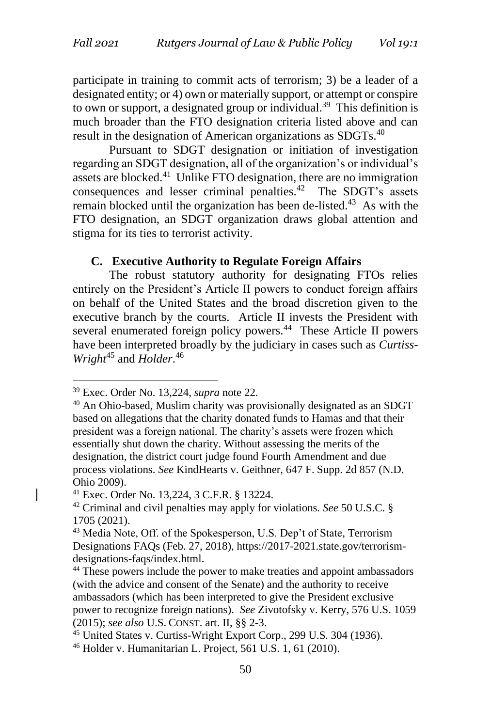participate in training to commit acts of terrorism; 3) be a leader of a designated entity; or 4) own or materially support, or attempt or conspire to own or support, a designated group or individual.[39] This definition is much broader than the FTO designation criteria listed above and can result in the designation of American organizations as SDGTs.[40]

Pursuant to SDGT designation or initiation of investigation regarding an SDGT designation, all of the organization's or individual's assets are blocked.[41] Unlike FTO designation, there are no immigration consequences and lesser criminal penalties.[42] The SDGT's assets remain blocked until the organization has been de-listed.[43] As with the FTO designation, an SDGT organization draws global attention and stigma for its ties to terrorist activity.

### C. Executive Authority to Regulate Foreign Affairs

The robust statutory authority for designating FTOs relies entirely on the President's Article II powers to conduct foreign affairs on behalf of the United States and the broad discretion given to the executive branch by the courts. Article II invests the President with several enumerated foreign policy powers.[44] These Article II powers have been interpreted broadly by the judiciary in cases such as *Curtiss-Wright*[45] and *Holder*.[46]

---

[39] Exec. Order No. 13,224, *supra* note 22.

[40] An Ohio-based, Muslim charity was provisionally designated as an SDGT based on allegations that the charity donated funds to Hamas and that their president was a foreign national. The charity's assets were frozen which essentially shut down the charity. Without assessing the merits of the designation, the district court judge found Fourth Amendment and due process violations. *See* KindHearts v. Geithner, 647 F. Supp. 2d 857 (N.D. Ohio 2009).

[41] Exec. Order No. 13,224, 3 C.F.R. § 13224.

[42] Criminal and civil penalties may apply for violations. *See* 50 U.S.C. § 1705 (2021).

[43] Media Note, Off. of the Spokesperson, U.S. Dep't of State, Terrorism Designations FAQs (Feb. 27, 2018), https://2017-2021.state.gov/terrorism-designations-faqs/index.html.

[44] These powers include the power to make treaties and appoint ambassadors (with the advice and consent of the Senate) and the authority to receive ambassadors (which has been interpreted to give the President exclusive power to recognize foreign nations). *See* Zivotofsky v. Kerry, 576 U.S. 1059 (2015); *see also* U.S. CONST. art. II, §§ 2-3.

[45] United States v. Curtiss-Wright Export Corp., 299 U.S. 304 (1936).

[46] Holder v. Humanitarian L. Project, 561 U.S. 1, 61 (2010).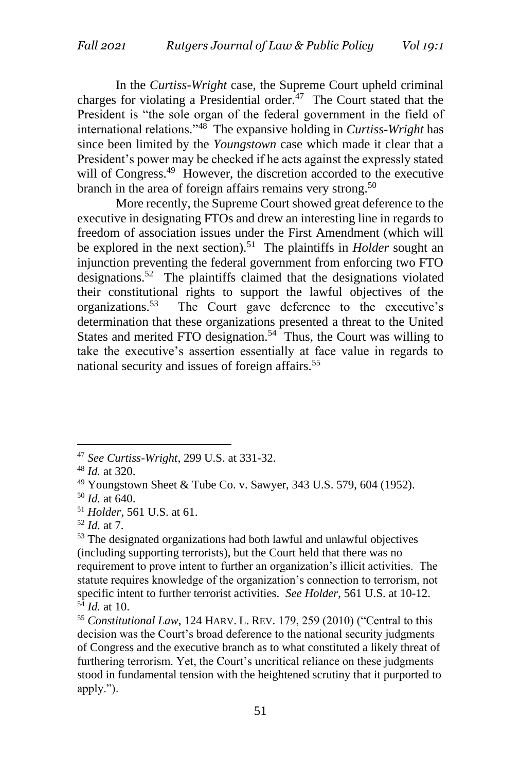In the *Curtiss-Wright* case, the Supreme Court upheld criminal charges for violating a Presidential order.[47] The Court stated that the President is "the sole organ of the federal government in the field of international relations."[48] The expansive holding in *Curtiss-Wright* has since been limited by the *Youngstown* case which made it clear that a President's power may be checked if he acts against the expressly stated will of Congress.[49] However, the discretion accorded to the executive branch in the area of foreign affairs remains very strong.[50]

More recently, the Supreme Court showed great deference to the executive in designating FTOs and drew an interesting line in regards to freedom of association issues under the First Amendment (which will be explored in the next section).[51] The plaintiffs in *Holder* sought an injunction preventing the federal government from enforcing two FTO designations.[52] The plaintiffs claimed that the designations violated their constitutional rights to support the lawful objectives of the organizations.[53] The Court gave deference to the executive's determination that these organizations presented a threat to the United States and merited FTO designation.[54] Thus, the Court was willing to take the executive's assertion essentially at face value in regards to national security and issues of foreign affairs.[55]

---

[47] *See Curtiss-Wright*, 299 U.S. at 331-32.

[48] *Id.* at 320.

[49] Youngstown Sheet & Tube Co. v. Sawyer, 343 U.S. 579, 604 (1952).

[50] *Id.* at 640.

[51] *Holder*, 561 U.S. at 61.

[52] *Id.* at 7.

[53] The designated organizations had both lawful and unlawful objectives (including supporting terrorists), but the Court held that there was no requirement to prove intent to further an organization's illicit activities. The statute requires knowledge of the organization's connection to terrorism, not specific intent to further terrorist activities. *See Holder*, 561 U.S. at 10-12.

[54] *Id.* at 10.

[55] *Constitutional Law*, 124 HARV. L. REV. 179, 259 (2010) ("Central to this decision was the Court's broad deference to the national security judgments of Congress and the executive branch as to what constituted a likely threat of furthering terrorism. Yet, the Court's uncritical reliance on these judgments stood in fundamental tension with the heightened scrutiny that it purported to apply.").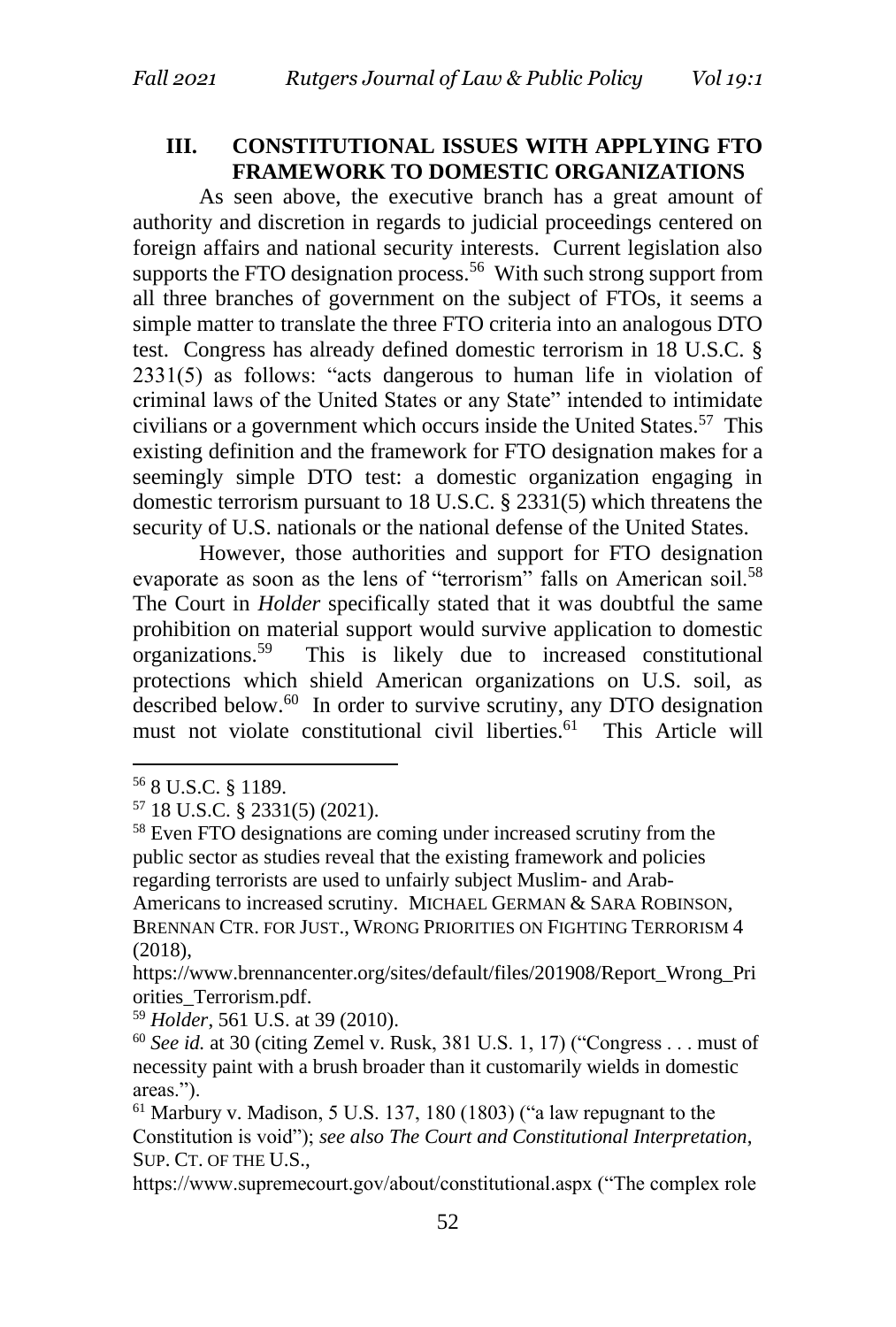## III. CONSTITUTIONAL ISSUES WITH APPLYING FTO FRAMEWORK TO DOMESTIC ORGANIZATIONS

As seen above, the executive branch has a great amount of authority and discretion in regards to judicial proceedings centered on foreign affairs and national security interests. Current legislation also supports the FTO designation process.[56] With such strong support from all three branches of government on the subject of FTOs, it seems a simple matter to translate the three FTO criteria into an analogous DTO test. Congress has already defined domestic terrorism in 18 U.S.C. § 2331(5) as follows: "acts dangerous to human life in violation of criminal laws of the United States or any State" intended to intimidate civilians or a government which occurs inside the United States.[57] This existing definition and the framework for FTO designation makes for a seemingly simple DTO test: a domestic organization engaging in domestic terrorism pursuant to 18 U.S.C. § 2331(5) which threatens the security of U.S. nationals or the national defense of the United States.

However, those authorities and support for FTO designation evaporate as soon as the lens of "terrorism" falls on American soil.[58] The Court in *Holder* specifically stated that it was doubtful the same prohibition on material support would survive application to domestic organizations.[59] This is likely due to increased constitutional protections which shield American organizations on U.S. soil, as described below.[60] In order to survive scrutiny, any DTO designation must not violate constitutional civil liberties.[61] This Article will

---

[56] 8 U.S.C. § 1189.

[57] 18 U.S.C. § 2331(5) (2021).

[58] Even FTO designations are coming under increased scrutiny from the public sector as studies reveal that the existing framework and policies regarding terrorists are used to unfairly subject Muslim- and Arab-Americans to increased scrutiny. MICHAEL GERMAN & SARA ROBINSON, BRENNAN CTR. FOR JUST., WRONG PRIORITIES ON FIGHTING TERRORISM 4 (2018), https://www.brennancenter.org/sites/default/files/201908/Report_Wrong_Priorities_Terrorism.pdf.

[59] *Holder*, 561 U.S. at 39 (2010).

[60] *See id.* at 30 (citing Zemel v. Rusk, 381 U.S. 1, 17) ("Congress . . . must of necessity paint with a brush broader than it customarily wields in domestic areas.").

[61] Marbury v. Madison, 5 U.S. 137, 180 (1803) ("a law repugnant to the Constitution is void"); *see also The Court and Constitutional Interpretation*, SUP. CT. OF THE U.S., https://www.supremecourt.gov/about/constitutional.aspx ("The complex role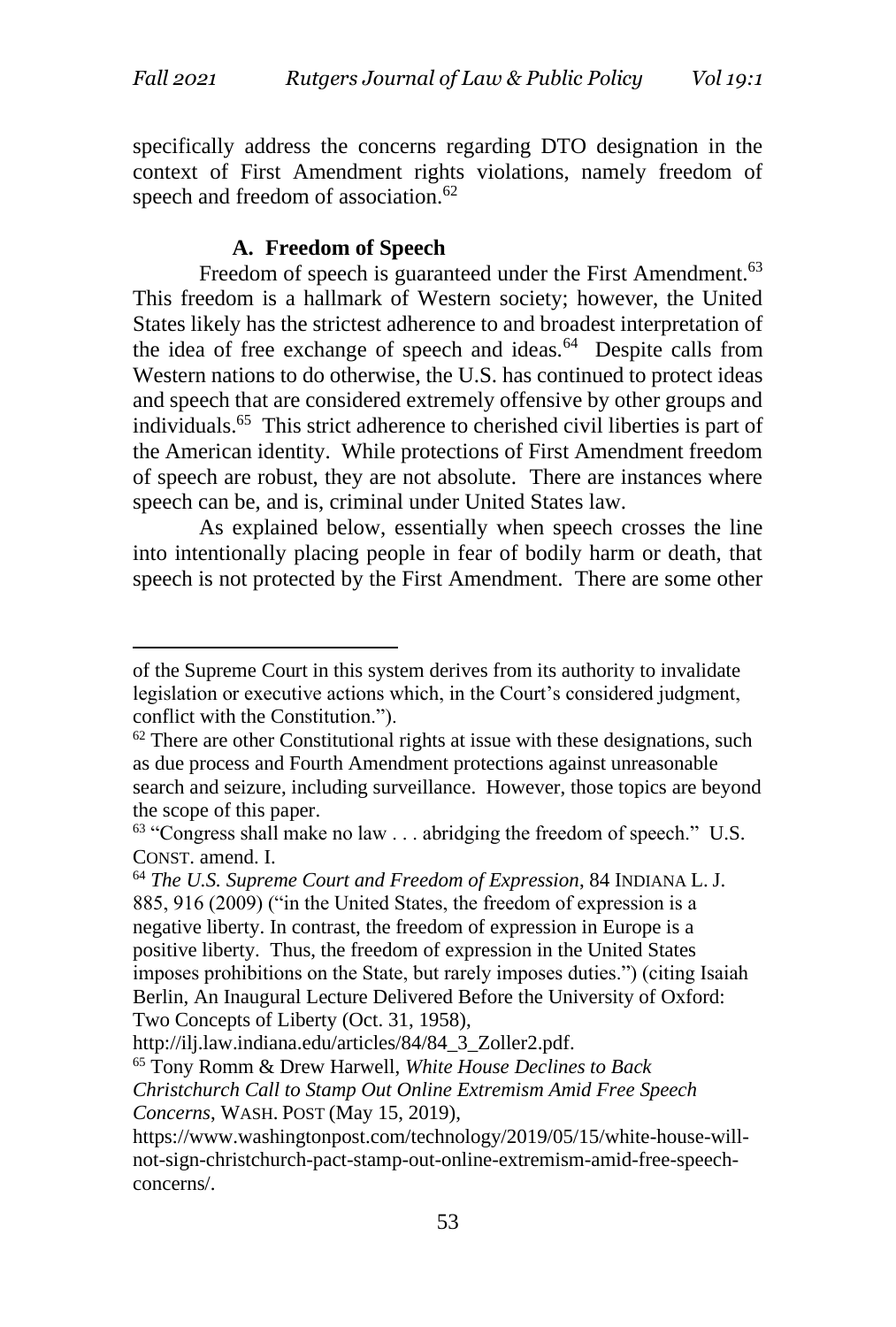specifically address the concerns regarding DTO designation in the context of First Amendment rights violations, namely freedom of speech and freedom of association.[62]

### A. Freedom of Speech

Freedom of speech is guaranteed under the First Amendment.[63] This freedom is a hallmark of Western society; however, the United States likely has the strictest adherence to and broadest interpretation of the idea of free exchange of speech and ideas.[64] Despite calls from Western nations to do otherwise, the U.S. has continued to protect ideas and speech that are considered extremely offensive by other groups and individuals.[65] This strict adherence to cherished civil liberties is part of the American identity. While protections of First Amendment freedom of speech are robust, they are not absolute. There are instances where speech can be, and is, criminal under United States law.

As explained below, essentially when speech crosses the line into intentionally placing people in fear of bodily harm or death, that speech is not protected by the First Amendment. There are some other

---

of the Supreme Court in this system derives from its authority to invalidate legislation or executive actions which, in the Court's considered judgment, conflict with the Constitution.").

[62] There are other Constitutional rights at issue with these designations, such as due process and Fourth Amendment protections against unreasonable search and seizure, including surveillance. However, those topics are beyond the scope of this paper.

[63] "Congress shall make no law . . . abridging the freedom of speech." U.S. CONST. amend. I.

[64] *The U.S. Supreme Court and Freedom of Expression*, 84 INDIANA L. J. 885, 916 (2009) ("in the United States, the freedom of expression is a negative liberty. In contrast, the freedom of expression in Europe is a positive liberty. Thus, the freedom of expression in the United States imposes prohibitions on the State, but rarely imposes duties.") (citing Isaiah Berlin, An Inaugural Lecture Delivered Before the University of Oxford: Two Concepts of Liberty (Oct. 31, 1958), http://ilj.law.indiana.edu/articles/84/84_3_Zoller2.pdf.

[65] Tony Romm & Drew Harwell, *White House Declines to Back Christchurch Call to Stamp Out Online Extremism Amid Free Speech Concerns*, WASH. POST (May 15, 2019), https://www.washingtonpost.com/technology/2019/05/15/white-house-will-not-sign-christchurch-pact-stamp-out-online-extremism-amid-free-speech-concerns/.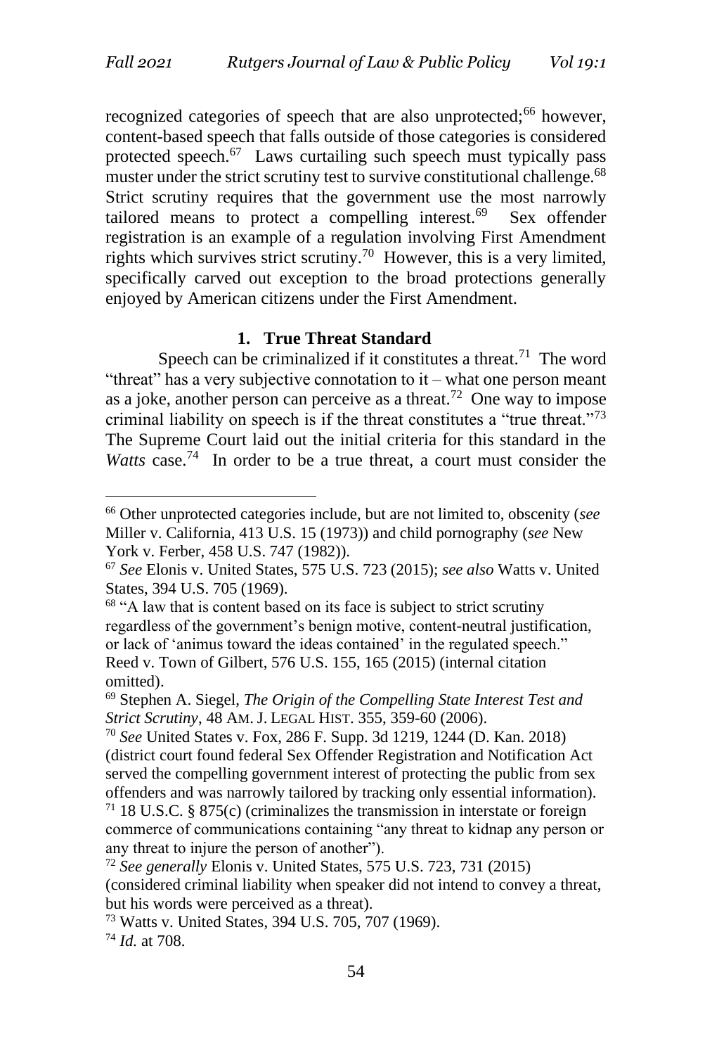recognized categories of speech that are also unprotected;[66] however, content-based speech that falls outside of those categories is considered protected speech.[67] Laws curtailing such speech must typically pass muster under the strict scrutiny test to survive constitutional challenge.[68] Strict scrutiny requires that the government use the most narrowly tailored means to protect a compelling interest.[69] Sex offender registration is an example of a regulation involving First Amendment rights which survives strict scrutiny.[70] However, this is a very limited, specifically carved out exception to the broad protections generally enjoyed by American citizens under the First Amendment.

### 1. True Threat Standard

Speech can be criminalized if it constitutes a threat.[71] The word "threat" has a very subjective connotation to it – what one person meant as a joke, another person can perceive as a threat.[72] One way to impose criminal liability on speech is if the threat constitutes a "true threat."[73] The Supreme Court laid out the initial criteria for this standard in the *Watts* case.[74] In order to be a true threat, a court must consider the

---

[66] Other unprotected categories include, but are not limited to, obscenity (*see* Miller v. California, 413 U.S. 15 (1973)) and child pornography (*see* New York v. Ferber, 458 U.S. 747 (1982)).

[67] *See* Elonis v. United States, 575 U.S. 723 (2015); *see also* Watts v. United States, 394 U.S. 705 (1969).

[68] "A law that is content based on its face is subject to strict scrutiny regardless of the government's benign motive, content-neutral justification, or lack of 'animus toward the ideas contained' in the regulated speech." Reed v. Town of Gilbert, 576 U.S. 155, 165 (2015) (internal citation omitted).

[69] Stephen A. Siegel, *The Origin of the Compelling State Interest Test and Strict Scrutiny*, 48 AM. J. LEGAL HIST. 355, 359-60 (2006).

[70] *See* United States v. Fox, 286 F. Supp. 3d 1219, 1244 (D. Kan. 2018) (district court found federal Sex Offender Registration and Notification Act served the compelling government interest of protecting the public from sex offenders and was narrowly tailored by tracking only essential information).

[71] 18 U.S.C. § 875(c) (criminalizes the transmission in interstate or foreign commerce of communications containing "any threat to kidnap any person or any threat to injure the person of another").

[72] *See generally* Elonis v. United States, 575 U.S. 723, 731 (2015) (considered criminal liability when speaker did not intend to convey a threat, but his words were perceived as a threat).

[73] Watts v. United States, 394 U.S. 705, 707 (1969).

[74] *Id.* at 708.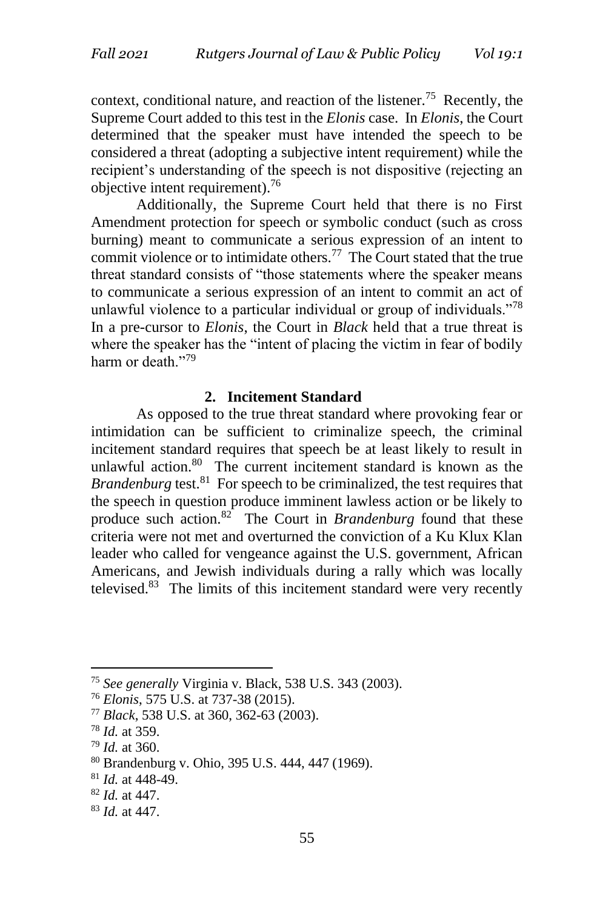context, conditional nature, and reaction of the listener.[75] Recently, the Supreme Court added to this test in the *Elonis* case. In *Elonis*, the Court determined that the speaker must have intended the speech to be considered a threat (adopting a subjective intent requirement) while the recipient's understanding of the speech is not dispositive (rejecting an objective intent requirement).[76]

Additionally, the Supreme Court held that there is no First Amendment protection for speech or symbolic conduct (such as cross burning) meant to communicate a serious expression of an intent to commit violence or to intimidate others.[77] The Court stated that the true threat standard consists of "those statements where the speaker means to communicate a serious expression of an intent to commit an act of unlawful violence to a particular individual or group of individuals."[78] In a pre-cursor to *Elonis*, the Court in *Black* held that a true threat is where the speaker has the "intent of placing the victim in fear of bodily harm or death."[79]

### 2. Incitement Standard

As opposed to the true threat standard where provoking fear or intimidation can be sufficient to criminalize speech, the criminal incitement standard requires that speech be at least likely to result in unlawful action.[80] The current incitement standard is known as the *Brandenburg* test.[81] For speech to be criminalized, the test requires that the speech in question produce imminent lawless action or be likely to produce such action.[82] The Court in *Brandenburg* found that these criteria were not met and overturned the conviction of a Ku Klux Klan leader who called for vengeance against the U.S. government, African Americans, and Jewish individuals during a rally which was locally televised.[83] The limits of this incitement standard were very recently

---

[75] *See generally* Virginia v. Black, 538 U.S. 343 (2003).

[76] *Elonis*, 575 U.S. at 737-38 (2015).

[77] *Black*, 538 U.S. at 360, 362-63 (2003).

[78] *Id.* at 359.

[79] *Id.* at 360.

[80] Brandenburg v. Ohio, 395 U.S. 444, 447 (1969).

[81] *Id.* at 448-49.

[82] *Id.* at 447.

[83] *Id.* at 447.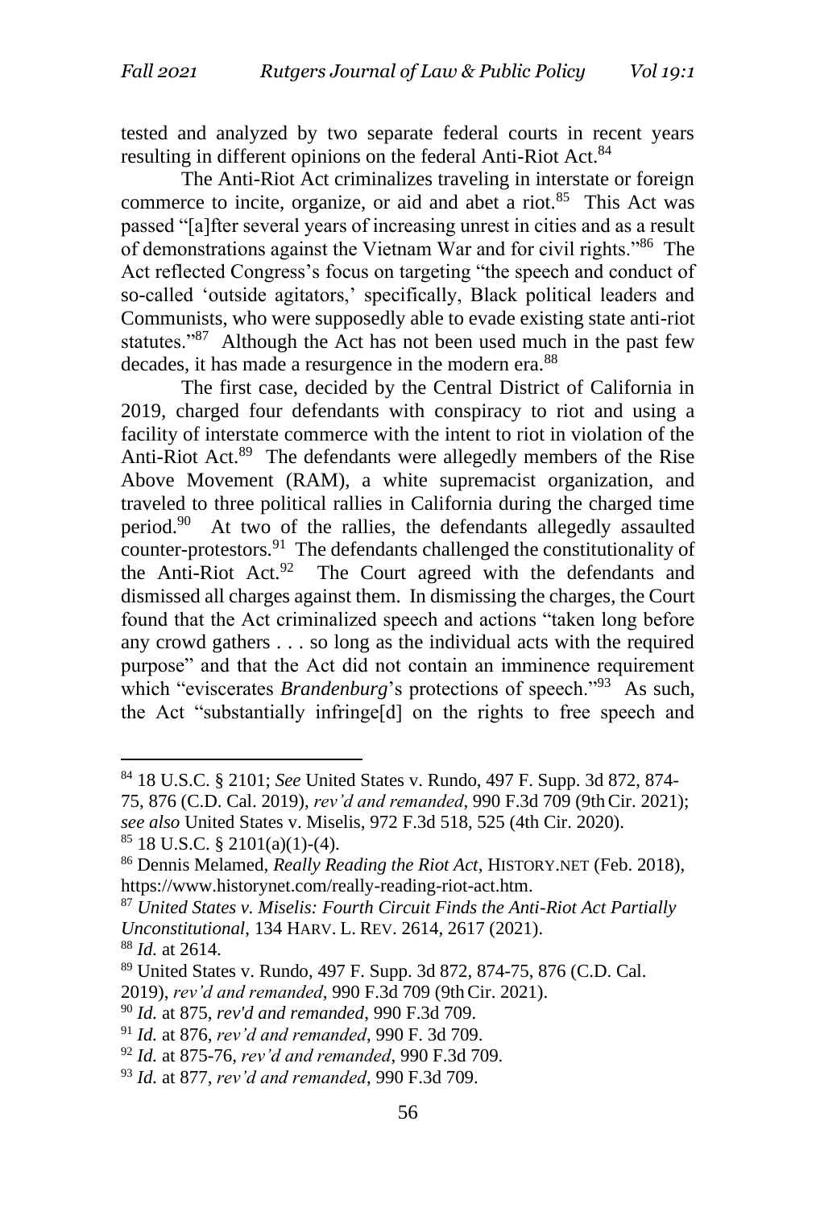tested and analyzed by two separate federal courts in recent years resulting in different opinions on the federal Anti-Riot Act.[84]

The Anti-Riot Act criminalizes traveling in interstate or foreign commerce to incite, organize, or aid and abet a riot.[85] This Act was passed "[a]fter several years of increasing unrest in cities and as a result of demonstrations against the Vietnam War and for civil rights."[86] The Act reflected Congress's focus on targeting "the speech and conduct of so-called 'outside agitators,' specifically, Black political leaders and Communists, who were supposedly able to evade existing state anti-riot statutes."[87] Although the Act has not been used much in the past few decades, it has made a resurgence in the modern era.[88]

The first case, decided by the Central District of California in 2019, charged four defendants with conspiracy to riot and using a facility of interstate commerce with the intent to riot in violation of the Anti-Riot Act.[89] The defendants were allegedly members of the Rise Above Movement (RAM), a white supremacist organization, and traveled to three political rallies in California during the charged time period.[90] At two of the rallies, the defendants allegedly assaulted counter-protestors.[91] The defendants challenged the constitutionality of the Anti-Riot Act.[92] The Court agreed with the defendants and dismissed all charges against them. In dismissing the charges, the Court found that the Act criminalized speech and actions "taken long before any crowd gathers . . . so long as the individual acts with the required purpose" and that the Act did not contain an imminence requirement which "eviscerates *Brandenburg*'s protections of speech."[93] As such, the Act "substantially infringe[d] on the rights to free speech and

---

[84] 18 U.S.C. § 2101; *See* United States v. Rundo, 497 F. Supp. 3d 872, 874-75, 876 (C.D. Cal. 2019), *rev'd and remanded*, 990 F.3d 709 (9th Cir. 2021); *see also* United States v. Miselis, 972 F.3d 518, 525 (4th Cir. 2020).

[85] 18 U.S.C. § 2101(a)(1)-(4).

[86] Dennis Melamed, *Really Reading the Riot Act*, HISTORY.NET (Feb. 2018), https://www.historynet.com/really-reading-riot-act.htm.

[87] *United States v. Miselis: Fourth Circuit Finds the Anti-Riot Act Partially Unconstitutional*, 134 HARV. L. REV. 2614, 2617 (2021).

[88] *Id.* at 2614.

[89] United States v. Rundo, 497 F. Supp. 3d 872, 874-75, 876 (C.D. Cal. 2019), *rev'd and remanded*, 990 F.3d 709 (9th Cir. 2021).

[90] *Id.* at 875, *rev'd and remanded*, 990 F.3d 709.

[91] *Id.* at 876, *rev'd and remanded*, 990 F. 3d 709.

[92] *Id.* at 875-76, *rev'd and remanded*, 990 F.3d 709.

[93] *Id.* at 877, *rev'd and remanded*, 990 F.3d 709.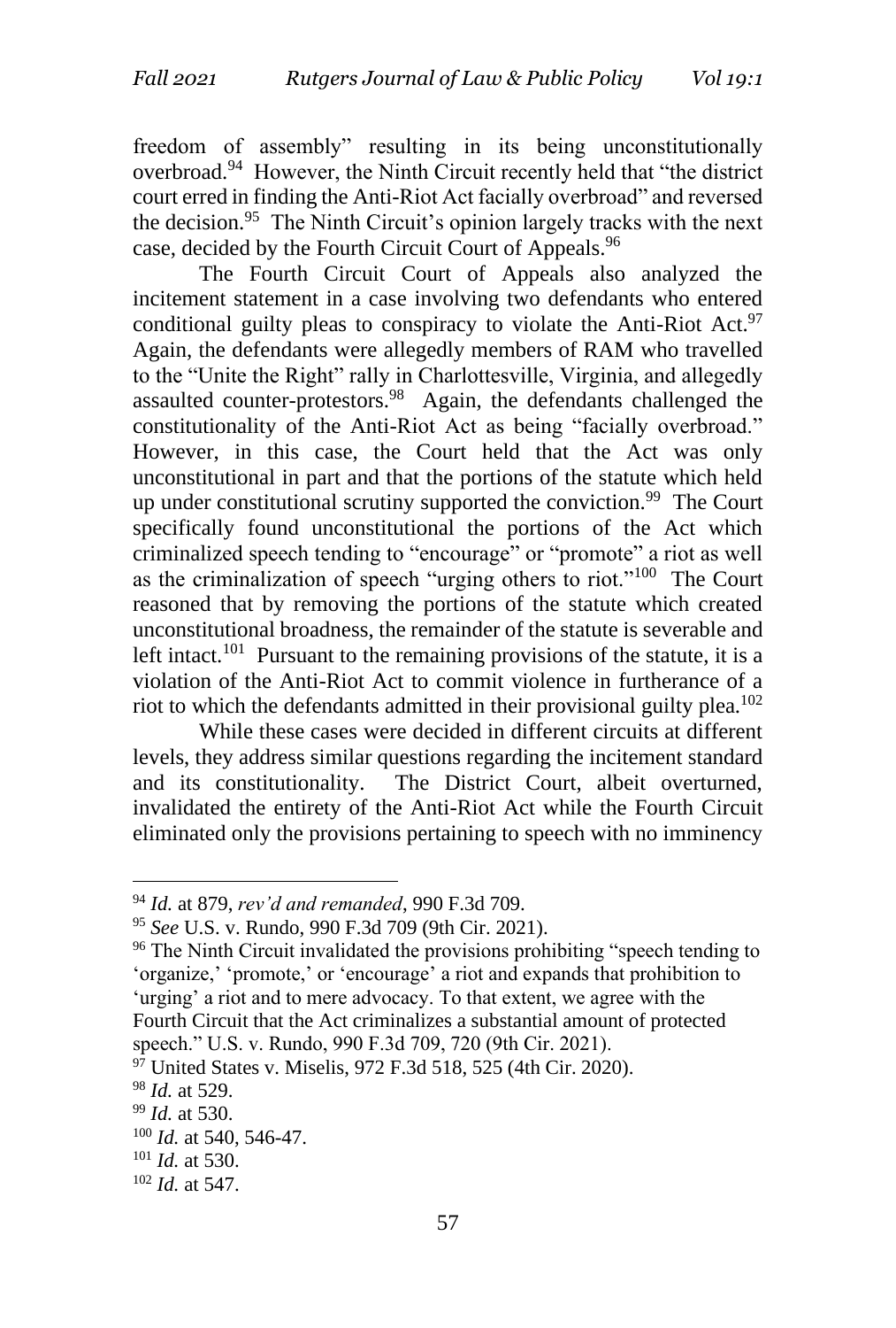freedom of assembly" resulting in its being unconstitutionally overbroad.[94] However, the Ninth Circuit recently held that "the district court erred in finding the Anti-Riot Act facially overbroad" and reversed the decision.[95] The Ninth Circuit's opinion largely tracks with the next case, decided by the Fourth Circuit Court of Appeals.[96]

The Fourth Circuit Court of Appeals also analyzed the incitement statement in a case involving two defendants who entered conditional guilty pleas to conspiracy to violate the Anti-Riot Act.[97] Again, the defendants were allegedly members of RAM who travelled to the "Unite the Right" rally in Charlottesville, Virginia, and allegedly assaulted counter-protestors.[98] Again, the defendants challenged the constitutionality of the Anti-Riot Act as being "facially overbroad." However, in this case, the Court held that the Act was only unconstitutional in part and that the portions of the statute which held up under constitutional scrutiny supported the conviction.[99] The Court specifically found unconstitutional the portions of the Act which criminalized speech tending to "encourage" or "promote" a riot as well as the criminalization of speech "urging others to riot."[100] The Court reasoned that by removing the portions of the statute which created unconstitutional broadness, the remainder of the statute is severable and left intact.[101] Pursuant to the remaining provisions of the statute, it is a violation of the Anti-Riot Act to commit violence in furtherance of a riot to which the defendants admitted in their provisional guilty plea.[102]

While these cases were decided in different circuits at different levels, they address similar questions regarding the incitement standard and its constitutionality. The District Court, albeit overturned, invalidated the entirety of the Anti-Riot Act while the Fourth Circuit eliminated only the provisions pertaining to speech with no imminency

---

[94] *Id.* at 879, *rev'd and remanded*, 990 F.3d 709.

[95] *See* U.S. v. Rundo, 990 F.3d 709 (9th Cir. 2021).

[96] The Ninth Circuit invalidated the provisions prohibiting "speech tending to 'organize,' 'promote,' or 'encourage' a riot and expands that prohibition to 'urging' a riot and to mere advocacy. To that extent, we agree with the Fourth Circuit that the Act criminalizes a substantial amount of protected speech." U.S. v. Rundo, 990 F.3d 709, 720 (9th Cir. 2021).

[97] United States v. Miselis, 972 F.3d 518, 525 (4th Cir. 2020).

[98] *Id.* at 529.

[99] *Id.* at 530.

[100] *Id.* at 540, 546-47.

[101] *Id.* at 530.

[102] *Id.* at 547.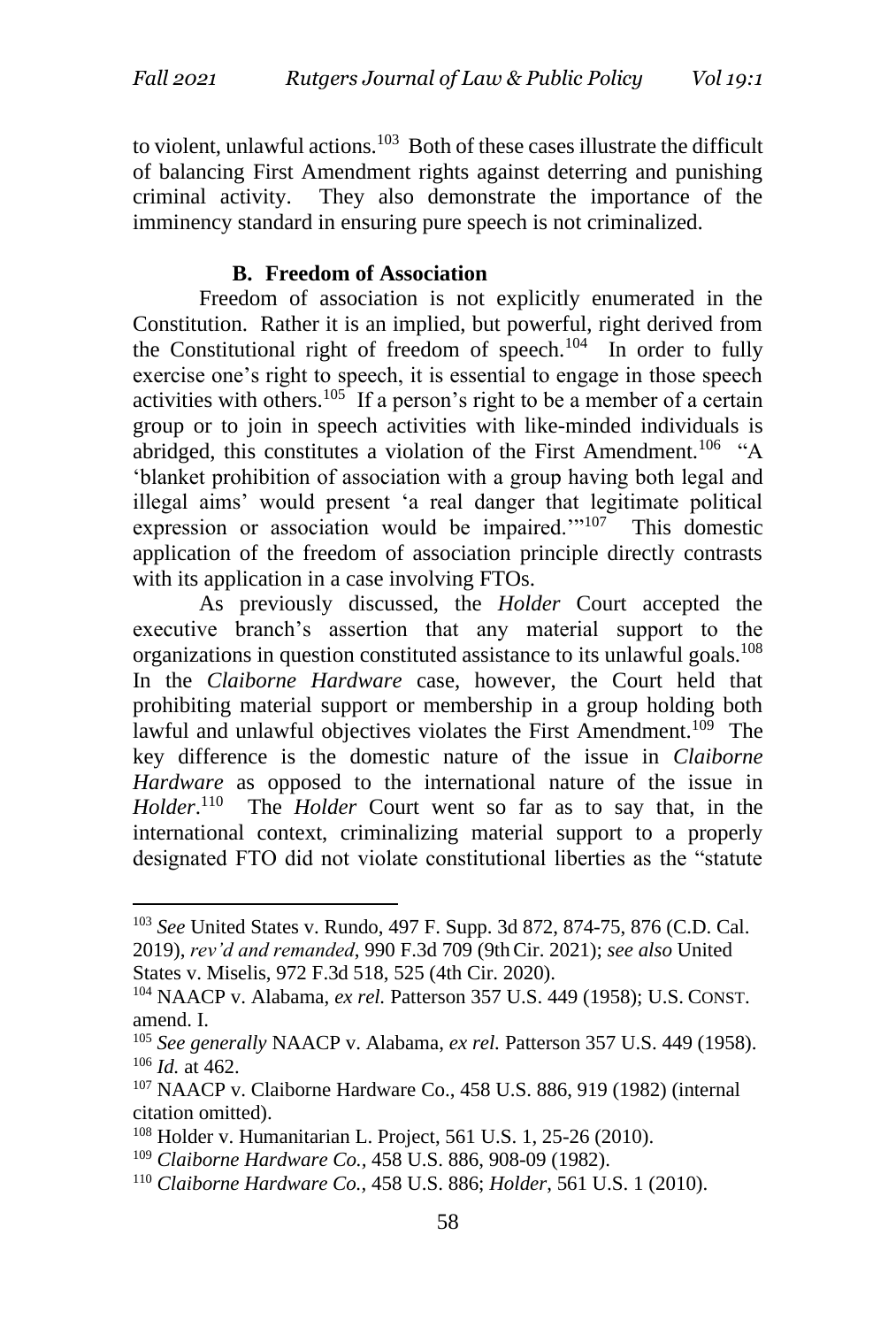to violent, unlawful actions.[103] Both of these cases illustrate the difficult of balancing First Amendment rights against deterring and punishing criminal activity. They also demonstrate the importance of the imminency standard in ensuring pure speech is not criminalized.

### B. Freedom of Association

Freedom of association is not explicitly enumerated in the Constitution. Rather it is an implied, but powerful, right derived from the Constitutional right of freedom of speech.[104] In order to fully exercise one's right to speech, it is essential to engage in those speech activities with others.[105] If a person's right to be a member of a certain group or to join in speech activities with like-minded individuals is abridged, this constitutes a violation of the First Amendment.[106] "A 'blanket prohibition of association with a group having both legal and illegal aims' would present 'a real danger that legitimate political expression or association would be impaired.'"[107] This domestic application of the freedom of association principle directly contrasts with its application in a case involving FTOs.

As previously discussed, the *Holder* Court accepted the executive branch's assertion that any material support to the organizations in question constituted assistance to its unlawful goals.[108] In the *Claiborne Hardware* case, however, the Court held that prohibiting material support or membership in a group holding both lawful and unlawful objectives violates the First Amendment.[109] The key difference is the domestic nature of the issue in *Claiborne Hardware* as opposed to the international nature of the issue in *Holder*.[110] The *Holder* Court went so far as to say that, in the international context, criminalizing material support to a properly designated FTO did not violate constitutional liberties as the "statute

---

[103] *See* United States v. Rundo, 497 F. Supp. 3d 872, 874-75, 876 (C.D. Cal. 2019), *rev'd and remanded*, 990 F.3d 709 (9th Cir. 2021); *see also* United States v. Miselis, 972 F.3d 518, 525 (4th Cir. 2020).

[104] NAACP v. Alabama, *ex rel.* Patterson 357 U.S. 449 (1958); U.S. CONST. amend. I.

[105] *See generally* NAACP v. Alabama, *ex rel.* Patterson 357 U.S. 449 (1958).

[106] *Id.* at 462.

[107] NAACP v. Claiborne Hardware Co., 458 U.S. 886, 919 (1982) (internal citation omitted).

[108] Holder v. Humanitarian L. Project, 561 U.S. 1, 25-26 (2010).

[109] *Claiborne Hardware Co.*, 458 U.S. 886, 908-09 (1982).

[110] *Claiborne Hardware Co.*, 458 U.S. 886; *Holder*, 561 U.S. 1 (2010).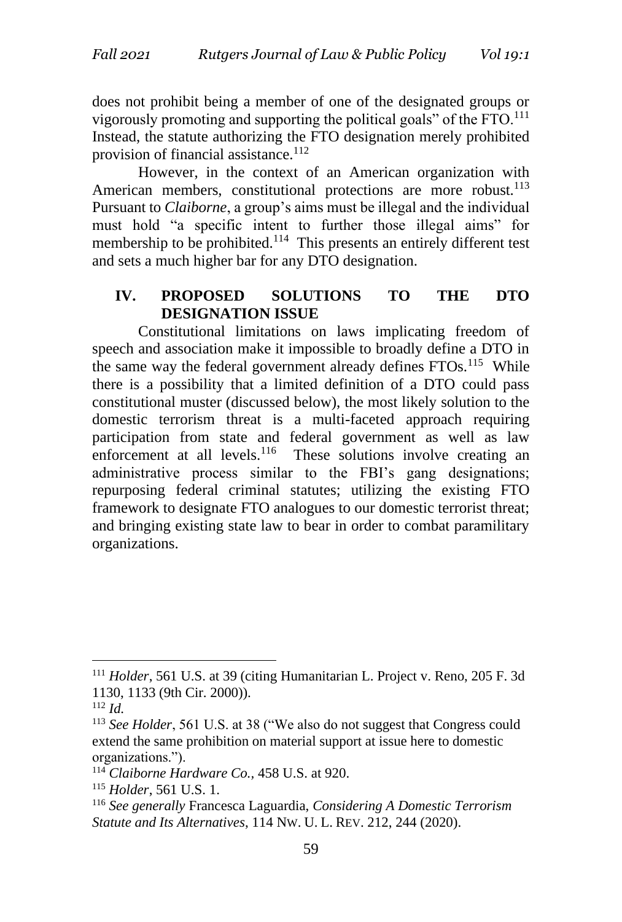does not prohibit being a member of one of the designated groups or vigorously promoting and supporting the political goals" of the FTO.[111] Instead, the statute authorizing the FTO designation merely prohibited provision of financial assistance.[112]

However, in the context of an American organization with American members, constitutional protections are more robust.[113] Pursuant to *Claiborne*, a group's aims must be illegal and the individual must hold "a specific intent to further those illegal aims" for membership to be prohibited.[114] This presents an entirely different test and sets a much higher bar for any DTO designation.

## IV. PROPOSED SOLUTIONS TO THE DTO DESIGNATION ISSUE

Constitutional limitations on laws implicating freedom of speech and association make it impossible to broadly define a DTO in the same way the federal government already defines FTOs.[115] While there is a possibility that a limited definition of a DTO could pass constitutional muster (discussed below), the most likely solution to the domestic terrorism threat is a multi-faceted approach requiring participation from state and federal government as well as law enforcement at all levels.[116] These solutions involve creating an administrative process similar to the FBI's gang designations; repurposing federal criminal statutes; utilizing the existing FTO framework to designate FTO analogues to our domestic terrorist threat; and bringing existing state law to bear in order to combat paramilitary organizations.

---

[111] *Holder*, 561 U.S. at 39 (citing Humanitarian L. Project v. Reno, 205 F. 3d 1130, 1133 (9th Cir. 2000)).

[112] *Id.*

[113] *See Holder*, 561 U.S. at 38 ("We also do not suggest that Congress could extend the same prohibition on material support at issue here to domestic organizations.").

[114] *Claiborne Hardware Co.*, 458 U.S. at 920.

[115] *Holder*, 561 U.S. 1.

[116] *See generally* Francesca Laguardia, *Considering A Domestic Terrorism Statute and Its Alternatives*, 114 NW. U. L. REV. 212, 244 (2020).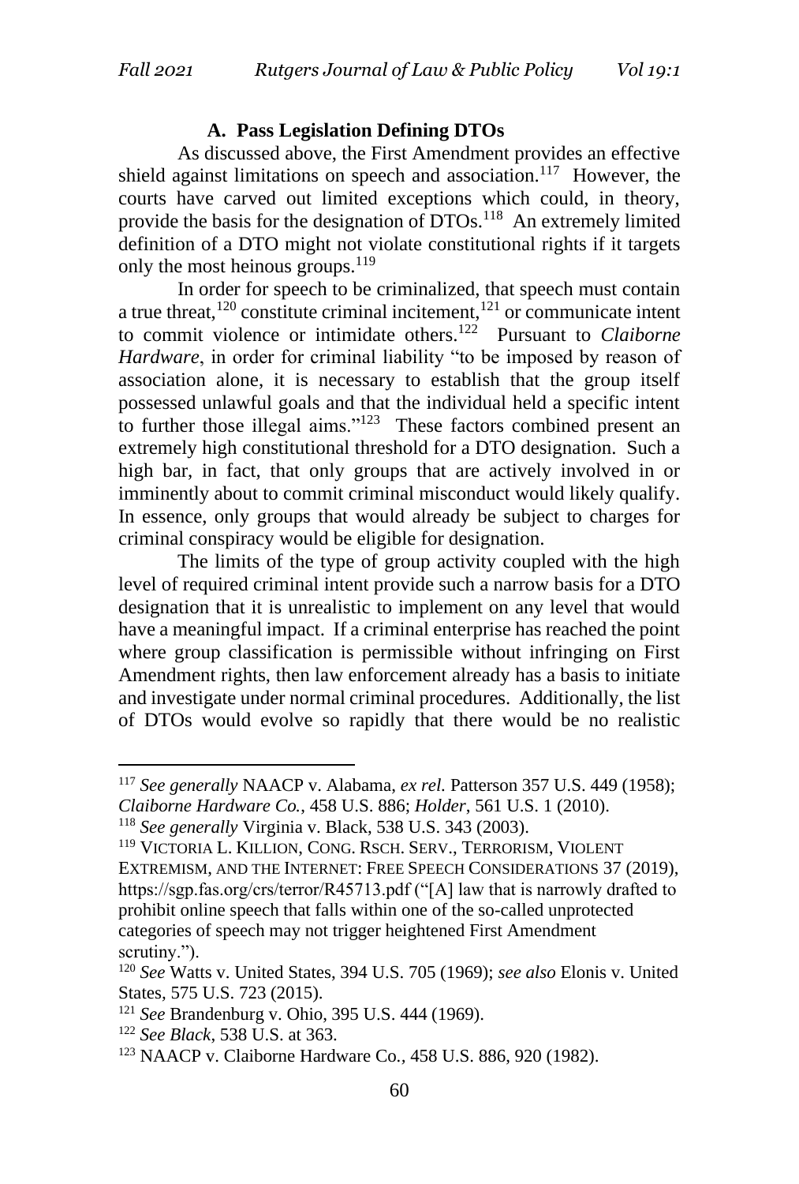### A. Pass Legislation Defining DTOs

As discussed above, the First Amendment provides an effective shield against limitations on speech and association.[117] However, the courts have carved out limited exceptions which could, in theory, provide the basis for the designation of DTOs.[118] An extremely limited definition of a DTO might not violate constitutional rights if it targets only the most heinous groups.[119]

In order for speech to be criminalized, that speech must contain a true threat,[120] constitute criminal incitement,[121] or communicate intent to commit violence or intimidate others.[122] Pursuant to *Claiborne Hardware*, in order for criminal liability "to be imposed by reason of association alone, it is necessary to establish that the group itself possessed unlawful goals and that the individual held a specific intent to further those illegal aims."[123] These factors combined present an extremely high constitutional threshold for a DTO designation. Such a high bar, in fact, that only groups that are actively involved in or imminently about to commit criminal misconduct would likely qualify. In essence, only groups that would already be subject to charges for criminal conspiracy would be eligible for designation.

The limits of the type of group activity coupled with the high level of required criminal intent provide such a narrow basis for a DTO designation that it is unrealistic to implement on any level that would have a meaningful impact. If a criminal enterprise has reached the point where group classification is permissible without infringing on First Amendment rights, then law enforcement already has a basis to initiate and investigate under normal criminal procedures. Additionally, the list of DTOs would evolve so rapidly that there would be no realistic

---

[117] *See generally* NAACP v. Alabama, *ex rel.* Patterson 357 U.S. 449 (1958); *Claiborne Hardware Co.*, 458 U.S. 886; *Holder*, 561 U.S. 1 (2010).

[118] *See generally* Virginia v. Black, 538 U.S. 343 (2003).

[119] VICTORIA L. KILLION, CONG. RSCH. SERV., TERRORISM, VIOLENT EXTREMISM, AND THE INTERNET: FREE SPEECH CONSIDERATIONS 37 (2019), https://sgp.fas.org/crs/terror/R45713.pdf ("[A] law that is narrowly drafted to prohibit online speech that falls within one of the so-called unprotected categories of speech may not trigger heightened First Amendment scrutiny.").

[120] *See* Watts v. United States, 394 U.S. 705 (1969); *see also* Elonis v. United States, 575 U.S. 723 (2015).

[121] *See* Brandenburg v. Ohio, 395 U.S. 444 (1969).

[122] *See Black*, 538 U.S. at 363.

[123] NAACP v. Claiborne Hardware Co., 458 U.S. 886, 920 (1982).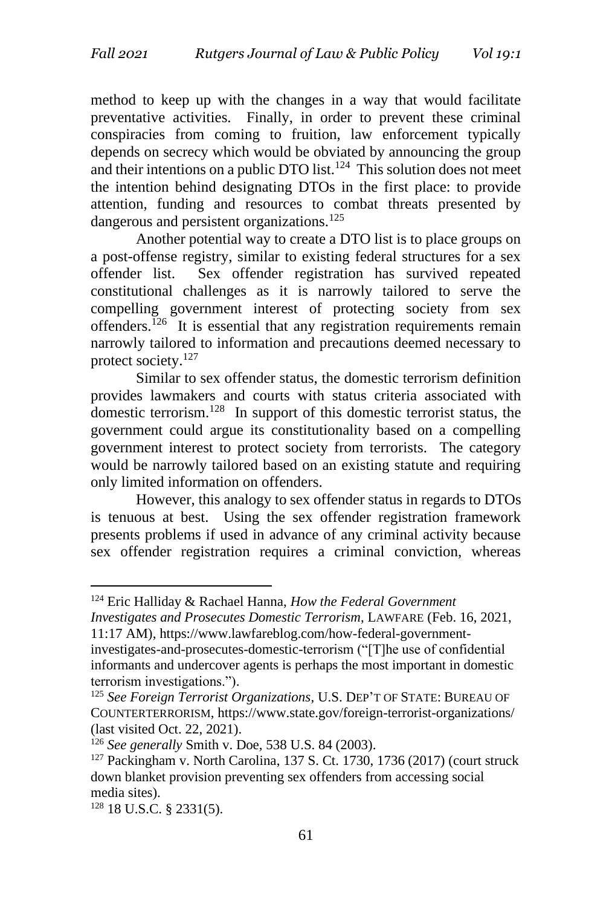method to keep up with the changes in a way that would facilitate preventative activities. Finally, in order to prevent these criminal conspiracies from coming to fruition, law enforcement typically depends on secrecy which would be obviated by announcing the group and their intentions on a public DTO list.[124] This solution does not meet the intention behind designating DTOs in the first place: to provide attention, funding and resources to combat threats presented by dangerous and persistent organizations.[125]

Another potential way to create a DTO list is to place groups on a post-offense registry, similar to existing federal structures for a sex offender list. Sex offender registration has survived repeated constitutional challenges as it is narrowly tailored to serve the compelling government interest of protecting society from sex offenders.[126] It is essential that any registration requirements remain narrowly tailored to information and precautions deemed necessary to protect society.[127]

Similar to sex offender status, the domestic terrorism definition provides lawmakers and courts with status criteria associated with domestic terrorism.[128] In support of this domestic terrorist status, the government could argue its constitutionality based on a compelling government interest to protect society from terrorists. The category would be narrowly tailored based on an existing statute and requiring only limited information on offenders.

However, this analogy to sex offender status in regards to DTOs is tenuous at best. Using the sex offender registration framework presents problems if used in advance of any criminal activity because sex offender registration requires a criminal conviction, whereas

---

[124] Eric Halliday & Rachael Hanna, *How the Federal Government Investigates and Prosecutes Domestic Terrorism*, LAWFARE (Feb. 16, 2021, 11:17 AM), https://www.lawfareblog.com/how-federal-government-investigates-and-prosecutes-domestic-terrorism ("[T]he use of confidential informants and undercover agents is perhaps the most important in domestic terrorism investigations.").

[125] *See Foreign Terrorist Organizations*, U.S. DEP'T OF STATE: BUREAU OF COUNTERTERRORISM, https://www.state.gov/foreign-terrorist-organizations/ (last visited Oct. 22, 2021).

[126] *See generally* Smith v. Doe, 538 U.S. 84 (2003).

[127] Packingham v. North Carolina, 137 S. Ct. 1730, 1736 (2017) (court struck down blanket provision preventing sex offenders from accessing social media sites).

[128] 18 U.S.C. § 2331(5).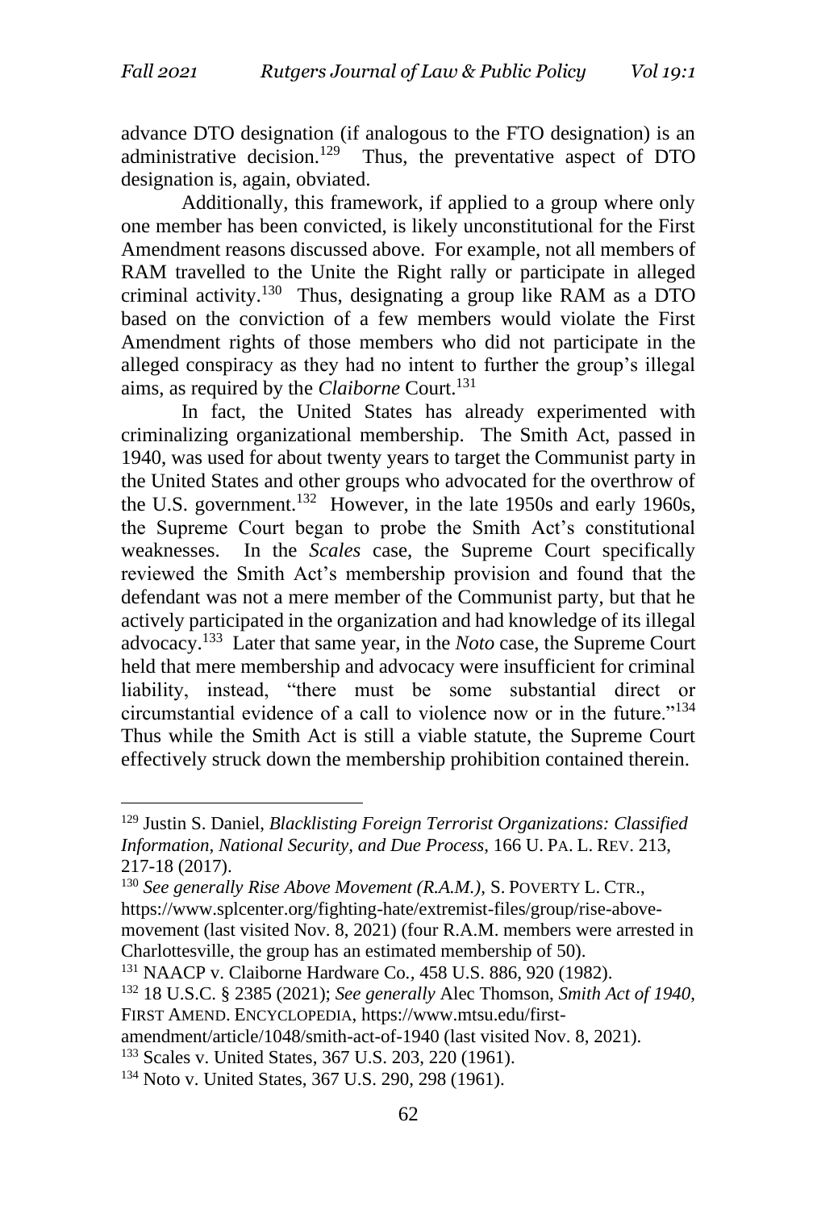advance DTO designation (if analogous to the FTO designation) is an administrative decision.[129] Thus, the preventative aspect of DTO designation is, again, obviated.

Additionally, this framework, if applied to a group where only one member has been convicted, is likely unconstitutional for the First Amendment reasons discussed above. For example, not all members of RAM travelled to the Unite the Right rally or participate in alleged criminal activity.[130] Thus, designating a group like RAM as a DTO based on the conviction of a few members would violate the First Amendment rights of those members who did not participate in the alleged conspiracy as they had no intent to further the group's illegal aims, as required by the *Claiborne* Court.[131]

In fact, the United States has already experimented with criminalizing organizational membership. The Smith Act, passed in 1940, was used for about twenty years to target the Communist party in the United States and other groups who advocated for the overthrow of the U.S. government.[132] However, in the late 1950s and early 1960s, the Supreme Court began to probe the Smith Act's constitutional weaknesses. In the *Scales* case, the Supreme Court specifically reviewed the Smith Act's membership provision and found that the defendant was not a mere member of the Communist party, but that he actively participated in the organization and had knowledge of its illegal advocacy.[133] Later that same year, in the *Noto* case, the Supreme Court held that mere membership and advocacy were insufficient for criminal liability, instead, "there must be some substantial direct or circumstantial evidence of a call to violence now or in the future."[134] Thus while the Smith Act is still a viable statute, the Supreme Court effectively struck down the membership prohibition contained therein.

---

[129] Justin S. Daniel, *Blacklisting Foreign Terrorist Organizations: Classified Information, National Security, and Due Process*, 166 U. PA. L. REV. 213, 217-18 (2017).

[130] *See generally Rise Above Movement (R.A.M.)*, S. POVERTY L. CTR., https://www.splcenter.org/fighting-hate/extremist-files/group/rise-above-movement (last visited Nov. 8, 2021) (four R.A.M. members were arrested in Charlottesville, the group has an estimated membership of 50).

[131] NAACP v. Claiborne Hardware Co., 458 U.S. 886, 920 (1982).

[132] 18 U.S.C. § 2385 (2021); *See generally* Alec Thomson, *Smith Act of 1940*, FIRST AMEND. ENCYCLOPEDIA, https://www.mtsu.edu/first-amendment/article/1048/smith-act-of-1940 (last visited Nov. 8, 2021).

[133] Scales v. United States, 367 U.S. 203, 220 (1961).

[134] Noto v. United States, 367 U.S. 290, 298 (1961).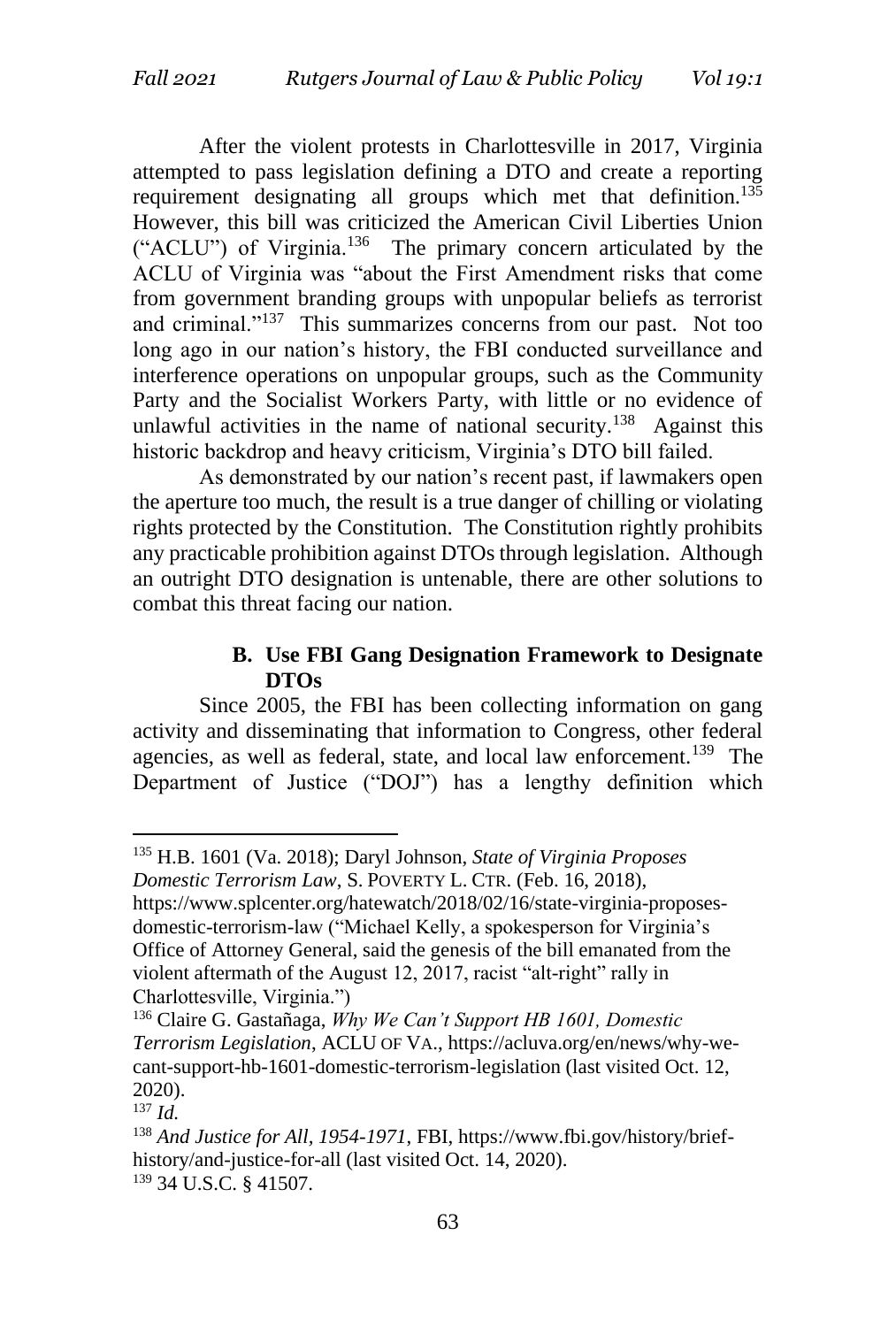After the violent protests in Charlottesville in 2017, Virginia attempted to pass legislation defining a DTO and create a reporting requirement designating all groups which met that definition.[135] However, this bill was criticized the American Civil Liberties Union ("ACLU") of Virginia.[136] The primary concern articulated by the ACLU of Virginia was "about the First Amendment risks that come from government branding groups with unpopular beliefs as terrorist and criminal."[137] This summarizes concerns from our past. Not too long ago in our nation's history, the FBI conducted surveillance and interference operations on unpopular groups, such as the Community Party and the Socialist Workers Party, with little or no evidence of unlawful activities in the name of national security.[138] Against this historic backdrop and heavy criticism, Virginia's DTO bill failed.

As demonstrated by our nation's recent past, if lawmakers open the aperture too much, the result is a true danger of chilling or violating rights protected by the Constitution. The Constitution rightly prohibits any practicable prohibition against DTOs through legislation. Although an outright DTO designation is untenable, there are other solutions to combat this threat facing our nation.

### B. Use FBI Gang Designation Framework to Designate DTOs

Since 2005, the FBI has been collecting information on gang activity and disseminating that information to Congress, other federal agencies, as well as federal, state, and local law enforcement.[139] The Department of Justice ("DOJ") has a lengthy definition which

---

[135] H.B. 1601 (Va. 2018); Daryl Johnson, *State of Virginia Proposes Domestic Terrorism Law*, S. POVERTY L. CTR. (Feb. 16, 2018), https://www.splcenter.org/hatewatch/2018/02/16/state-virginia-proposes-domestic-terrorism-law ("Michael Kelly, a spokesperson for Virginia's Office of Attorney General, said the genesis of the bill emanated from the violent aftermath of the August 12, 2017, racist "alt-right" rally in Charlottesville, Virginia.")

[136] Claire G. Gastañaga, *Why We Can't Support HB 1601, Domestic Terrorism Legislation*, ACLU OF VA., https://acluva.org/en/news/why-we-cant-support-hb-1601-domestic-terrorism-legislation (last visited Oct. 12, 2020).

[137] *Id.*

[138] *And Justice for All, 1954-1971*, FBI, https://www.fbi.gov/history/brief-history/and-justice-for-all (last visited Oct. 14, 2020).

[139] 34 U.S.C. § 41507.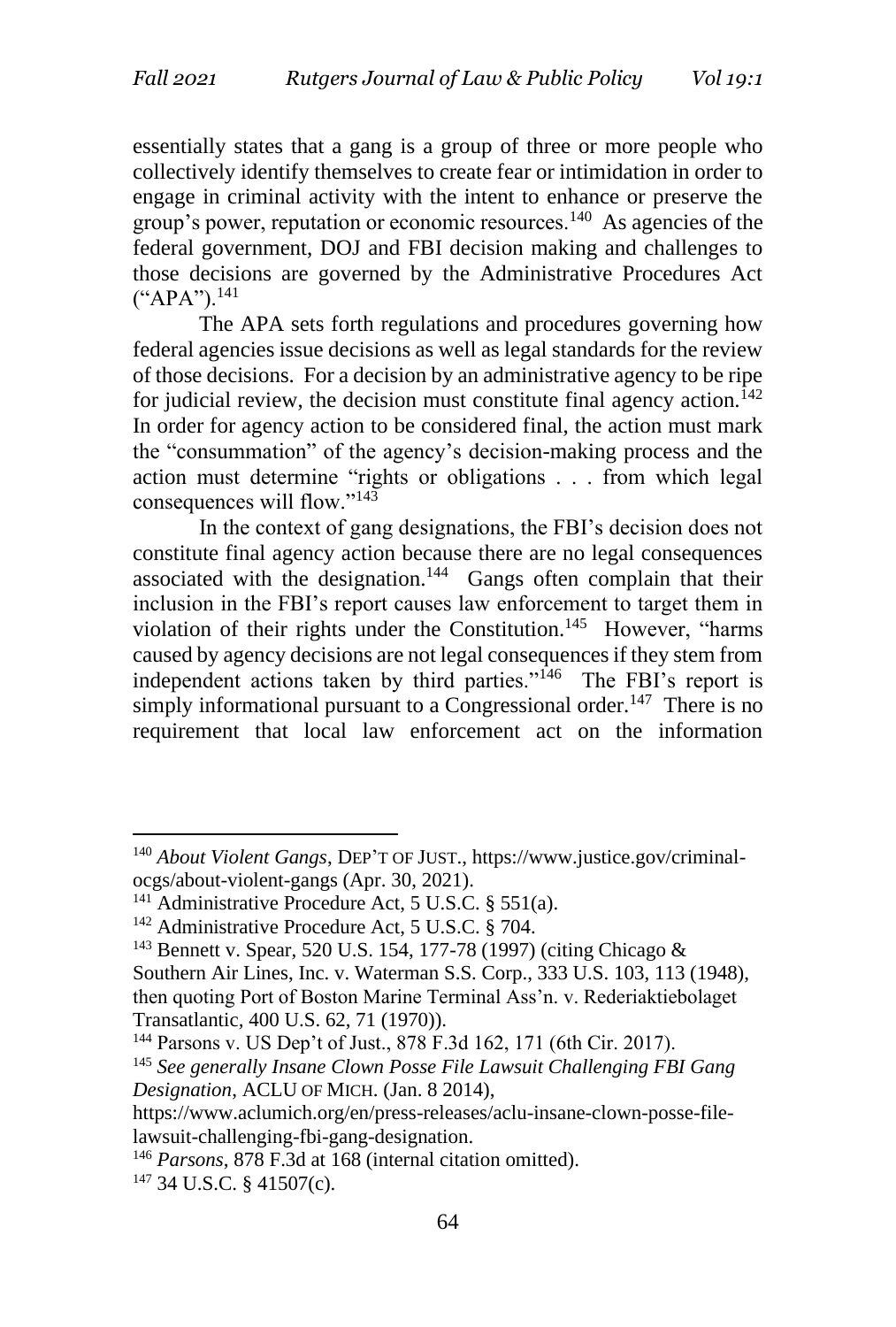essentially states that a gang is a group of three or more people who collectively identify themselves to create fear or intimidation in order to engage in criminal activity with the intent to enhance or preserve the group's power, reputation or economic resources.[140] As agencies of the federal government, DOJ and FBI decision making and challenges to those decisions are governed by the Administrative Procedures Act ("APA").[141]

The APA sets forth regulations and procedures governing how federal agencies issue decisions as well as legal standards for the review of those decisions. For a decision by an administrative agency to be ripe for judicial review, the decision must constitute final agency action.[142] In order for agency action to be considered final, the action must mark the "consummation" of the agency's decision-making process and the action must determine "rights or obligations . . . from which legal consequences will flow."[143]

In the context of gang designations, the FBI's decision does not constitute final agency action because there are no legal consequences associated with the designation.[144] Gangs often complain that their inclusion in the FBI's report causes law enforcement to target them in violation of their rights under the Constitution.[145] However, "harms caused by agency decisions are not legal consequences if they stem from independent actions taken by third parties."[146] The FBI's report is simply informational pursuant to a Congressional order.[147] There is no requirement that local law enforcement act on the information

---

[140] *About Violent Gangs*, DEP'T OF JUST., https://www.justice.gov/criminal-ocgs/about-violent-gangs (Apr. 30, 2021).

[141] Administrative Procedure Act, 5 U.S.C. § 551(a).

[142] Administrative Procedure Act, 5 U.S.C. § 704.

[143] Bennett v. Spear, 520 U.S. 154, 177-78 (1997) (citing Chicago & Southern Air Lines, Inc. v. Waterman S.S. Corp., 333 U.S. 103, 113 (1948), then quoting Port of Boston Marine Terminal Ass'n. v. Rederiaktiebolaget Transatlantic, 400 U.S. 62, 71 (1970)).

[144] Parsons v. US Dep't of Just., 878 F.3d 162, 171 (6th Cir. 2017).

[145] *See generally Insane Clown Posse File Lawsuit Challenging FBI Gang Designation*, ACLU OF MICH. (Jan. 8 2014), https://www.aclumich.org/en/press-releases/aclu-insane-clown-posse-file-lawsuit-challenging-fbi-gang-designation.

[146] *Parsons*, 878 F.3d at 168 (internal citation omitted).

[147] 34 U.S.C. § 41507(c).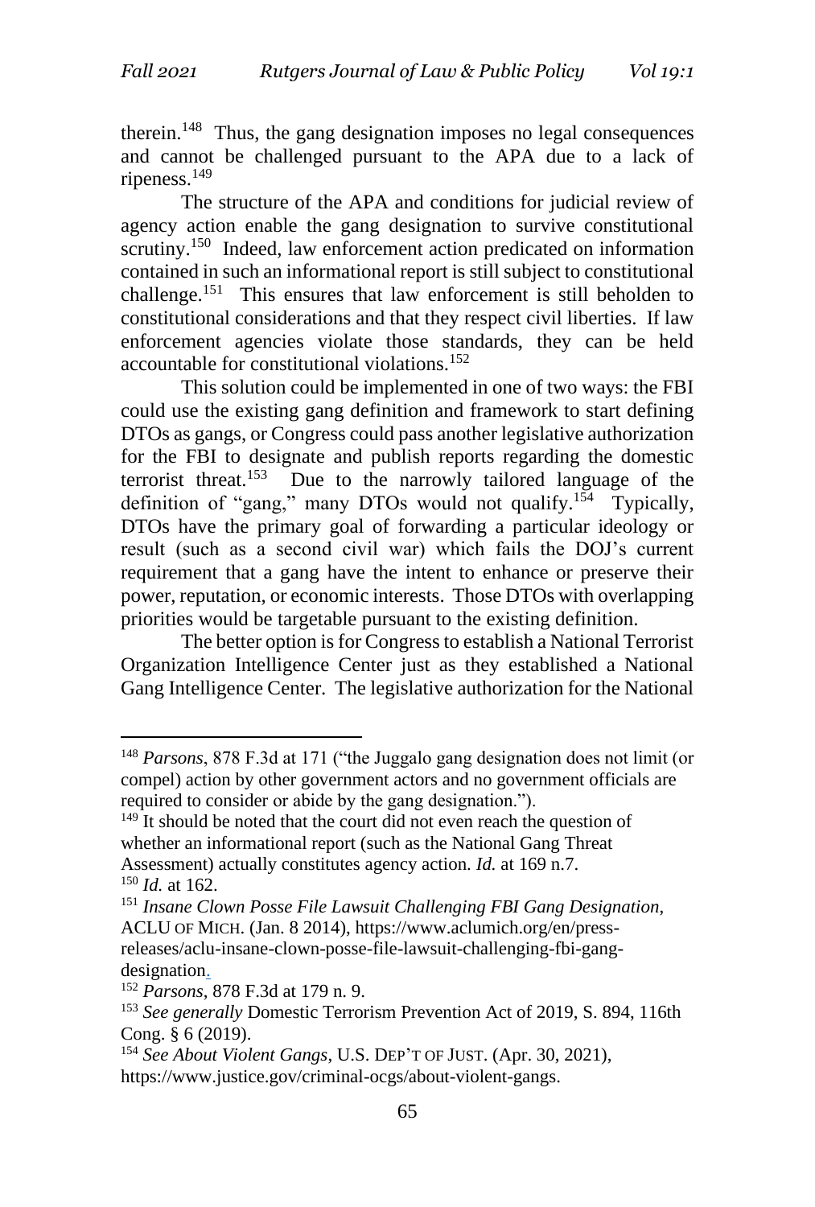therein.[148] Thus, the gang designation imposes no legal consequences and cannot be challenged pursuant to the APA due to a lack of ripeness.[149]

The structure of the APA and conditions for judicial review of agency action enable the gang designation to survive constitutional scrutiny.[150] Indeed, law enforcement action predicated on information contained in such an informational report is still subject to constitutional challenge.[151] This ensures that law enforcement is still beholden to constitutional considerations and that they respect civil liberties. If law enforcement agencies violate those standards, they can be held accountable for constitutional violations.[152]

This solution could be implemented in one of two ways: the FBI could use the existing gang definition and framework to start defining DTOs as gangs, or Congress could pass another legislative authorization for the FBI to designate and publish reports regarding the domestic terrorist threat.[153] Due to the narrowly tailored language of the definition of "gang," many DTOs would not qualify.[154] Typically, DTOs have the primary goal of forwarding a particular ideology or result (such as a second civil war) which fails the DOJ's current requirement that a gang have the intent to enhance or preserve their power, reputation, or economic interests. Those DTOs with overlapping priorities would be targetable pursuant to the existing definition.

The better option is for Congress to establish a National Terrorist Organization Intelligence Center just as they established a National Gang Intelligence Center. The legislative authorization for the National

---

[148] *Parsons*, 878 F.3d at 171 ("the Juggalo gang designation does not limit (or compel) action by other government actors and no government officials are required to consider or abide by the gang designation.").

[149] It should be noted that the court did not even reach the question of whether an informational report (such as the National Gang Threat Assessment) actually constitutes agency action. *Id.* at 169 n.7.

[150] *Id.* at 162.

[151] *Insane Clown Posse File Lawsuit Challenging FBI Gang Designation*, ACLU OF MICH. (Jan. 8 2014), https://www.aclumich.org/en/press-releases/aclu-insane-clown-posse-file-lawsuit-challenging-fbi-gang-designation.

[152] *Parsons*, 878 F.3d at 179 n. 9.

[153] *See generally* Domestic Terrorism Prevention Act of 2019, S. 894, 116th Cong. § 6 (2019).

[154] *See About Violent Gangs*, U.S. DEP'T OF JUST. (Apr. 30, 2021), https://www.justice.gov/criminal-ocgs/about-violent-gangs.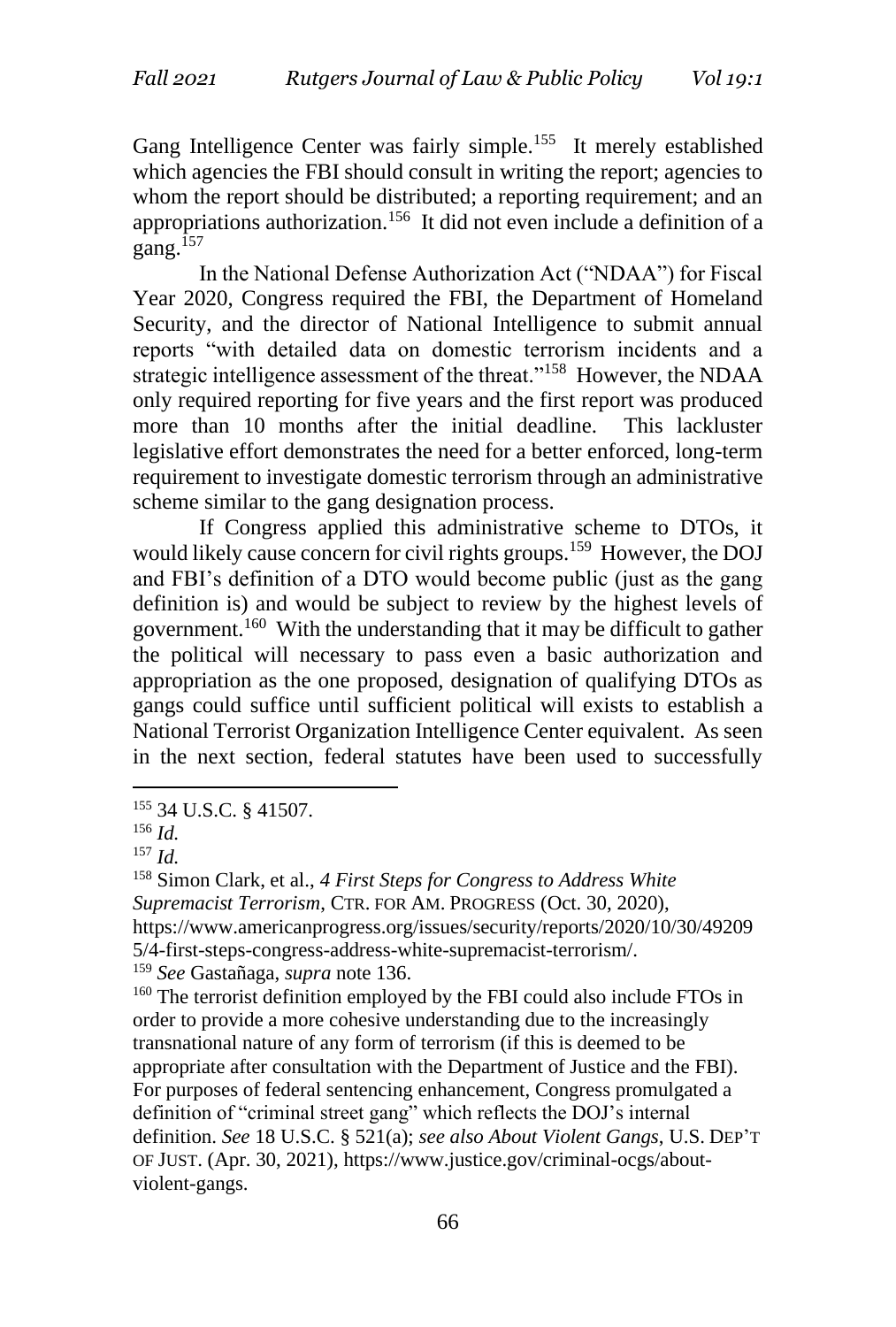Gang Intelligence Center was fairly simple.[155] It merely established which agencies the FBI should consult in writing the report; agencies to whom the report should be distributed; a reporting requirement; and an appropriations authorization.[156] It did not even include a definition of a gang.[157]

In the National Defense Authorization Act ("NDAA") for Fiscal Year 2020, Congress required the FBI, the Department of Homeland Security, and the director of National Intelligence to submit annual reports "with detailed data on domestic terrorism incidents and a strategic intelligence assessment of the threat."[158] However, the NDAA only required reporting for five years and the first report was produced more than 10 months after the initial deadline. This lackluster legislative effort demonstrates the need for a better enforced, long-term requirement to investigate domestic terrorism through an administrative scheme similar to the gang designation process.

If Congress applied this administrative scheme to DTOs, it would likely cause concern for civil rights groups.[159] However, the DOJ and FBI's definition of a DTO would become public (just as the gang definition is) and would be subject to review by the highest levels of government.[160] With the understanding that it may be difficult to gather the political will necessary to pass even a basic authorization and appropriation as the one proposed, designation of qualifying DTOs as gangs could suffice until sufficient political will exists to establish a National Terrorist Organization Intelligence Center equivalent. As seen in the next section, federal statutes have been used to successfully

---

[155] 34 U.S.C. § 41507.

[156] *Id.*

[157] *Id.*

[158] Simon Clark, et al., *4 First Steps for Congress to Address White Supremacist Terrorism*, CTR. FOR AM. PROGRESS (Oct. 30, 2020), https://www.americanprogress.org/issues/security/reports/2020/10/30/492095/4-first-steps-congress-address-white-supremacist-terrorism/.

[159] *See* Gastañaga, *supra* note 136.

[160] The terrorist definition employed by the FBI could also include FTOs in order to provide a more cohesive understanding due to the increasingly transnational nature of any form of terrorism (if this is deemed to be appropriate after consultation with the Department of Justice and the FBI). For purposes of federal sentencing enhancement, Congress promulgated a definition of "criminal street gang" which reflects the DOJ's internal definition. *See* 18 U.S.C. § 521(a); *see also About Violent Gangs*, U.S. DEP'T OF JUST. (Apr. 30, 2021), https://www.justice.gov/criminal-ocgs/about-violent-gangs.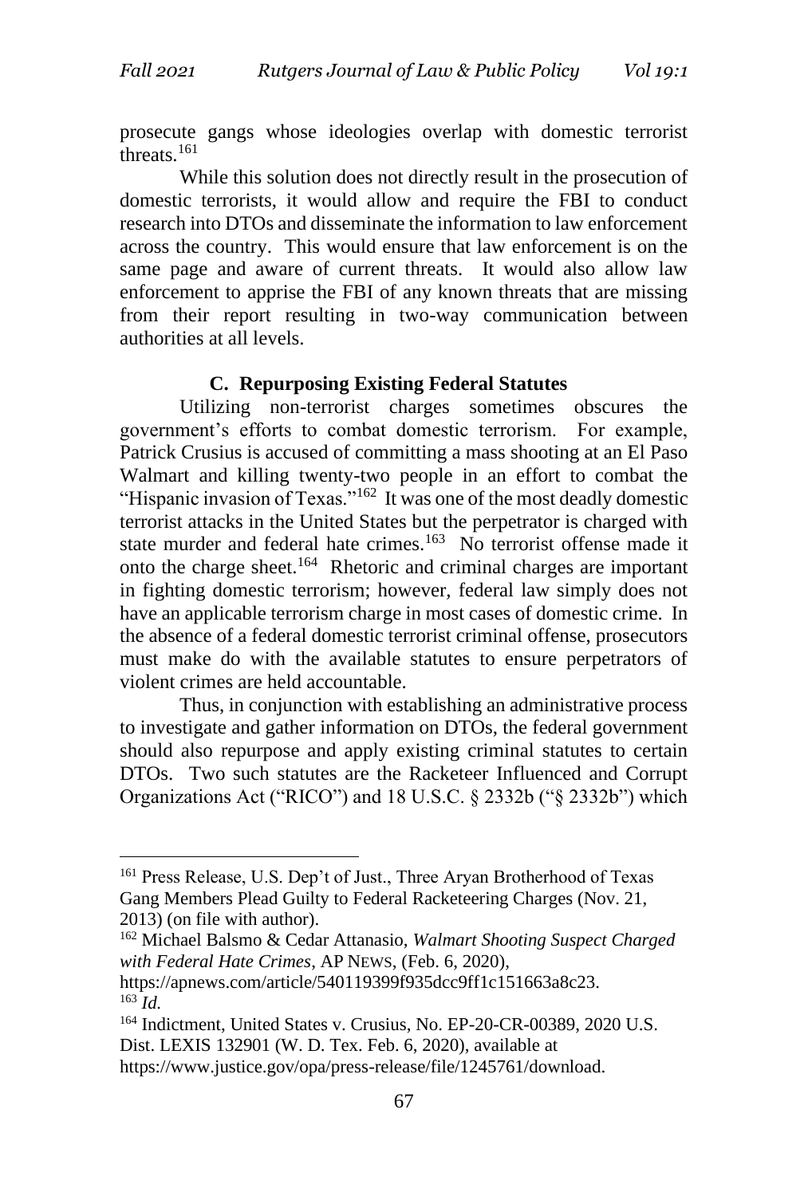prosecute gangs whose ideologies overlap with domestic terrorist threats.[161]

While this solution does not directly result in the prosecution of domestic terrorists, it would allow and require the FBI to conduct research into DTOs and disseminate the information to law enforcement across the country. This would ensure that law enforcement is on the same page and aware of current threats. It would also allow law enforcement to apprise the FBI of any known threats that are missing from their report resulting in two-way communication between authorities at all levels.

### C. Repurposing Existing Federal Statutes

Utilizing non-terrorist charges sometimes obscures the government's efforts to combat domestic terrorism. For example, Patrick Crusius is accused of committing a mass shooting at an El Paso Walmart and killing twenty-two people in an effort to combat the "Hispanic invasion of Texas."[162] It was one of the most deadly domestic terrorist attacks in the United States but the perpetrator is charged with state murder and federal hate crimes.[163] No terrorist offense made it onto the charge sheet.[164] Rhetoric and criminal charges are important in fighting domestic terrorism; however, federal law simply does not have an applicable terrorism charge in most cases of domestic crime. In the absence of a federal domestic terrorist criminal offense, prosecutors must make do with the available statutes to ensure perpetrators of violent crimes are held accountable.

Thus, in conjunction with establishing an administrative process to investigate and gather information on DTOs, the federal government should also repurpose and apply existing criminal statutes to certain DTOs. Two such statutes are the Racketeer Influenced and Corrupt Organizations Act ("RICO") and 18 U.S.C. § 2332b ("§ 2332b") which

---

[161] Press Release, U.S. Dep't of Just., Three Aryan Brotherhood of Texas Gang Members Plead Guilty to Federal Racketeering Charges (Nov. 21, 2013) (on file with author).

[162] Michael Balsmo & Cedar Attanasio, *Walmart Shooting Suspect Charged with Federal Hate Crimes*, AP NEWS, (Feb. 6, 2020), https://apnews.com/article/540119399f935dcc9ff1c151663a8c23.

[163] *Id.*

[164] Indictment, United States v. Crusius, No. EP-20-CR-00389, 2020 U.S. Dist. LEXIS 132901 (W. D. Tex. Feb. 6, 2020), available at https://www.justice.gov/opa/press-release/file/1245761/download.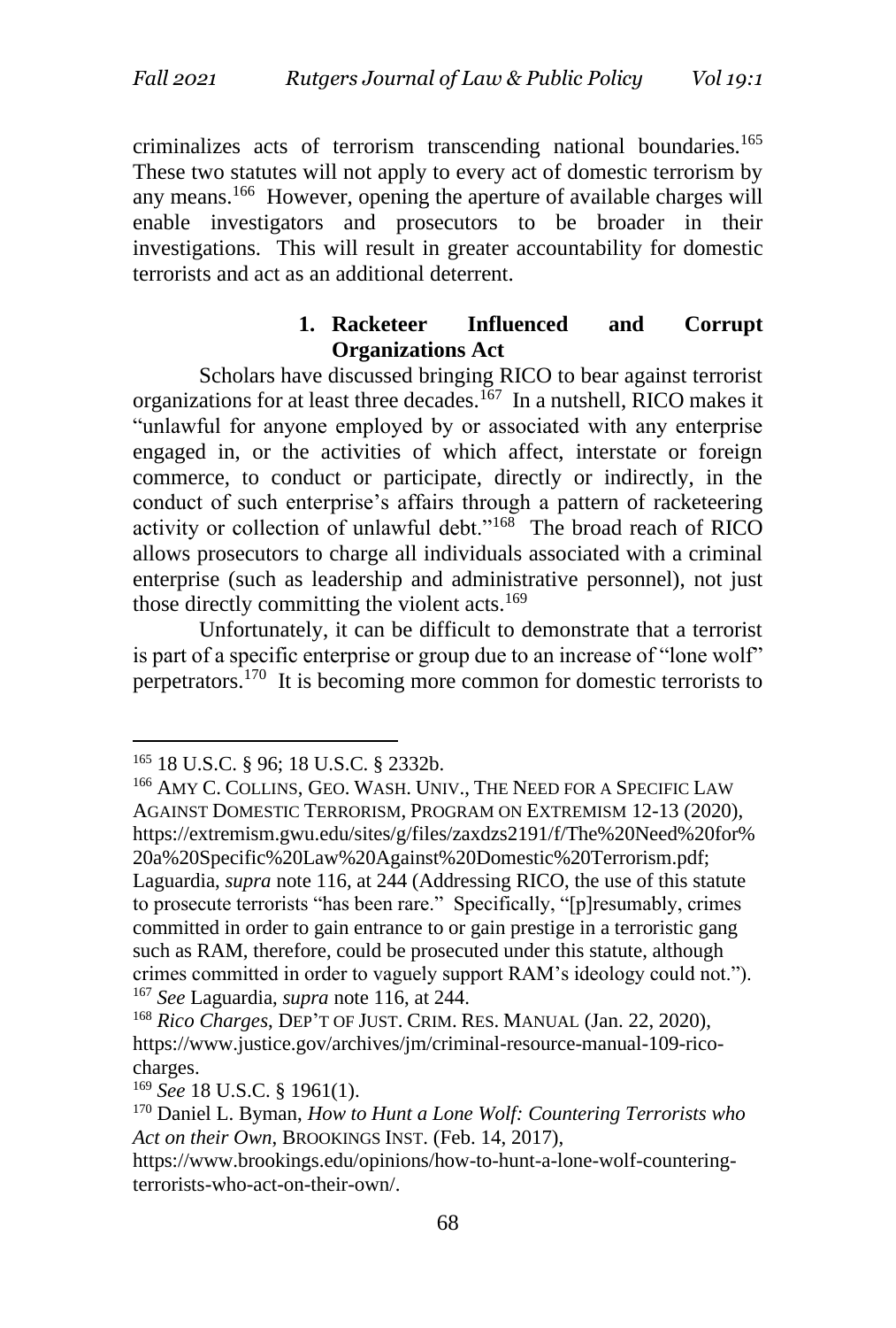criminalizes acts of terrorism transcending national boundaries.[165] These two statutes will not apply to every act of domestic terrorism by any means.[166] However, opening the aperture of available charges will enable investigators and prosecutors to be broader in their investigations. This will result in greater accountability for domestic terrorists and act as an additional deterrent.

#### 1. Racketeer Influenced and Corrupt Organizations Act

Scholars have discussed bringing RICO to bear against terrorist organizations for at least three decades.[167] In a nutshell, RICO makes it "unlawful for anyone employed by or associated with any enterprise engaged in, or the activities of which affect, interstate or foreign commerce, to conduct or participate, directly or indirectly, in the conduct of such enterprise's affairs through a pattern of racketeering activity or collection of unlawful debt."[168] The broad reach of RICO allows prosecutors to charge all individuals associated with a criminal enterprise (such as leadership and administrative personnel), not just those directly committing the violent acts.[169]

Unfortunately, it can be difficult to demonstrate that a terrorist is part of a specific enterprise or group due to an increase of "lone wolf" perpetrators.[170] It is becoming more common for domestic terrorists to

---

[165] 18 U.S.C. § 96; 18 U.S.C. § 2332b.

[166] AMY C. COLLINS, GEO. WASH. UNIV., THE NEED FOR A SPECIFIC LAW AGAINST DOMESTIC TERRORISM, PROGRAM ON EXTREMISM 12-13 (2020), https://extremism.gwu.edu/sites/g/files/zaxdzs2191/f/The%20Need%20for%20a%20Specific%20Law%20Against%20Domestic%20Terrorism.pdf; Laguardia, *supra* note 116, at 244 (Addressing RICO, the use of this statute to prosecute terrorists "has been rare." Specifically, "[p]resumably, crimes committed in order to gain entrance to or gain prestige in a terroristic gang such as RAM, therefore, could be prosecuted under this statute, although crimes committed in order to vaguely support RAM's ideology could not.").

[167] *See* Laguardia, *supra* note 116, at 244.

[168] *Rico Charges*, DEP'T OF JUST. CRIM. RES. MANUAL (Jan. 22, 2020), https://www.justice.gov/archives/jm/criminal-resource-manual-109-rico-charges.

[169] *See* 18 U.S.C. § 1961(1).

[170] Daniel L. Byman, *How to Hunt a Lone Wolf: Countering Terrorists who Act on their Own*, BROOKINGS INST. (Feb. 14, 2017), https://www.brookings.edu/opinions/how-to-hunt-a-lone-wolf-countering-terrorists-who-act-on-their-own/.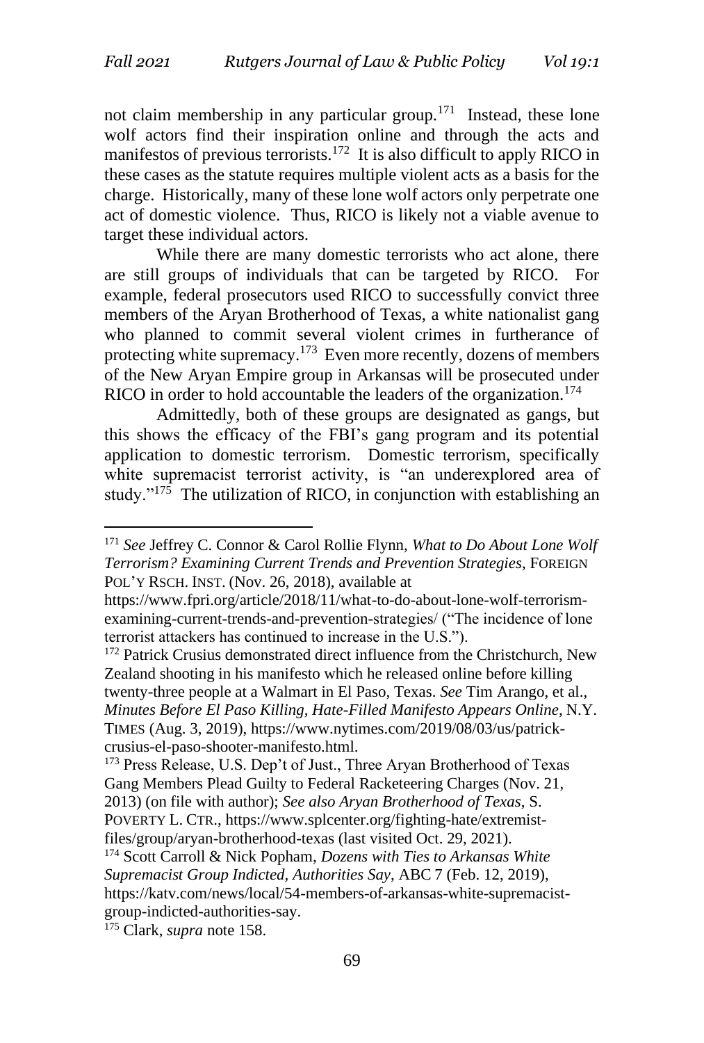not claim membership in any particular group.[171] Instead, these lone wolf actors find their inspiration online and through the acts and manifestos of previous terrorists.[172] It is also difficult to apply RICO in these cases as the statute requires multiple violent acts as a basis for the charge. Historically, many of these lone wolf actors only perpetrate one act of domestic violence. Thus, RICO is likely not a viable avenue to target these individual actors.

While there are many domestic terrorists who act alone, there are still groups of individuals that can be targeted by RICO. For example, federal prosecutors used RICO to successfully convict three members of the Aryan Brotherhood of Texas, a white nationalist gang who planned to commit several violent crimes in furtherance of protecting white supremacy.[173] Even more recently, dozens of members of the New Aryan Empire group in Arkansas will be prosecuted under RICO in order to hold accountable the leaders of the organization.[174]

Admittedly, both of these groups are designated as gangs, but this shows the efficacy of the FBI's gang program and its potential application to domestic terrorism. Domestic terrorism, specifically white supremacist terrorist activity, is "an underexplored area of study."[175] The utilization of RICO, in conjunction with establishing an

---

[171] *See* Jeffrey C. Connor & Carol Rollie Flynn, *What to Do About Lone Wolf Terrorism? Examining Current Trends and Prevention Strategies*, FOREIGN POL'Y RSCH. INST. (Nov. 26, 2018), available at https://www.fpri.org/article/2018/11/what-to-do-about-lone-wolf-terrorism-examining-current-trends-and-prevention-strategies/ ("The incidence of lone terrorist attackers has continued to increase in the U.S.").

[172] Patrick Crusius demonstrated direct influence from the Christchurch, New Zealand shooting in his manifesto which he released online before killing twenty-three people at a Walmart in El Paso, Texas. *See* Tim Arango, et al., *Minutes Before El Paso Killing, Hate-Filled Manifesto Appears Online*, N.Y. TIMES (Aug. 3, 2019), https://www.nytimes.com/2019/08/03/us/patrick-crusius-el-paso-shooter-manifesto.html.

[173] Press Release, U.S. Dep't of Just., Three Aryan Brotherhood of Texas Gang Members Plead Guilty to Federal Racketeering Charges (Nov. 21, 2013) (on file with author); *See also Aryan Brotherhood of Texas*, S. POVERTY L. CTR., https://www.splcenter.org/fighting-hate/extremist-files/group/aryan-brotherhood-texas (last visited Oct. 29, 2021).

[174] Scott Carroll & Nick Popham, *Dozens with Ties to Arkansas White Supremacist Group Indicted, Authorities Say*, ABC 7 (Feb. 12, 2019), https://katv.com/news/local/54-members-of-arkansas-white-supremacist-group-indicted-authorities-say.

[175] Clark, *supra* note 158.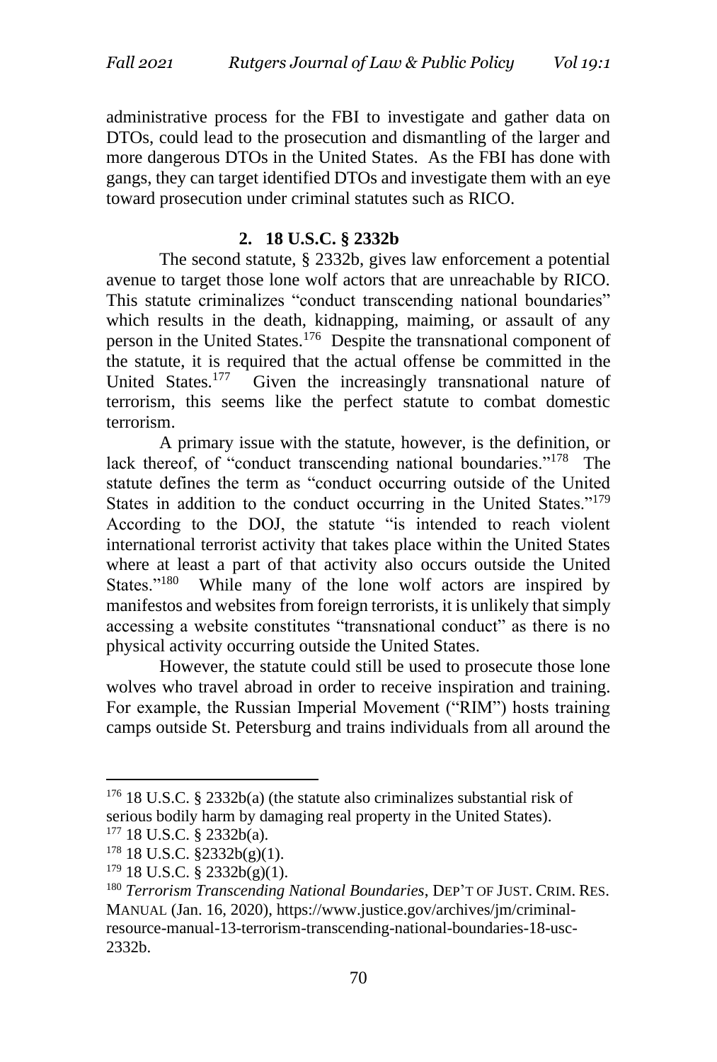administrative process for the FBI to investigate and gather data on DTOs, could lead to the prosecution and dismantling of the larger and more dangerous DTOs in the United States. As the FBI has done with gangs, they can target identified DTOs and investigate them with an eye toward prosecution under criminal statutes such as RICO.

### 2. 18 U.S.C. § 2332b

The second statute, § 2332b, gives law enforcement a potential avenue to target those lone wolf actors that are unreachable by RICO. This statute criminalizes "conduct transcending national boundaries" which results in the death, kidnapping, maiming, or assault of any person in the United States.[176] Despite the transnational component of the statute, it is required that the actual offense be committed in the United States.[177] Given the increasingly transnational nature of terrorism, this seems like the perfect statute to combat domestic terrorism.

A primary issue with the statute, however, is the definition, or lack thereof, of "conduct transcending national boundaries."[178] The statute defines the term as "conduct occurring outside of the United States in addition to the conduct occurring in the United States."[179] According to the DOJ, the statute "is intended to reach violent international terrorist activity that takes place within the United States where at least a part of that activity also occurs outside the United States."[180] While many of the lone wolf actors are inspired by manifestos and websites from foreign terrorists, it is unlikely that simply accessing a website constitutes "transnational conduct" as there is no physical activity occurring outside the United States.

However, the statute could still be used to prosecute those lone wolves who travel abroad in order to receive inspiration and training. For example, the Russian Imperial Movement ("RIM") hosts training camps outside St. Petersburg and trains individuals from all around the

---

[176] 18 U.S.C. § 2332b(a) (the statute also criminalizes substantial risk of serious bodily harm by damaging real property in the United States).

[177] 18 U.S.C. § 2332b(a).

[178] 18 U.S.C. §2332b(g)(1).

[179] 18 U.S.C. § 2332b(g)(1).

[180] *Terrorism Transcending National Boundaries*, DEP'T OF JUST. CRIM. RES. MANUAL (Jan. 16, 2020), https://www.justice.gov/archives/jm/criminal-resource-manual-13-terrorism-transcending-national-boundaries-18-usc-2332b.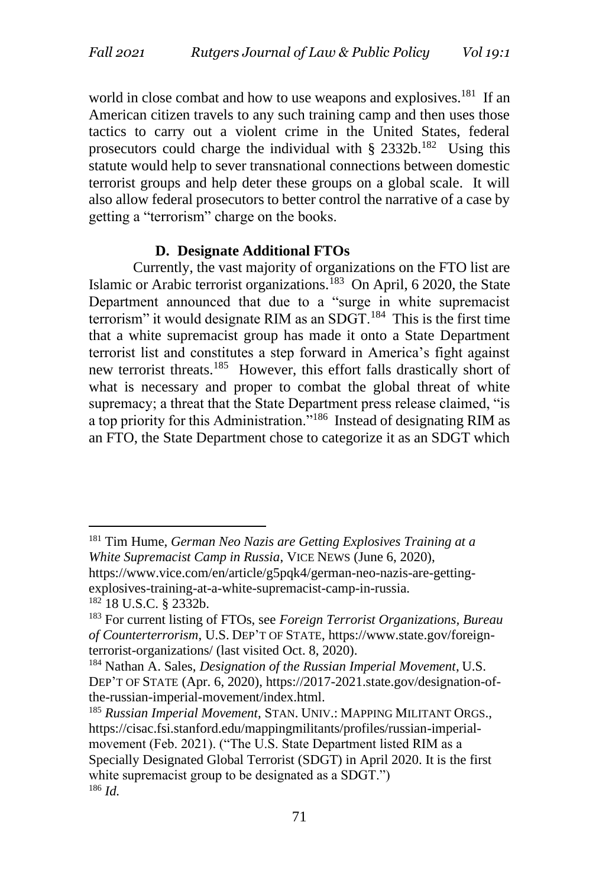world in close combat and how to use weapons and explosives.[181] If an American citizen travels to any such training camp and then uses those tactics to carry out a violent crime in the United States, federal prosecutors could charge the individual with § 2332b.[182] Using this statute would help to sever transnational connections between domestic terrorist groups and help deter these groups on a global scale. It will also allow federal prosecutors to better control the narrative of a case by getting a "terrorism" charge on the books.

### D. Designate Additional FTOs

Currently, the vast majority of organizations on the FTO list are Islamic or Arabic terrorist organizations.[183] On April, 6 2020, the State Department announced that due to a "surge in white supremacist terrorism" it would designate RIM as an SDGT.[184] This is the first time that a white supremacist group has made it onto a State Department terrorist list and constitutes a step forward in America's fight against new terrorist threats.[185] However, this effort falls drastically short of what is necessary and proper to combat the global threat of white supremacy; a threat that the State Department press release claimed, "is a top priority for this Administration."[186] Instead of designating RIM as an FTO, the State Department chose to categorize it as an SDGT which

---

[181] Tim Hume, *German Neo Nazis are Getting Explosives Training at a White Supremacist Camp in Russia*, VICE NEWS (June 6, 2020), https://www.vice.com/en/article/g5pqk4/german-neo-nazis-are-getting-explosives-training-at-a-white-supremacist-camp-in-russia.

[182] 18 U.S.C. § 2332b.

[183] For current listing of FTOs, see *Foreign Terrorist Organizations, Bureau of Counterterrorism*, U.S. DEP'T OF STATE, https://www.state.gov/foreign-terrorist-organizations/ (last visited Oct. 8, 2020).

[184] Nathan A. Sales, *Designation of the Russian Imperial Movement*, U.S. DEP'T OF STATE (Apr. 6, 2020), https://2017-2021.state.gov/designation-of-the-russian-imperial-movement/index.html.

[185] *Russian Imperial Movement*, STAN. UNIV.: MAPPING MILITANT ORGS., https://cisac.fsi.stanford.edu/mappingmilitants/profiles/russian-imperial-movement (Feb. 2021). ("The U.S. State Department listed RIM as a Specially Designated Global Terrorist (SDGT) in April 2020. It is the first white supremacist group to be designated as a SDGT.")

[186] *Id.*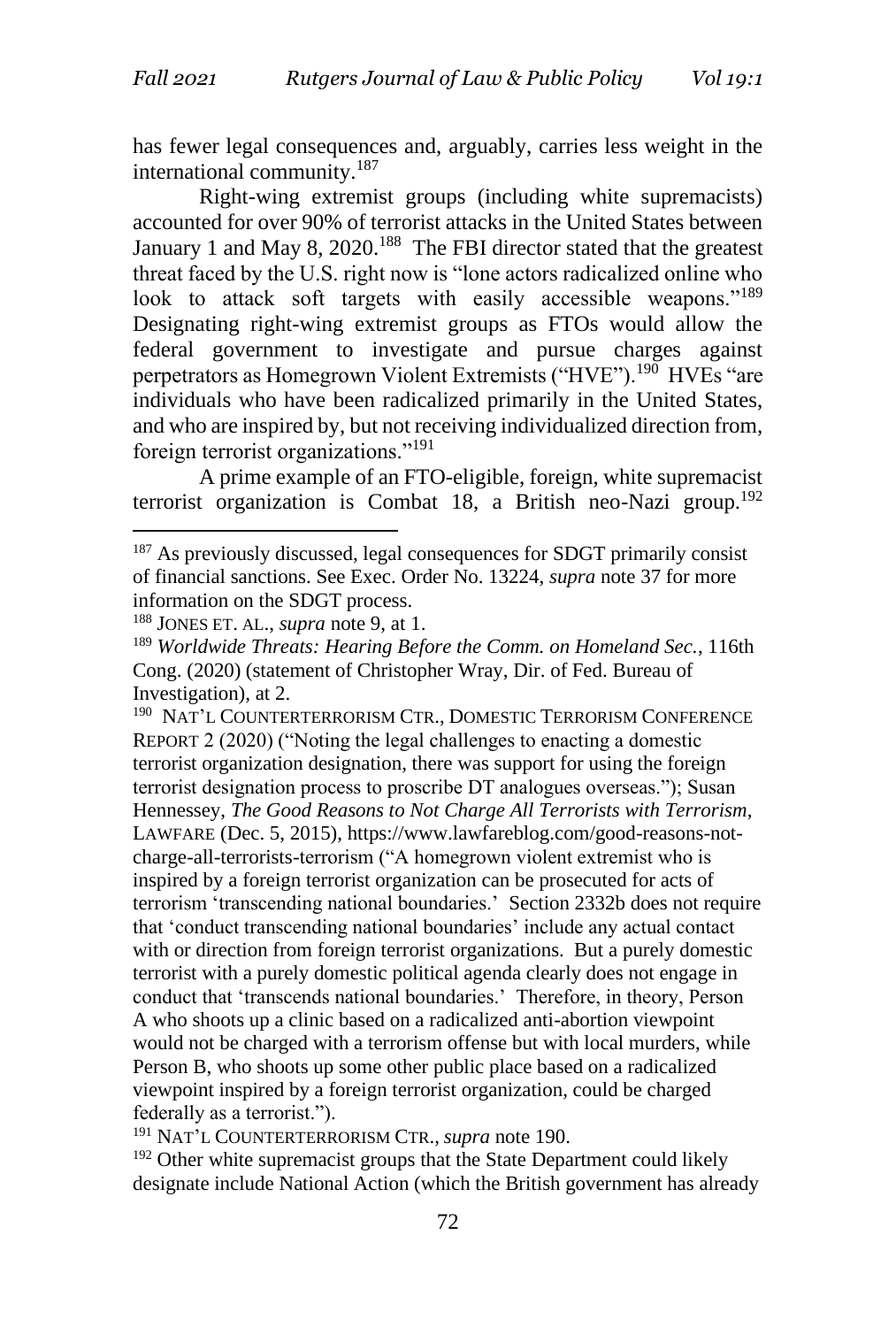has fewer legal consequences and, arguably, carries less weight in the international community.[187]

Right-wing extremist groups (including white supremacists) accounted for over 90% of terrorist attacks in the United States between January 1 and May 8, 2020.[188] The FBI director stated that the greatest threat faced by the U.S. right now is "lone actors radicalized online who look to attack soft targets with easily accessible weapons."[189] Designating right-wing extremist groups as FTOs would allow the federal government to investigate and pursue charges against perpetrators as Homegrown Violent Extremists ("HVE").[190] HVEs "are individuals who have been radicalized primarily in the United States, and who are inspired by, but not receiving individualized direction from, foreign terrorist organizations."[191]

A prime example of an FTO-eligible, foreign, white supremacist terrorist organization is Combat 18, a British neo-Nazi group.[192]

---

[187] As previously discussed, legal consequences for SDGT primarily consist of financial sanctions. See Exec. Order No. 13224, *supra* note 37 for more information on the SDGT process.

[188] JONES ET. AL., *supra* note 9, at 1.

[189] *Worldwide Threats: Hearing Before the Comm. on Homeland Sec.*, 116th Cong. (2020) (statement of Christopher Wray, Dir. of Fed. Bureau of Investigation), at 2.

[190] NAT'L COUNTERTERRORISM CTR., DOMESTIC TERRORISM CONFERENCE REPORT 2 (2020) ("Noting the legal challenges to enacting a domestic terrorist organization designation, there was support for using the foreign terrorist designation process to proscribe DT analogues overseas."); Susan Hennessey, *The Good Reasons to Not Charge All Terrorists with Terrorism*, LAWFARE (Dec. 5, 2015), https://www.lawfareblog.com/good-reasons-not-charge-all-terrorists-terrorism ("A homegrown violent extremist who is inspired by a foreign terrorist organization can be prosecuted for acts of terrorism 'transcending national boundaries.' Section 2332b does not require that 'conduct transcending national boundaries' include any actual contact with or direction from foreign terrorist organizations. But a purely domestic terrorist with a purely domestic political agenda clearly does not engage in conduct that 'transcends national boundaries.' Therefore, in theory, Person A who shoots up a clinic based on a radicalized anti-abortion viewpoint would not be charged with a terrorism offense but with local murders, while Person B, who shoots up some other public place based on a radicalized viewpoint inspired by a foreign terrorist organization, could be charged federally as a terrorist.").

[191] NAT'L COUNTERTERRORISM CTR., *supra* note 190.

[192] Other white supremacist groups that the State Department could likely designate include National Action (which the British government has already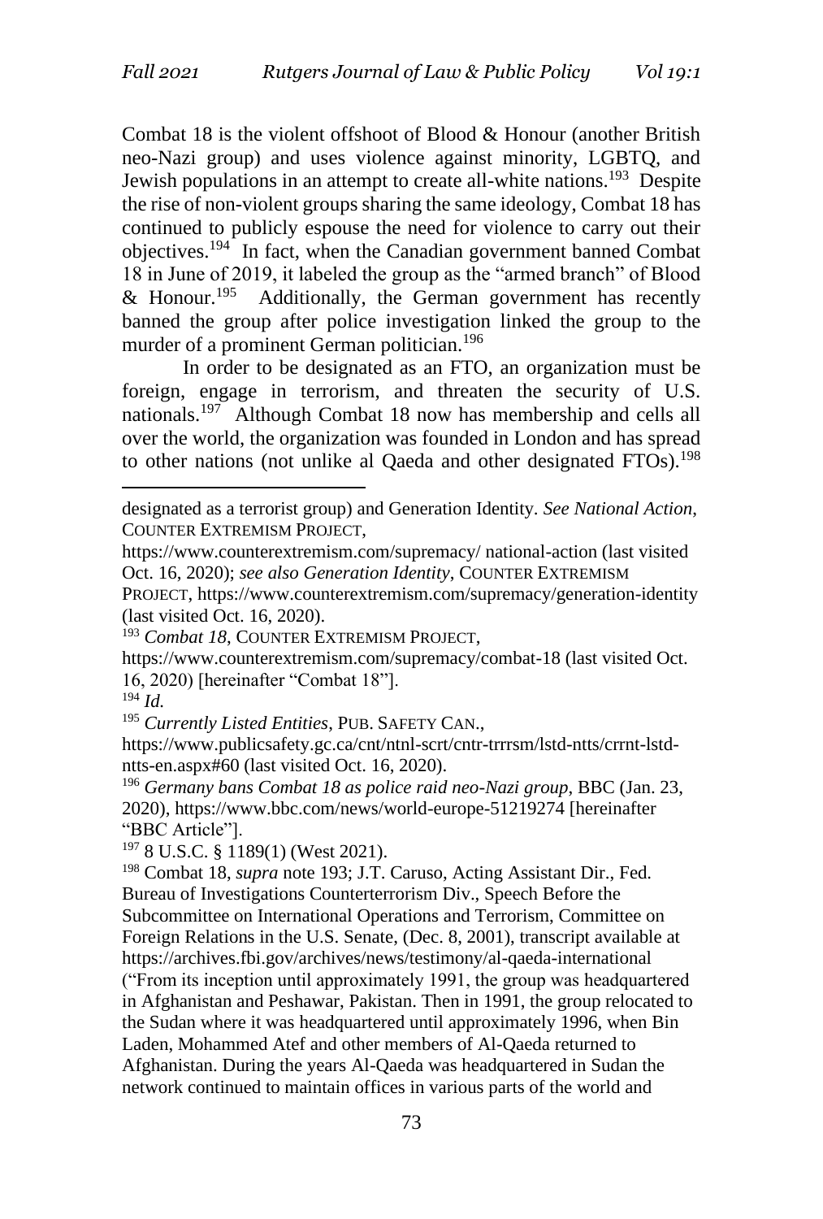Combat 18 is the violent offshoot of Blood & Honour (another British neo-Nazi group) and uses violence against minority, LGBTQ, and Jewish populations in an attempt to create all-white nations.[193] Despite the rise of non-violent groups sharing the same ideology, Combat 18 has continued to publicly espouse the need for violence to carry out their objectives.[194] In fact, when the Canadian government banned Combat 18 in June of 2019, it labeled the group as the "armed branch" of Blood & Honour.[195] Additionally, the German government has recently banned the group after police investigation linked the group to the murder of a prominent German politician.[196]

In order to be designated as an FTO, an organization must be foreign, engage in terrorism, and threaten the security of U.S. nationals.[197] Although Combat 18 now has membership and cells all over the world, the organization was founded in London and has spread to other nations (not unlike al Qaeda and other designated FTOs).[198]

---

designated as a terrorist group) and Generation Identity. *See National Action*, COUNTER EXTREMISM PROJECT, https://www.counterextremism.com/supremacy/ national-action (last visited Oct. 16, 2020); *see also Generation Identity*, COUNTER EXTREMISM PROJECT, https://www.counterextremism.com/supremacy/generation-identity (last visited Oct. 16, 2020).

[193] *Combat 18*, COUNTER EXTREMISM PROJECT, https://www.counterextremism.com/supremacy/combat-18 (last visited Oct. 16, 2020) [hereinafter "Combat 18"].

[194] *Id.*

[195] *Currently Listed Entities*, PUB. SAFETY CAN., https://www.publicsafety.gc.ca/cnt/ntnl-scrt/cntr-trrrsm/lstd-ntts/crrnt-lstd-ntts-en.aspx#60 (last visited Oct. 16, 2020).

[196] *Germany bans Combat 18 as police raid neo-Nazi group*, BBC (Jan. 23, 2020), https://www.bbc.com/news/world-europe-51219274 [hereinafter "BBC Article"].

[197] 8 U.S.C. § 1189(1) (West 2021).

[198] Combat 18, *supra* note 193; J.T. Caruso, Acting Assistant Dir., Fed. Bureau of Investigations Counterterrorism Div., Speech Before the Subcommittee on International Operations and Terrorism, Committee on Foreign Relations in the U.S. Senate, (Dec. 8, 2001), transcript available at https://archives.fbi.gov/archives/news/testimony/al-qaeda-international ("From its inception until approximately 1991, the group was headquartered in Afghanistan and Peshawar, Pakistan. Then in 1991, the group relocated to the Sudan where it was headquartered until approximately 1996, when Bin Laden, Mohammed Atef and other members of Al-Qaeda returned to Afghanistan. During the years Al-Qaeda was headquartered in Sudan the network continued to maintain offices in various parts of the world and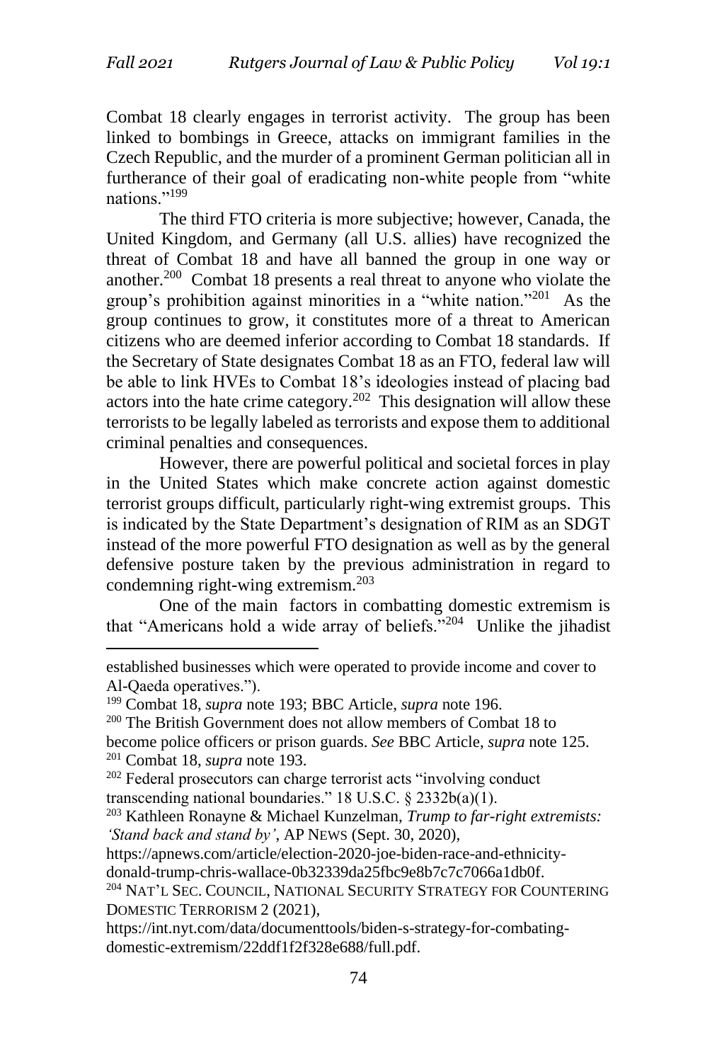Combat 18 clearly engages in terrorist activity. The group has been linked to bombings in Greece, attacks on immigrant families in the Czech Republic, and the murder of a prominent German politician all in furtherance of their goal of eradicating non-white people from "white nations."[199]

The third FTO criteria is more subjective; however, Canada, the United Kingdom, and Germany (all U.S. allies) have recognized the threat of Combat 18 and have all banned the group in one way or another.[200] Combat 18 presents a real threat to anyone who violate the group's prohibition against minorities in a "white nation."[201] As the group continues to grow, it constitutes more of a threat to American citizens who are deemed inferior according to Combat 18 standards. If the Secretary of State designates Combat 18 as an FTO, federal law will be able to link HVEs to Combat 18's ideologies instead of placing bad actors into the hate crime category.[202] This designation will allow these terrorists to be legally labeled as terrorists and expose them to additional criminal penalties and consequences.

However, there are powerful political and societal forces in play in the United States which make concrete action against domestic terrorist groups difficult, particularly right-wing extremist groups. This is indicated by the State Department's designation of RIM as an SDGT instead of the more powerful FTO designation as well as by the general defensive posture taken by the previous administration in regard to condemning right-wing extremism.[203]

One of the main factors in combatting domestic extremism is that "Americans hold a wide array of beliefs."[204] Unlike the jihadist

---

established businesses which were operated to provide income and cover to Al-Qaeda operatives.").

[199] Combat 18, *supra* note 193; BBC Article, *supra* note 196.

[200] The British Government does not allow members of Combat 18 to become police officers or prison guards. *See* BBC Article, *supra* note 125.

[201] Combat 18, *supra* note 193.

[202] Federal prosecutors can charge terrorist acts "involving conduct transcending national boundaries." 18 U.S.C. § 2332b(a)(1).

[203] Kathleen Ronayne & Michael Kunzelman, *Trump to far-right extremists: 'Stand back and stand by'*, AP NEWS (Sept. 30, 2020), https://apnews.com/article/election-2020-joe-biden-race-and-ethnicity-donald-trump-chris-wallace-0b32339da25fbc9e8b7c7c7066a1db0f.

[204] NAT'L SEC. COUNCIL, NATIONAL SECURITY STRATEGY FOR COUNTERING DOMESTIC TERRORISM 2 (2021), https://int.nyt.com/data/documenttools/biden-s-strategy-for-combating-domestic-extremism/22ddf1f2f328e688/full.pdf.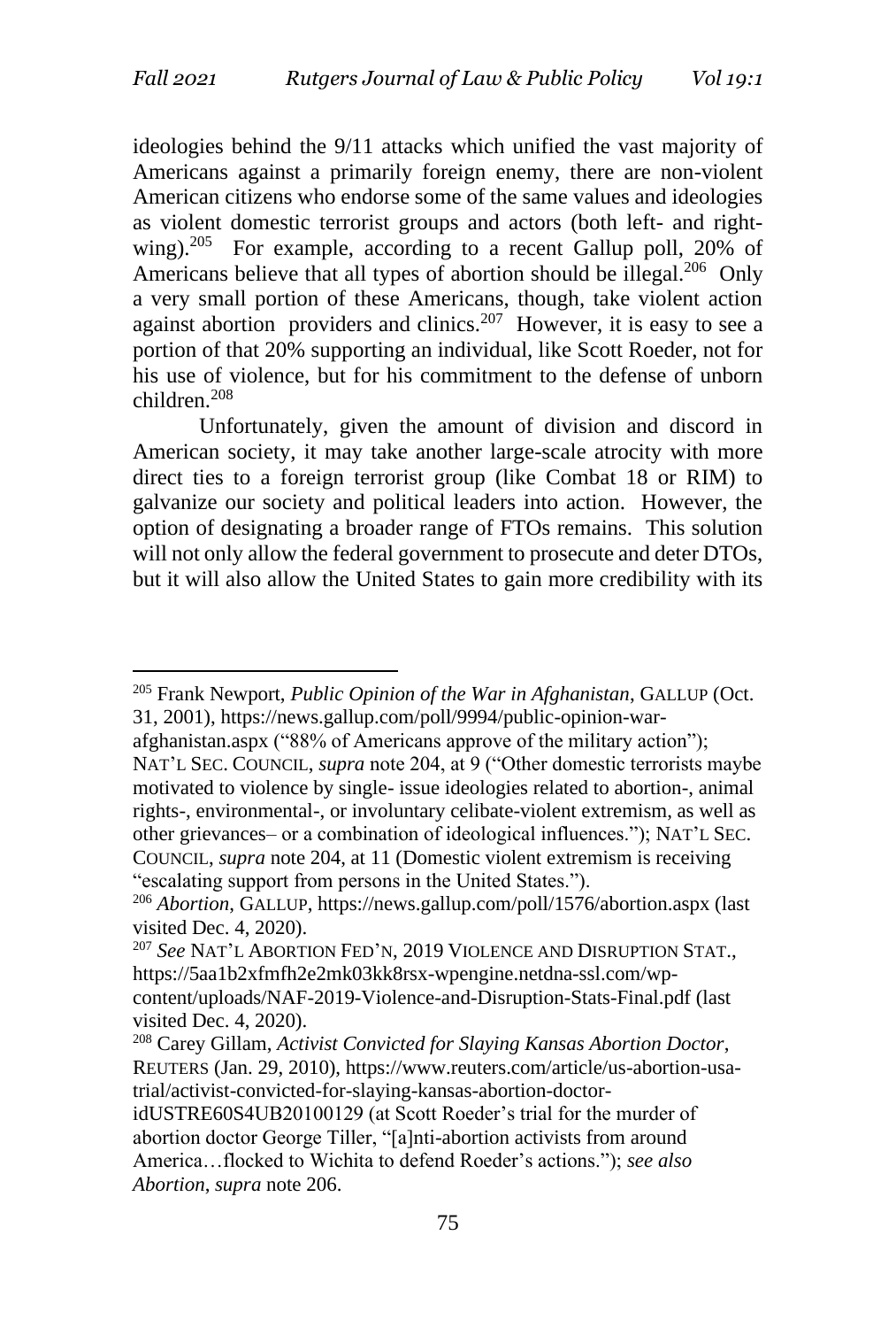ideologies behind the 9/11 attacks which unified the vast majority of Americans against a primarily foreign enemy, there are non-violent American citizens who endorse some of the same values and ideologies as violent domestic terrorist groups and actors (both left- and right-wing).[205] For example, according to a recent Gallup poll, 20% of Americans believe that all types of abortion should be illegal.[206] Only a very small portion of these Americans, though, take violent action against abortion providers and clinics.[207] However, it is easy to see a portion of that 20% supporting an individual, like Scott Roeder, not for his use of violence, but for his commitment to the defense of unborn children.[208]

Unfortunately, given the amount of division and discord in American society, it may take another large-scale atrocity with more direct ties to a foreign terrorist group (like Combat 18 or RIM) to galvanize our society and political leaders into action. However, the option of designating a broader range of FTOs remains. This solution will not only allow the federal government to prosecute and deter DTOs, but it will also allow the United States to gain more credibility with its

---

[205] Frank Newport, *Public Opinion of the War in Afghanistan*, GALLUP (Oct. 31, 2001), https://news.gallup.com/poll/9994/public-opinion-war-afghanistan.aspx ("88% of Americans approve of the military action"); NAT'L SEC. COUNCIL, *supra* note 204, at 9 ("Other domestic terrorists maybe motivated to violence by single- issue ideologies related to abortion-, animal rights-, environmental-, or involuntary celibate-violent extremism, as well as other grievances– or a combination of ideological influences."); NAT'L SEC. COUNCIL, *supra* note 204, at 11 (Domestic violent extremism is receiving "escalating support from persons in the United States.").

[206] *Abortion*, GALLUP, https://news.gallup.com/poll/1576/abortion.aspx (last visited Dec. 4, 2020).

[207] *See* NAT'L ABORTION FED'N, 2019 VIOLENCE AND DISRUPTION STAT., https://5aa1b2xfmfh2e2mk03kk8rsx-wpengine.netdna-ssl.com/wp-content/uploads/NAF-2019-Violence-and-Disruption-Stats-Final.pdf (last visited Dec. 4, 2020).

[208] Carey Gillam, *Activist Convicted for Slaying Kansas Abortion Doctor*, REUTERS (Jan. 29, 2010), https://www.reuters.com/article/us-abortion-usa-trial/activist-convicted-for-slaying-kansas-abortion-doctor-idUSTRE60S4UB20100129 (at Scott Roeder's trial for the murder of abortion doctor George Tiller, "[a]nti-abortion activists from around America…flocked to Wichita to defend Roeder's actions."); *see also Abortion*, *supra* note 206.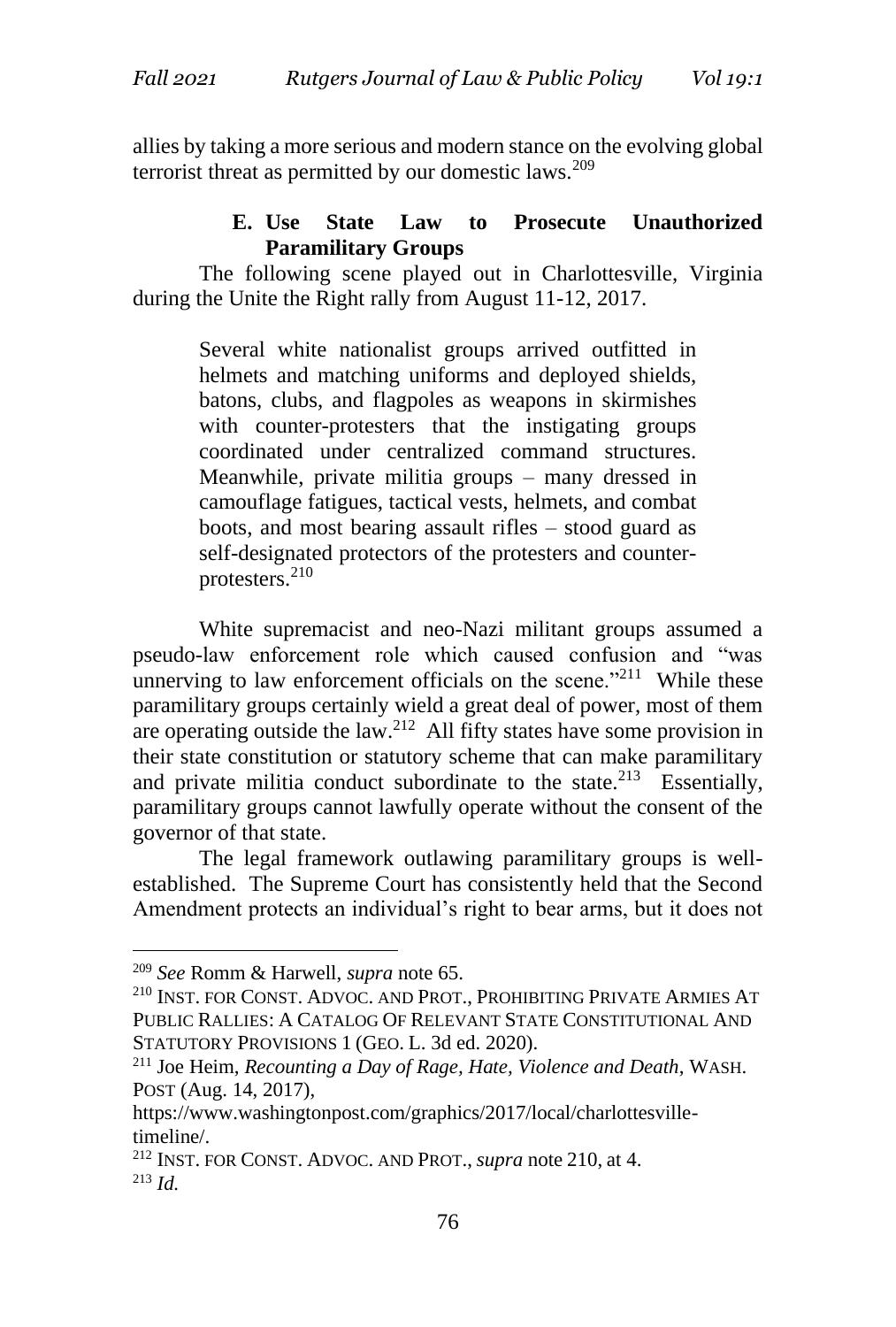allies by taking a more serious and modern stance on the evolving global terrorist threat as permitted by our domestic laws.[209]

### E. Use State Law to Prosecute Unauthorized Paramilitary Groups

The following scene played out in Charlottesville, Virginia during the Unite the Right rally from August 11-12, 2017.

> Several white nationalist groups arrived outfitted in helmets and matching uniforms and deployed shields, batons, clubs, and flagpoles as weapons in skirmishes with counter-protesters that the instigating groups coordinated under centralized command structures. Meanwhile, private militia groups – many dressed in camouflage fatigues, tactical vests, helmets, and combat boots, and most bearing assault rifles – stood guard as self-designated protectors of the protesters and counter-protesters.[210]

White supremacist and neo-Nazi militant groups assumed a pseudo-law enforcement role which caused confusion and "was unnerving to law enforcement officials on the scene."[211] While these paramilitary groups certainly wield a great deal of power, most of them are operating outside the law.[212] All fifty states have some provision in their state constitution or statutory scheme that can make paramilitary and private militia conduct subordinate to the state.[213] Essentially, paramilitary groups cannot lawfully operate without the consent of the governor of that state.

The legal framework outlawing paramilitary groups is well-established. The Supreme Court has consistently held that the Second Amendment protects an individual's right to bear arms, but it does not

---

[209] *See* Romm & Harwell, *supra* note 65.

[210] INST. FOR CONST. ADVOC. AND PROT., PROHIBITING PRIVATE ARMIES AT PUBLIC RALLIES: A CATALOG OF RELEVANT STATE CONSTITUTIONAL AND STATUTORY PROVISIONS 1 (GEO. L. 3d ed. 2020).

[211] Joe Heim, *Recounting a Day of Rage, Hate, Violence and Death*, WASH. POST (Aug. 14, 2017), https://www.washingtonpost.com/graphics/2017/local/charlottesville-timeline/.

[212] INST. FOR CONST. ADVOC. AND PROT., *supra* note 210, at 4.

[213] *Id.*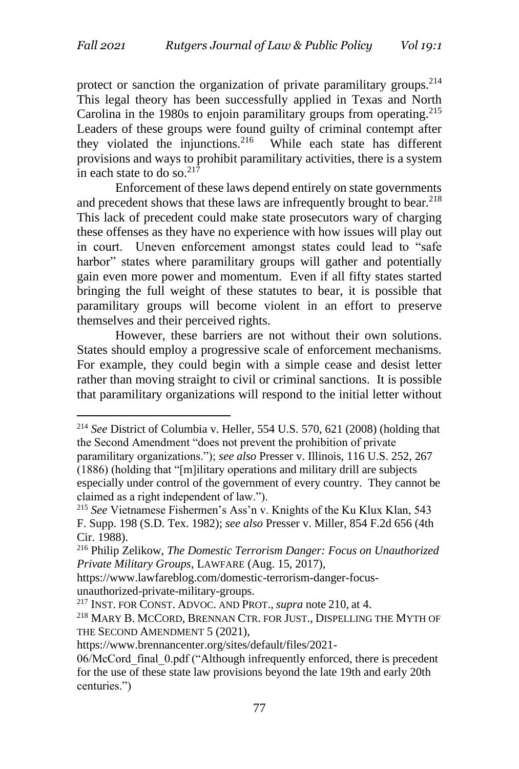protect or sanction the organization of private paramilitary groups.[214] This legal theory has been successfully applied in Texas and North Carolina in the 1980s to enjoin paramilitary groups from operating.[215] Leaders of these groups were found guilty of criminal contempt after they violated the injunctions.[216] While each state has different provisions and ways to prohibit paramilitary activities, there is a system in each state to do so.[217]

Enforcement of these laws depend entirely on state governments and precedent shows that these laws are infrequently brought to bear.[218] This lack of precedent could make state prosecutors wary of charging these offenses as they have no experience with how issues will play out in court. Uneven enforcement amongst states could lead to "safe harbor" states where paramilitary groups will gather and potentially gain even more power and momentum. Even if all fifty states started bringing the full weight of these statutes to bear, it is possible that paramilitary groups will become violent in an effort to preserve themselves and their perceived rights.

However, these barriers are not without their own solutions. States should employ a progressive scale of enforcement mechanisms. For example, they could begin with a simple cease and desist letter rather than moving straight to civil or criminal sanctions. It is possible that paramilitary organizations will respond to the initial letter without

---

[214] *See* District of Columbia v. Heller, 554 U.S. 570, 621 (2008) (holding that the Second Amendment "does not prevent the prohibition of private paramilitary organizations."); *see also* Presser v. Illinois, 116 U.S. 252, 267 (1886) (holding that "[m]ilitary operations and military drill are subjects especially under control of the government of every country. They cannot be claimed as a right independent of law.").

[215] *See* Vietnamese Fishermen's Ass'n v. Knights of the Ku Klux Klan, 543 F. Supp. 198 (S.D. Tex. 1982); *see also* Presser v. Miller, 854 F.2d 656 (4th Cir. 1988).

[216] Philip Zelikow, *The Domestic Terrorism Danger: Focus on Unauthorized Private Military Groups*, LAWFARE (Aug. 15, 2017), https://www.lawfareblog.com/domestic-terrorism-danger-focus-unauthorized-private-military-groups.

[217] INST. FOR CONST. ADVOC. AND PROT., *supra* note 210, at 4.

[218] MARY B. MCCORD, BRENNAN CTR. FOR JUST., DISPELLING THE MYTH OF THE SECOND AMENDMENT 5 (2021), https://www.brennancenter.org/sites/default/files/2021-06/McCord_final_0.pdf ("Although infrequently enforced, there is precedent for the use of these state law provisions beyond the late 19th and early 20th centuries.")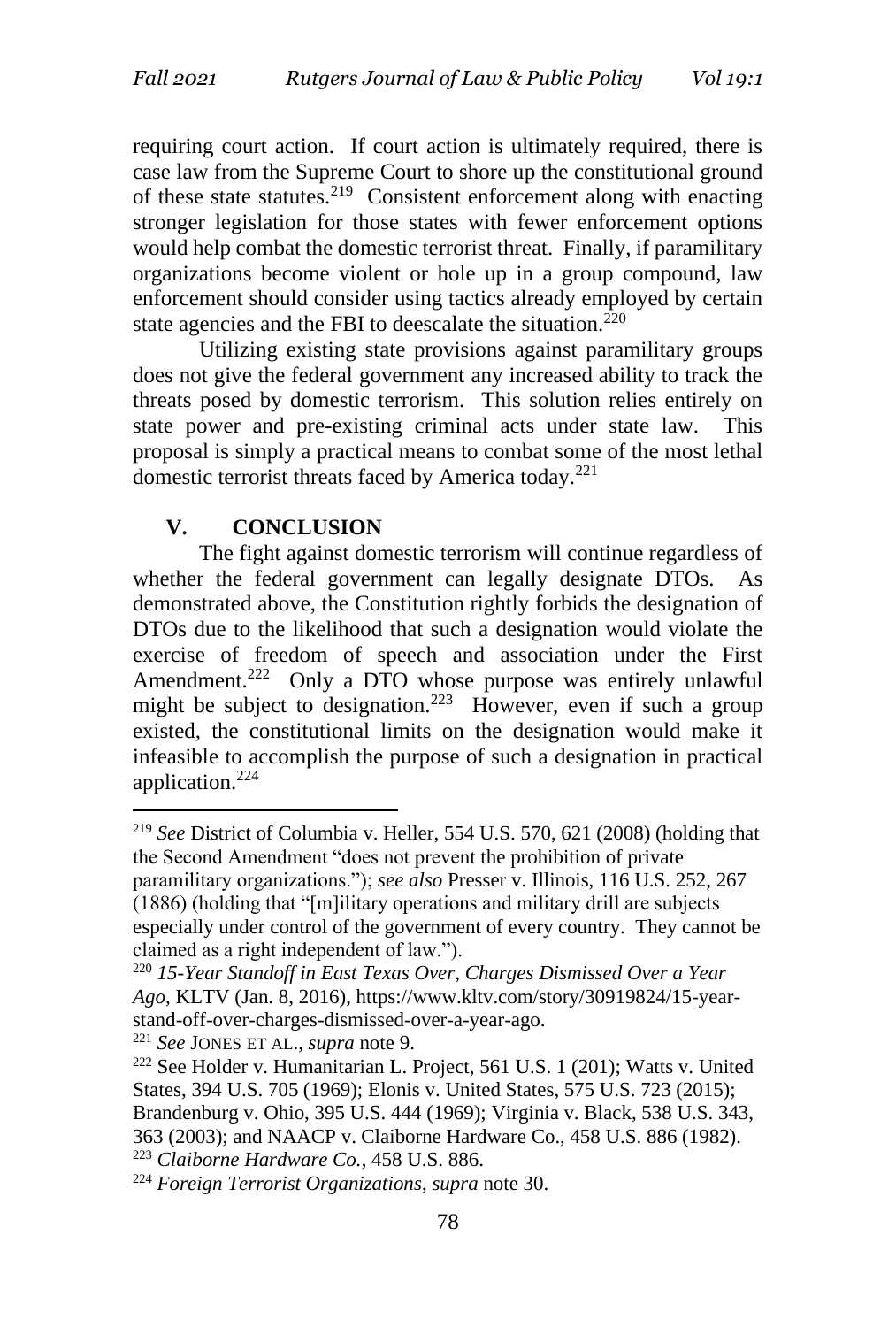requiring court action. If court action is ultimately required, there is case law from the Supreme Court to shore up the constitutional ground of these state statutes.[219] Consistent enforcement along with enacting stronger legislation for those states with fewer enforcement options would help combat the domestic terrorist threat. Finally, if paramilitary organizations become violent or hole up in a group compound, law enforcement should consider using tactics already employed by certain state agencies and the FBI to deescalate the situation.[220]

Utilizing existing state provisions against paramilitary groups does not give the federal government any increased ability to track the threats posed by domestic terrorism. This solution relies entirely on state power and pre-existing criminal acts under state law. This proposal is simply a practical means to combat some of the most lethal domestic terrorist threats faced by America today.[221]

## V. CONCLUSION

The fight against domestic terrorism will continue regardless of whether the federal government can legally designate DTOs. As demonstrated above, the Constitution rightly forbids the designation of DTOs due to the likelihood that such a designation would violate the exercise of freedom of speech and association under the First Amendment.[222] Only a DTO whose purpose was entirely unlawful might be subject to designation.[223] However, even if such a group existed, the constitutional limits on the designation would make it infeasible to accomplish the purpose of such a designation in practical application.[224]

---

[219] *See* District of Columbia v. Heller, 554 U.S. 570, 621 (2008) (holding that the Second Amendment "does not prevent the prohibition of private paramilitary organizations."); *see also* Presser v. Illinois, 116 U.S. 252, 267 (1886) (holding that "[m]ilitary operations and military drill are subjects especially under control of the government of every country. They cannot be claimed as a right independent of law.").

[220] *15-Year Standoff in East Texas Over, Charges Dismissed Over a Year Ago*, KLTV (Jan. 8, 2016), https://www.kltv.com/story/30919824/15-year-stand-off-over-charges-dismissed-over-a-year-ago.

[221] *See* JONES ET AL., *supra* note 9.

[222] See Holder v. Humanitarian L. Project, 561 U.S. 1 (201); Watts v. United States, 394 U.S. 705 (1969); Elonis v. United States, 575 U.S. 723 (2015); Brandenburg v. Ohio, 395 U.S. 444 (1969); Virginia v. Black, 538 U.S. 343, 363 (2003); and NAACP v. Claiborne Hardware Co., 458 U.S. 886 (1982).

[223] *Claiborne Hardware Co.*, 458 U.S. 886.

[224] *Foreign Terrorist Organizations*, *supra* note 30.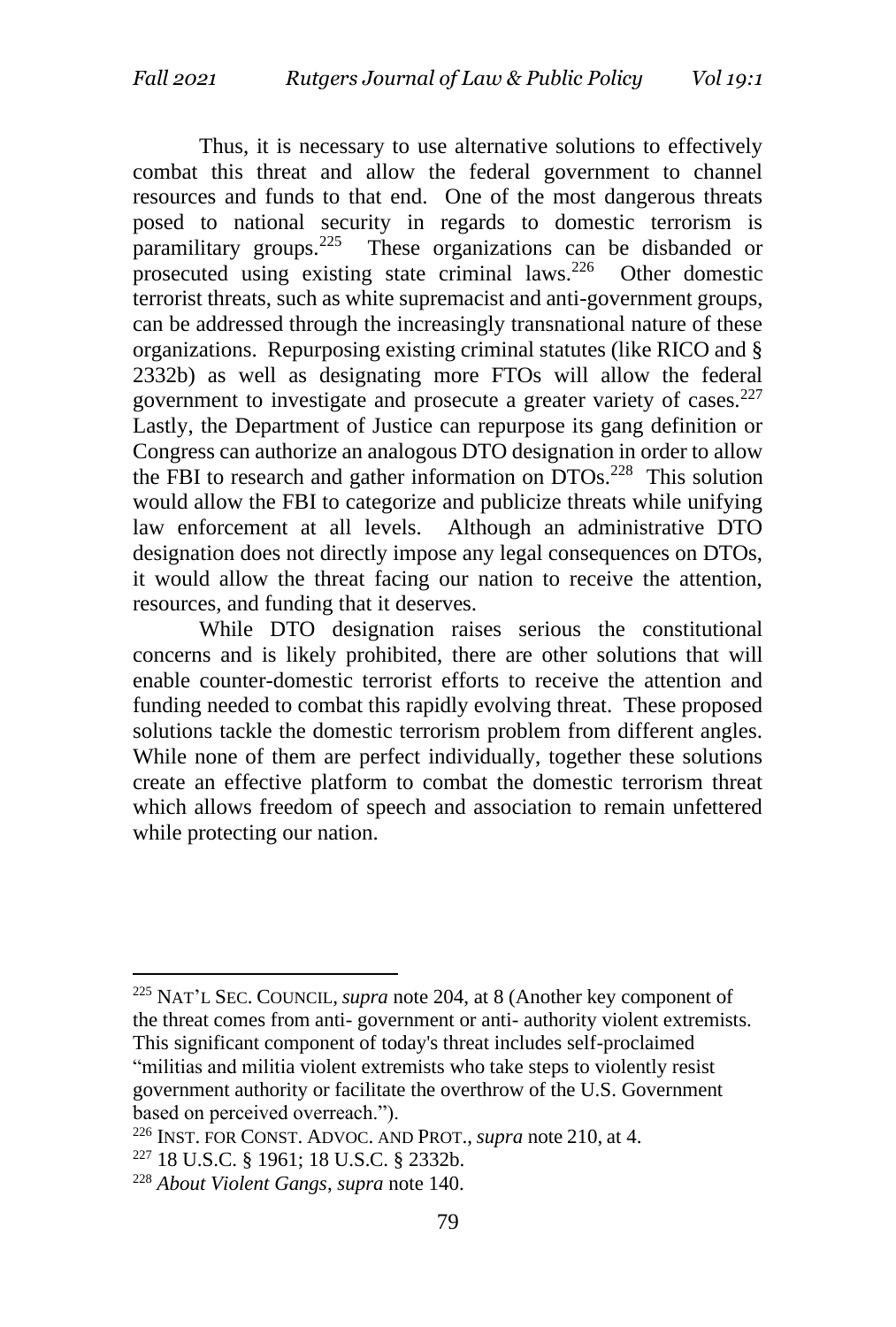Thus, it is necessary to use alternative solutions to effectively combat this threat and allow the federal government to channel resources and funds to that end. One of the most dangerous threats posed to national security in regards to domestic terrorism is paramilitary groups.[225] These organizations can be disbanded or prosecuted using existing state criminal laws.[226] Other domestic terrorist threats, such as white supremacist and anti-government groups, can be addressed through the increasingly transnational nature of these organizations. Repurposing existing criminal statutes (like RICO and § 2332b) as well as designating more FTOs will allow the federal government to investigate and prosecute a greater variety of cases.[227] Lastly, the Department of Justice can repurpose its gang definition or Congress can authorize an analogous DTO designation in order to allow the FBI to research and gather information on DTOs.[228] This solution would allow the FBI to categorize and publicize threats while unifying law enforcement at all levels. Although an administrative DTO designation does not directly impose any legal consequences on DTOs, it would allow the threat facing our nation to receive the attention, resources, and funding that it deserves.

While DTO designation raises serious the constitutional concerns and is likely prohibited, there are other solutions that will enable counter-domestic terrorist efforts to receive the attention and funding needed to combat this rapidly evolving threat. These proposed solutions tackle the domestic terrorism problem from different angles. While none of them are perfect individually, together these solutions create an effective platform to combat the domestic terrorism threat which allows freedom of speech and association to remain unfettered while protecting our nation.

---

[225] NAT'L SEC. COUNCIL, *supra* note 204, at 8 (Another key component of the threat comes from anti- government or anti- authority violent extremists. This significant component of today's threat includes self-proclaimed "militias and militia violent extremists who take steps to violently resist government authority or facilitate the overthrow of the U.S. Government based on perceived overreach.").

[226] INST. FOR CONST. ADVOC. AND PROT., *supra* note 210, at 4.

[227] 18 U.S.C. § 1961; 18 U.S.C. § 2332b.

[228] *About Violent Gangs*, *supra* note 140.